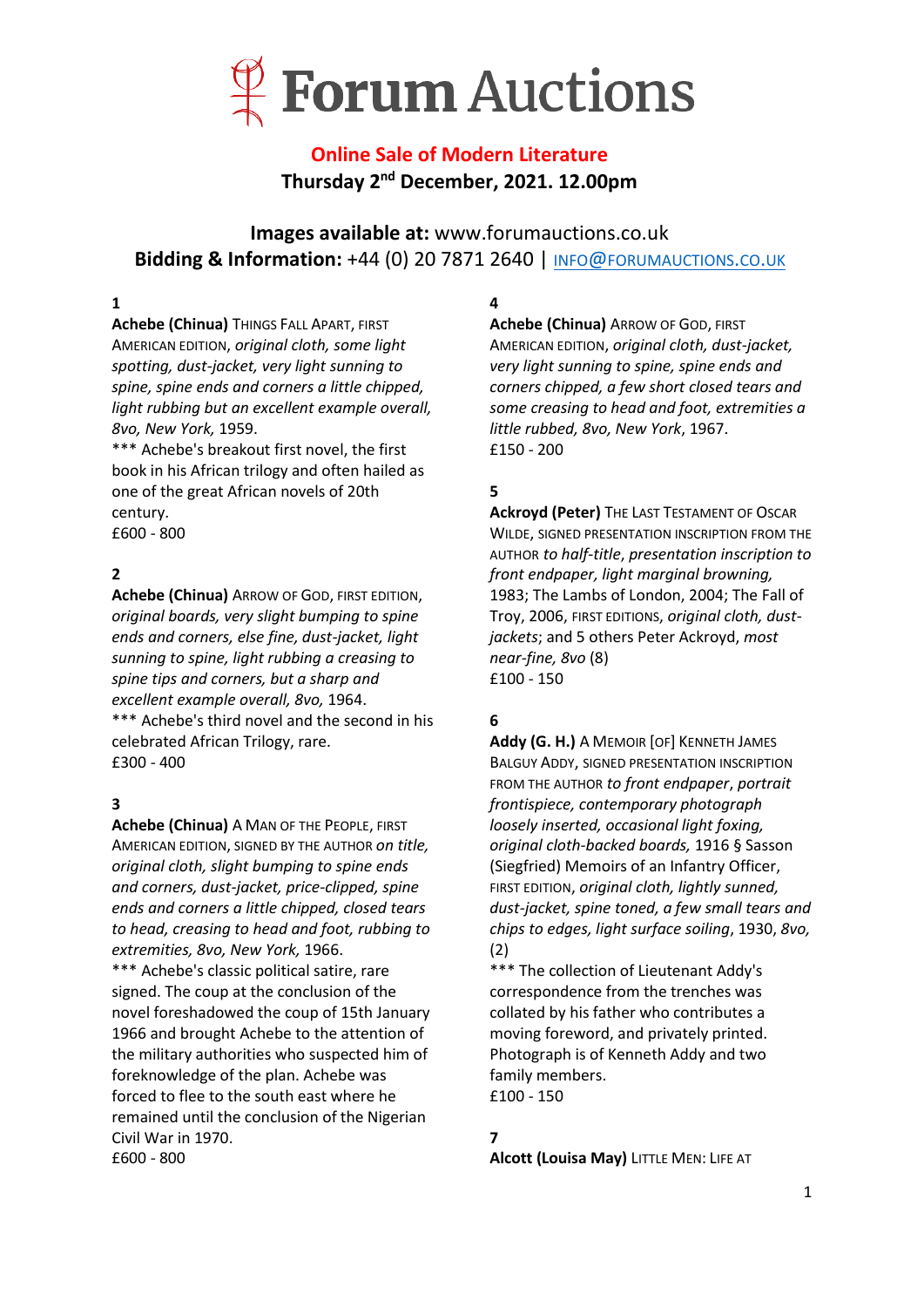# Forum Auctions

## Online Sale of Modern Literature

**Thursday 2nd December, 2021. 12.00pm**

**Images available at:** www.forumauctions.co.uk
**Bidding & Information:** +44 (0) 20 7871 2640 | INFO@FORUMAUCTIONS.CO.UK

**1**

**Achebe (Chinua)** THINGS FALL APART, FIRST AMERICAN EDITION, *original cloth, some light spotting, dust-jacket, very light sunning to spine, spine ends and corners a little chipped, light rubbing but an excellent example overall, 8vo, New York,* 1959.
*** Achebe's breakout first novel, the first book in his African trilogy and often hailed as one of the great African novels of 20th century.
£600 - 800

**2**

**Achebe (Chinua)** ARROW OF GOD, FIRST EDITION, *original boards, very slight bumping to spine ends and corners, else fine, dust-jacket, light sunning to spine, light rubbing a creasing to spine tips and corners, but a sharp and excellent example overall, 8vo,* 1964.
*** Achebe's third novel and the second in his celebrated African Trilogy, rare.
£300 - 400

**3**

**Achebe (Chinua)** A MAN OF THE PEOPLE, FIRST AMERICAN EDITION, SIGNED BY THE AUTHOR *on title, original cloth, slight bumping to spine ends and corners, dust-jacket, price-clipped, spine ends and corners a little chipped, closed tears to head, creasing to head and foot, rubbing to extremities, 8vo, New York,* 1966.
*** Achebe's classic political satire, rare signed. The coup at the conclusion of the novel foreshadowed the coup of 15th January 1966 and brought Achebe to the attention of the military authorities who suspected him of foreknowledge of the plan. Achebe was forced to flee to the south east where he remained until the conclusion of the Nigerian Civil War in 1970.
£600 - 800

**4**

**Achebe (Chinua)** ARROW OF GOD, FIRST AMERICAN EDITION, *original cloth, dust-jacket, very light sunning to spine, spine ends and corners chipped, a few short closed tears and some creasing to head and foot, extremities a little rubbed, 8vo, New York*, 1967.
£150 - 200

**5**

**Ackroyd (Peter)** THE LAST TESTAMENT OF OSCAR WILDE, SIGNED PRESENTATION INSCRIPTION FROM THE AUTHOR *to half-title*, *presentation inscription to front endpaper, light marginal browning,* 1983; The Lambs of London, 2004; The Fall of Troy, 2006, FIRST EDITIONS, *original cloth, dust-jackets*; and 5 others Peter Ackroyd, *most near-fine, 8vo* (8)
£100 - 150

**6**

**Addy (G. H.)** A MEMOIR [OF] KENNETH JAMES BALGUY ADDY, SIGNED PRESENTATION INSCRIPTION FROM THE AUTHOR *to front endpaper*, *portrait frontispiece, contemporary photograph loosely inserted, occasional light foxing, original cloth-backed boards,* 1916 § Sasson (Siegfried) Memoirs of an Infantry Officer, FIRST EDITION, *original cloth, lightly sunned, dust-jacket, spine toned, a few small tears and chips to edges, light surface soiling*, 1930, *8vo,* (2)
*** The collection of Lieutenant Addy's correspondence from the trenches was collated by his father who contributes a moving foreword, and privately printed. Photograph is of Kenneth Addy and two family members.
£100 - 150

**7**

**Alcott (Louisa May)** LITTLE MEN: LIFE AT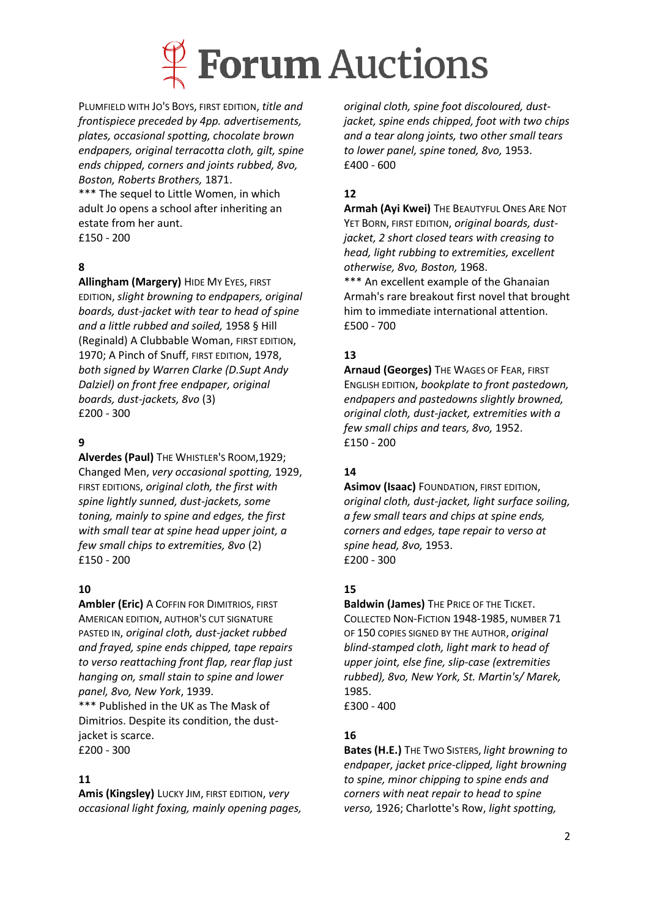PLUMFIELD WITH JO'S BOYS, FIRST EDITION, *title and frontispiece preceded by 4pp. advertisements, plates, occasional spotting, chocolate brown endpapers, original terracotta cloth, gilt, spine ends chipped, corners and joints rubbed, 8vo, Boston, Roberts Brothers,* 1871.
*** The sequel to Little Women, in which adult Jo opens a school after inheriting an estate from her aunt.
£150 - 200

**8**

**Allingham (Margery)** HIDE MY EYES, FIRST EDITION, *slight browning to endpapers, original boards, dust-jacket with tear to head of spine and a little rubbed and soiled,* 1958 § Hill (Reginald) A Clubbable Woman, FIRST EDITION, 1970; A Pinch of Snuff, FIRST EDITION, 1978, *both signed by Warren Clarke (D.Supt Andy Dalziel) on front free endpaper, original boards, dust-jackets, 8vo* (3)
£200 - 300

**9**

**Alverdes (Paul)** THE WHISTLER'S ROOM,1929; Changed Men, *very occasional spotting,* 1929, FIRST EDITIONS, *original cloth, the first with spine lightly sunned, dust-jackets, some toning, mainly to spine and edges, the first with small tear at spine head upper joint, a few small chips to extremities, 8vo* (2)
£150 - 200

**10**

**Ambler (Eric)** A COFFIN FOR DIMITRIOS, FIRST AMERICAN EDITION, AUTHOR'S CUT SIGNATURE PASTED IN, *original cloth, dust-jacket rubbed and frayed, spine ends chipped, tape repairs to verso reattaching front flap, rear flap just hanging on, small stain to spine and lower panel, 8vo, New York*, 1939.
*** Published in the UK as The Mask of Dimitrios. Despite its condition, the dust-jacket is scarce.
£200 - 300

**11**

**Amis (Kingsley)** LUCKY JIM, FIRST EDITION, *very occasional light foxing, mainly opening pages, original cloth, spine foot discoloured, dust-jacket, spine ends chipped, foot with two chips and a tear along joints, two other small tears to lower panel, spine toned, 8vo,* 1953.
£400 - 600

**12**

**Armah (Ayi Kwei)** THE BEAUTYFUL ONES ARE NOT YET BORN, FIRST EDITION, *original boards, dust-jacket, 2 short closed tears with creasing to head, light rubbing to extremities, excellent otherwise, 8vo, Boston,* 1968.
*** An excellent example of the Ghanaian Armah's rare breakout first novel that brought him to immediate international attention.
£500 - 700

**13**

**Arnaud (Georges)** THE WAGES OF FEAR, FIRST ENGLISH EDITION, *bookplate to front pastedown, endpapers and pastedowns slightly browned, original cloth, dust-jacket, extremities with a few small chips and tears, 8vo,* 1952.
£150 - 200

**14**

**Asimov (Isaac)** FOUNDATION, FIRST EDITION, *original cloth, dust-jacket, light surface soiling, a few small tears and chips at spine ends, corners and edges, tape repair to verso at spine head, 8vo,* 1953.
£200 - 300

**15**

**Baldwin (James)** THE PRICE OF THE TICKET. COLLECTED NON-FICTION 1948-1985, NUMBER 71 OF 150 COPIES SIGNED BY THE AUTHOR, *original blind-stamped cloth, light mark to head of upper joint, else fine, slip-case (extremities rubbed), 8vo, New York, St. Martin's/ Marek,* 1985.
£300 - 400

**16**

**Bates (H.E.)** THE TWO SISTERS, *light browning to endpaper, jacket price-clipped, light browning to spine, minor chipping to spine ends and corners with neat repair to head to spine verso,* 1926; Charlotte's Row, *light spotting,*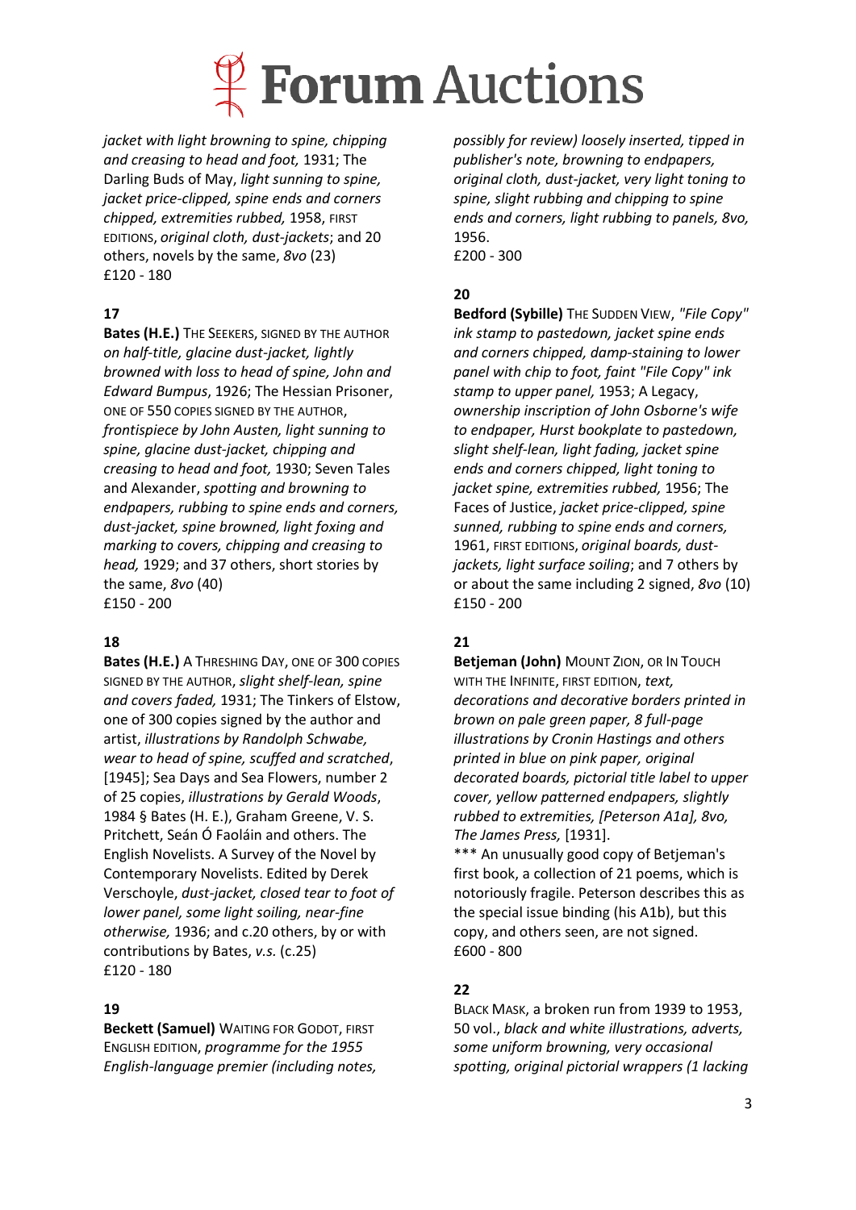*jacket with light browning to spine, chipping and creasing to head and foot,* 1931; The Darling Buds of May, *light sunning to spine, jacket price-clipped, spine ends and corners chipped, extremities rubbed,* 1958, FIRST EDITIONS, *original cloth, dust-jackets*; and 20 others, novels by the same, *8vo* (23)
£120 - 180

**17**

**Bates (H.E.)** THE SEEKERS, SIGNED BY THE AUTHOR *on half-title, glacine dust-jacket, lightly browned with loss to head of spine, John and Edward Bumpus*, 1926; The Hessian Prisoner, ONE OF 550 COPIES SIGNED BY THE AUTHOR, *frontispiece by John Austen, light sunning to spine, glacine dust-jacket, chipping and creasing to head and foot,* 1930; Seven Tales and Alexander, *spotting and browning to endpapers, rubbing to spine ends and corners, dust-jacket, spine browned, light foxing and marking to covers, chipping and creasing to head,* 1929; and 37 others, short stories by the same, *8vo* (40)
£150 - 200

**18**

**Bates (H.E.)** A THRESHING DAY, ONE OF 300 COPIES SIGNED BY THE AUTHOR, *slight shelf-lean, spine and covers faded,* 1931; The Tinkers of Elstow, one of 300 copies signed by the author and artist, *illustrations by Randolph Schwabe, wear to head of spine, scuffed and scratched*, [1945]; Sea Days and Sea Flowers, number 2 of 25 copies, *illustrations by Gerald Woods*, 1984 § Bates (H. E.), Graham Greene, V. S. Pritchett, Seán Ó Faoláin and others. The English Novelists. A Survey of the Novel by Contemporary Novelists. Edited by Derek Verschoyle, *dust-jacket, closed tear to foot of lower panel, some light soiling, near-fine otherwise,* 1936; and c.20 others, by or with contributions by Bates, *v.s.* (c.25)
£120 - 180

**19**

**Beckett (Samuel)** WAITING FOR GODOT, FIRST ENGLISH EDITION, *programme for the 1955 English-language premier (including notes, possibly for review) loosely inserted, tipped in publisher's note, browning to endpapers, original cloth, dust-jacket, very light toning to spine, slight rubbing and chipping to spine ends and corners, light rubbing to panels, 8vo,* 1956.
£200 - 300

**20**

**Bedford (Sybille)** THE SUDDEN VIEW, *"File Copy" ink stamp to pastedown, jacket spine ends and corners chipped, damp-staining to lower panel with chip to foot, faint "File Copy" ink stamp to upper panel,* 1953; A Legacy, *ownership inscription of John Osborne's wife to endpaper, Hurst bookplate to pastedown, slight shelf-lean, light fading, jacket spine ends and corners chipped, light toning to jacket spine, extremities rubbed,* 1956; The Faces of Justice, *jacket price-clipped, spine sunned, rubbing to spine ends and corners,* 1961, FIRST EDITIONS, *original boards, dust-jackets, light surface soiling*; and 7 others by or about the same including 2 signed, *8vo* (10)
£150 - 200

**21**

**Betjeman (John)** MOUNT ZION, OR IN TOUCH WITH THE INFINITE, FIRST EDITION, *text, decorations and decorative borders printed in brown on pale green paper, 8 full-page illustrations by Cronin Hastings and others printed in blue on pink paper, original decorated boards, pictorial title label to upper cover, yellow patterned endpapers, slightly rubbed to extremities, [Peterson A1a], 8vo, The James Press,* [1931].

\*\*\* An unusually good copy of Betjeman's first book, a collection of 21 poems, which is notoriously fragile. Peterson describes this as the special issue binding (his A1b), but this copy, and others seen, are not signed.
£600 - 800

**22**

BLACK MASK, a broken run from 1939 to 1953, 50 vol., *black and white illustrations, adverts, some uniform browning, very occasional spotting, original pictorial wrappers (1 lacking*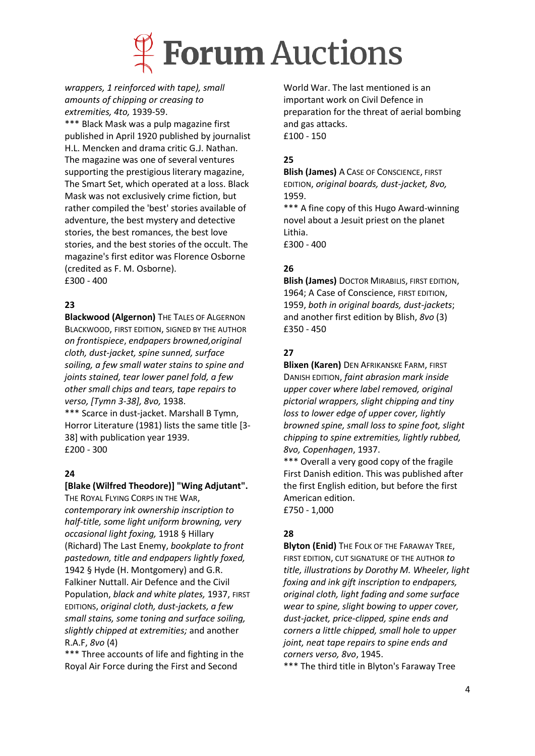*wrappers, 1 reinforced with tape), small amounts of chipping or creasing to extremities, 4to,* 1939-59.

\*\*\* Black Mask was a pulp magazine first published in April 1920 published by journalist H.L. Mencken and drama critic G.J. Nathan. The magazine was one of several ventures supporting the prestigious literary magazine, The Smart Set, which operated at a loss. Black Mask was not exclusively crime fiction, but rather compiled the 'best' stories available of adventure, the best mystery and detective stories, the best romances, the best love stories, and the best stories of the occult. The magazine's first editor was Florence Osborne (credited as F. M. Osborne).

£300 - 400

## 23

**Blackwood (Algernon)** THE TALES OF ALGERNON BLACKWOOD, FIRST EDITION, SIGNED BY THE AUTHOR *on frontispiece*, *endpapers browned,original cloth, dust-jacket, spine sunned, surface soiling, a few small water stains to spine and joints stained, tear lower panel fold, a few other small chips and tears, tape repairs to verso, [Tymn 3-38], 8vo,* 1938.

\*\*\* Scarce in dust-jacket. Marshall B Tymn, Horror Literature (1981) lists the same title [3-38] with publication year 1939.

£200 - 300

## 24

**[Blake (Wilfred Theodore)] "Wing Adjutant".** THE ROYAL FLYING CORPS IN THE WAR, *contemporary ink ownership inscription to half-title, some light uniform browning, very occasional light foxing,* 1918 § Hillary (Richard) The Last Enemy, *bookplate to front pastedown, title and endpapers lightly foxed,* 1942 § Hyde (H. Montgomery) and G.R. Falkiner Nuttall. Air Defence and the Civil Population, *black and white plates,* 1937, FIRST EDITIONS, *original cloth, dust-jackets, a few small stains, some toning and surface soiling, slightly chipped at extremities;* and another R.A.F, *8vo* (4)

\*\*\* Three accounts of life and fighting in the Royal Air Force during the First and Second World War. The last mentioned is an important work on Civil Defence in preparation for the threat of aerial bombing and gas attacks.

£100 - 150

## 25

**Blish (James)** A CASE OF CONSCIENCE, FIRST EDITION, *original boards, dust-jacket, 8vo,* 1959.

\*\*\* A fine copy of this Hugo Award-winning novel about a Jesuit priest on the planet Lithia.

£300 - 400

## 26

**Blish (James)** DOCTOR MIRABILIS, FIRST EDITION, 1964; A Case of Conscience, FIRST EDITION, 1959, *both in original boards, dust-jackets*; and another first edition by Blish, *8vo* (3)

£350 - 450

## 27

**Blixen (Karen)** DEN AFRIKANSKE FARM, FIRST DANISH EDITION, *faint abrasion mark inside upper cover where label removed, original pictorial wrappers, slight chipping and tiny loss to lower edge of upper cover, lightly browned spine, small loss to spine foot, slight chipping to spine extremities, lightly rubbed, 8vo, Copenhagen*, 1937.

\*\*\* Overall a very good copy of the fragile First Danish edition. This was published after the first English edition, but before the first American edition.

£750 - 1,000

## 28

**Blyton (Enid)** THE FOLK OF THE FARAWAY TREE, FIRST EDITION, CUT SIGNATURE OF THE AUTHOR *to title, illustrations by Dorothy M. Wheeler, light foxing and ink gift inscription to endpapers, original cloth, light fading and some surface wear to spine, slight bowing to upper cover, dust-jacket, price-clipped, spine ends and corners a little chipped, small hole to upper joint, neat tape repairs to spine ends and corners verso, 8vo*, 1945.

\*\*\* The third title in Blyton's Faraway Tree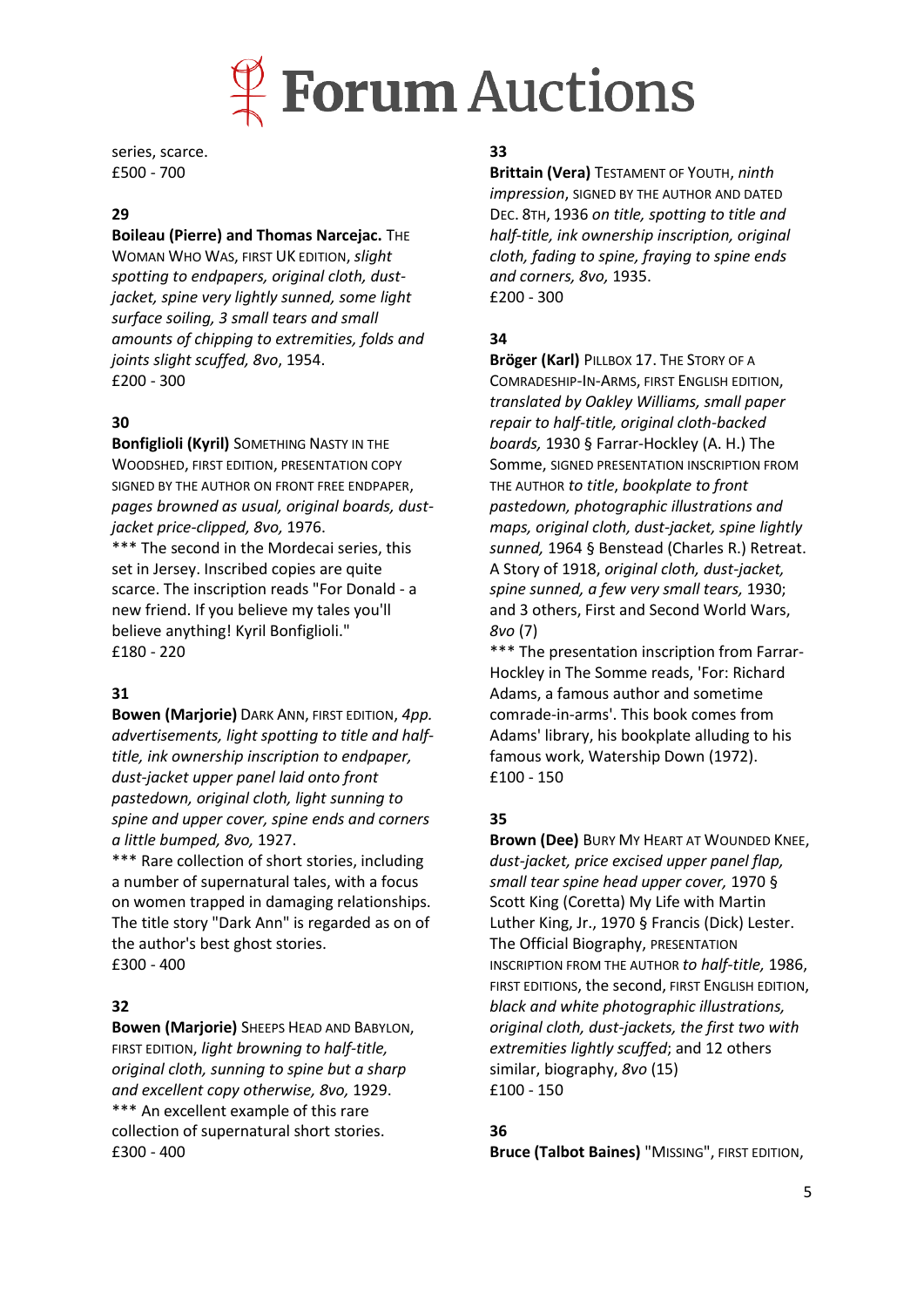series, scarce.
£500 - 700

**29**

**Boileau (Pierre) and Thomas Narcejac.** THE WOMAN WHO WAS, FIRST UK EDITION, *slight spotting to endpapers, original cloth, dust-jacket, spine very lightly sunned, some light surface soiling, 3 small tears and small amounts of chipping to extremities, folds and joints slight scuffed, 8vo*, 1954.
£200 - 300

**30**

**Bonfiglioli (Kyril)** SOMETHING NASTY IN THE WOODSHED, FIRST EDITION, PRESENTATION COPY SIGNED BY THE AUTHOR ON FRONT FREE ENDPAPER, *pages browned as usual, original boards, dust-jacket price-clipped, 8vo,* 1976.
*** The second in the Mordecai series, this set in Jersey. Inscribed copies are quite scarce. The inscription reads "For Donald - a new friend. If you believe my tales you'll believe anything! Kyril Bonfiglioli."
£180 - 220

**31**

**Bowen (Marjorie)** DARK ANN, FIRST EDITION, *4pp. advertisements, light spotting to title and half-title, ink ownership inscription to endpaper, dust-jacket upper panel laid onto front pastedown, original cloth, light sunning to spine and upper cover, spine ends and corners a little bumped, 8vo,* 1927.
*** Rare collection of short stories, including a number of supernatural tales, with a focus on women trapped in damaging relationships. The title story "Dark Ann" is regarded as on of the author's best ghost stories.
£300 - 400

**32**

**Bowen (Marjorie)** SHEEPS HEAD AND BABYLON, FIRST EDITION, *light browning to half-title, original cloth, sunning to spine but a sharp and excellent copy otherwise, 8vo,* 1929.
*** An excellent example of this rare collection of supernatural short stories.
£300 - 400

**33**

**Brittain (Vera)** TESTAMENT OF YOUTH, *ninth impression*, SIGNED BY THE AUTHOR AND DATED DEC. 8TH, 1936 *on title, spotting to title and half-title, ink ownership inscription, original cloth, fading to spine, fraying to spine ends and corners, 8vo,* 1935.
£200 - 300

**34**

**Bröger (Karl)** PILLBOX 17. THE STORY OF A COMRADESHIP-IN-ARMS, FIRST ENGLISH EDITION, *translated by Oakley Williams, small paper repair to half-title, original cloth-backed boards,* 1930 § Farrar-Hockley (A. H.) The Somme, SIGNED PRESENTATION INSCRIPTION FROM THE AUTHOR *to title*, *bookplate to front pastedown, photographic illustrations and maps, original cloth, dust-jacket, spine lightly sunned,* 1964 § Benstead (Charles R.) Retreat. A Story of 1918, *original cloth, dust-jacket, spine sunned, a few very small tears,* 1930; and 3 others, First and Second World Wars, *8vo* (7)
*** The presentation inscription from Farrar-Hockley in The Somme reads, 'For: Richard Adams, a famous author and sometime comrade-in-arms'. This book comes from Adams' library, his bookplate alluding to his famous work, Watership Down (1972).
£100 - 150

**35**

**Brown (Dee)** BURY MY HEART AT WOUNDED KNEE, *dust-jacket, price excised upper panel flap, small tear spine head upper cover,* 1970 § Scott King (Coretta) My Life with Martin Luther King, Jr., 1970 § Francis (Dick) Lester. The Official Biography, PRESENTATION INSCRIPTION FROM THE AUTHOR *to half-title,* 1986, FIRST EDITIONS, the second, FIRST ENGLISH EDITION, *black and white photographic illustrations, original cloth, dust-jackets, the first two with extremities lightly scuffed*; and 12 others similar, biography, *8vo* (15)
£100 - 150

**36**

**Bruce (Talbot Baines)** "MISSING", FIRST EDITION,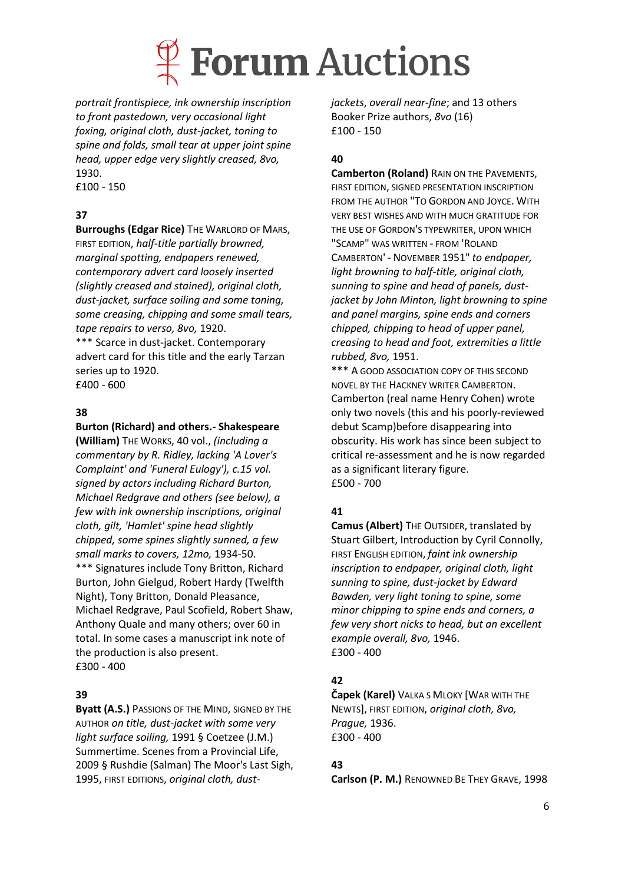*portrait frontispiece, ink ownership inscription to front pastedown, very occasional light foxing, original cloth, dust-jacket, toning to spine and folds, small tear at upper joint spine head, upper edge very slightly creased, 8vo,* 1930.
£100 - 150

**37**

**Burroughs (Edgar Rice)** THE WARLORD OF MARS, FIRST EDITION, *half-title partially browned, marginal spotting, endpapers renewed, contemporary advert card loosely inserted (slightly creased and stained), original cloth, dust-jacket, surface soiling and some toning, some creasing, chipping and some small tears, tape repairs to verso, 8vo,* 1920.
*** Scarce in dust-jacket. Contemporary advert card for this title and the early Tarzan series up to 1920.
£400 - 600

**38**

**Burton (Richard) and others.- Shakespeare (William)** THE WORKS, 40 vol., *(including a commentary by R. Ridley, lacking 'A Lover's Complaint' and 'Funeral Eulogy'), c.15 vol. signed by actors including Richard Burton, Michael Redgrave and others (see below), a few with ink ownership inscriptions, original cloth, gilt, 'Hamlet' spine head slightly chipped, some spines slightly sunned, a few small marks to covers, 12mo,* 1934-50.
*** Signatures include Tony Britton, Richard Burton, John Gielgud, Robert Hardy (Twelfth Night), Tony Britton, Donald Pleasance, Michael Redgrave, Paul Scofield, Robert Shaw, Anthony Quale and many others; over 60 in total. In some cases a manuscript ink note of the production is also present.
£300 - 400

**39**

**Byatt (A.S.)** PASSIONS OF THE MIND, SIGNED BY THE AUTHOR *on title, dust-jacket with some very light surface soiling,* 1991 § Coetzee (J.M.) Summertime. Scenes from a Provincial Life, 2009 § Rushdie (Salman) The Moor's Last Sigh, 1995, FIRST EDITIONS, *original cloth, dust-jackets, overall near-fine*; and 13 others Booker Prize authors, *8vo* (16)
£100 - 150

**40**

**Camberton (Roland)** RAIN ON THE PAVEMENTS, FIRST EDITION, SIGNED PRESENTATION INSCRIPTION FROM THE AUTHOR "TO GORDON AND JOYCE. WITH VERY BEST WISHES AND WITH MUCH GRATITUDE FOR THE USE OF GORDON'S TYPEWRITER, UPON WHICH "SCAMP" WAS WRITTEN - FROM 'ROLAND CAMBERTON' - NOVEMBER 1951" *to endpaper, light browning to half-title, original cloth, sunning to spine and head of panels, dust-jacket by John Minton, light browning to spine and panel margins, spine ends and corners chipped, chipping to head of upper panel, creasing to head and foot, extremities a little rubbed, 8vo,* 1951.
*** A GOOD ASSOCIATION COPY OF THIS SECOND NOVEL BY THE HACKNEY WRITER CAMBERTON. Camberton (real name Henry Cohen) wrote only two novels (this and his poorly-reviewed debut Scamp)before disappearing into obscurity. His work has since been subject to critical re-assessment and he is now regarded as a significant literary figure.
£500 - 700

**41**

**Camus (Albert)** THE OUTSIDER, translated by Stuart Gilbert, Introduction by Cyril Connolly, FIRST ENGLISH EDITION, *faint ink ownership inscription to endpaper, original cloth, light sunning to spine, dust-jacket by Edward Bawden, very light toning to spine, some minor chipping to spine ends and corners, a few very short nicks to head, but an excellent example overall, 8vo,* 1946.
£300 - 400

**42**

**Čapek (Karel)** VALKA S MLOKY [WAR WITH THE NEWTS], FIRST EDITION, *original cloth, 8vo, Prague,* 1936.
£300 - 400

**43**

**Carlson (P. M.)** RENOWNED BE THEY GRAVE, 1998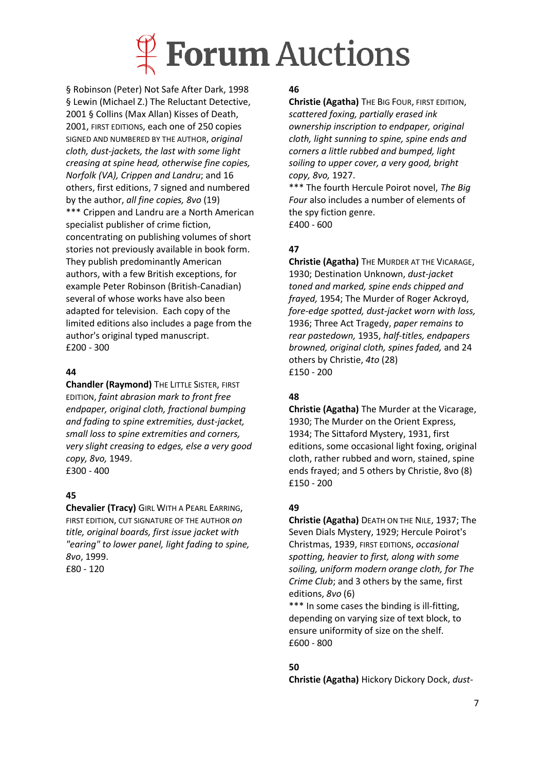§ Robinson (Peter) Not Safe After Dark, 1998 § Lewin (Michael Z.) The Reluctant Detective, 2001 § Collins (Max Allan) Kisses of Death, 2001, FIRST EDITIONS, each one of 250 copies SIGNED AND NUMBERED BY THE AUTHOR, *original cloth, dust-jackets, the last with some light creasing at spine head, otherwise fine copies, Norfolk (VA), Crippen and Landru*; and 16 others, first editions, 7 signed and numbered by the author, *all fine copies, 8vo* (19)

*** Crippen and Landru are a North American specialist publisher of crime fiction, concentrating on publishing volumes of short stories not previously available in book form. They publish predominantly American authors, with a few British exceptions, for example Peter Robinson (British-Canadian) several of whose works have also been adapted for television. Each copy of the limited editions also includes a page from the author's original typed manuscript.

£200 - 300

**44**

**Chandler (Raymond)** THE LITTLE SISTER, FIRST EDITION, *faint abrasion mark to front free endpaper, original cloth, fractional bumping and fading to spine extremities, dust-jacket, small loss to spine extremities and corners, very slight creasing to edges, else a very good copy, 8vo,* 1949.

£300 - 400

**45**

**Chevalier (Tracy)** GIRL WITH A PEARL EARRING, FIRST EDITION, CUT SIGNATURE OF THE AUTHOR *on title, original boards, first issue jacket with "earing" to lower panel, light fading to spine, 8vo*, 1999.

£80 - 120

**46**

**Christie (Agatha)** THE BIG FOUR, FIRST EDITION, *scattered foxing, partially erased ink ownership inscription to endpaper, original cloth, light sunning to spine, spine ends and corners a little rubbed and bumped, light soiling to upper cover, a very good, bright copy, 8vo,* 1927.

*** The fourth Hercule Poirot novel, *The Big Four* also includes a number of elements of the spy fiction genre.

£400 - 600

**47**

**Christie (Agatha)** THE MURDER AT THE VICARAGE, 1930; Destination Unknown, *dust-jacket toned and marked, spine ends chipped and frayed,* 1954; The Murder of Roger Ackroyd, *fore-edge spotted, dust-jacket worn with loss,* 1936; Three Act Tragedy, *paper remains to rear pastedown,* 1935, *half-titles, endpapers browned, original cloth, spines faded,* and 24 others by Christie, *4to* (28)

£150 - 200

**48**

**Christie (Agatha)** The Murder at the Vicarage, 1930; The Murder on the Orient Express, 1934; The Sittaford Mystery, 1931, first editions, some occasional light foxing, original cloth, rather rubbed and worn, stained, spine ends frayed; and 5 others by Christie, 8vo (8)

£150 - 200

**49**

**Christie (Agatha)** DEATH ON THE NILE, 1937; The Seven Dials Mystery, 1929; Hercule Poirot's Christmas, 1939, FIRST EDITIONS, *occasional spotting, heavier to first, along with some soiling, uniform modern orange cloth, for The Crime Club*; and 3 others by the same, first editions, *8vo* (6)

*** In some cases the binding is ill-fitting, depending on varying size of text block, to ensure uniformity of size on the shelf.

£600 - 800

**50**

**Christie (Agatha)** Hickory Dickory Dock, *dust-*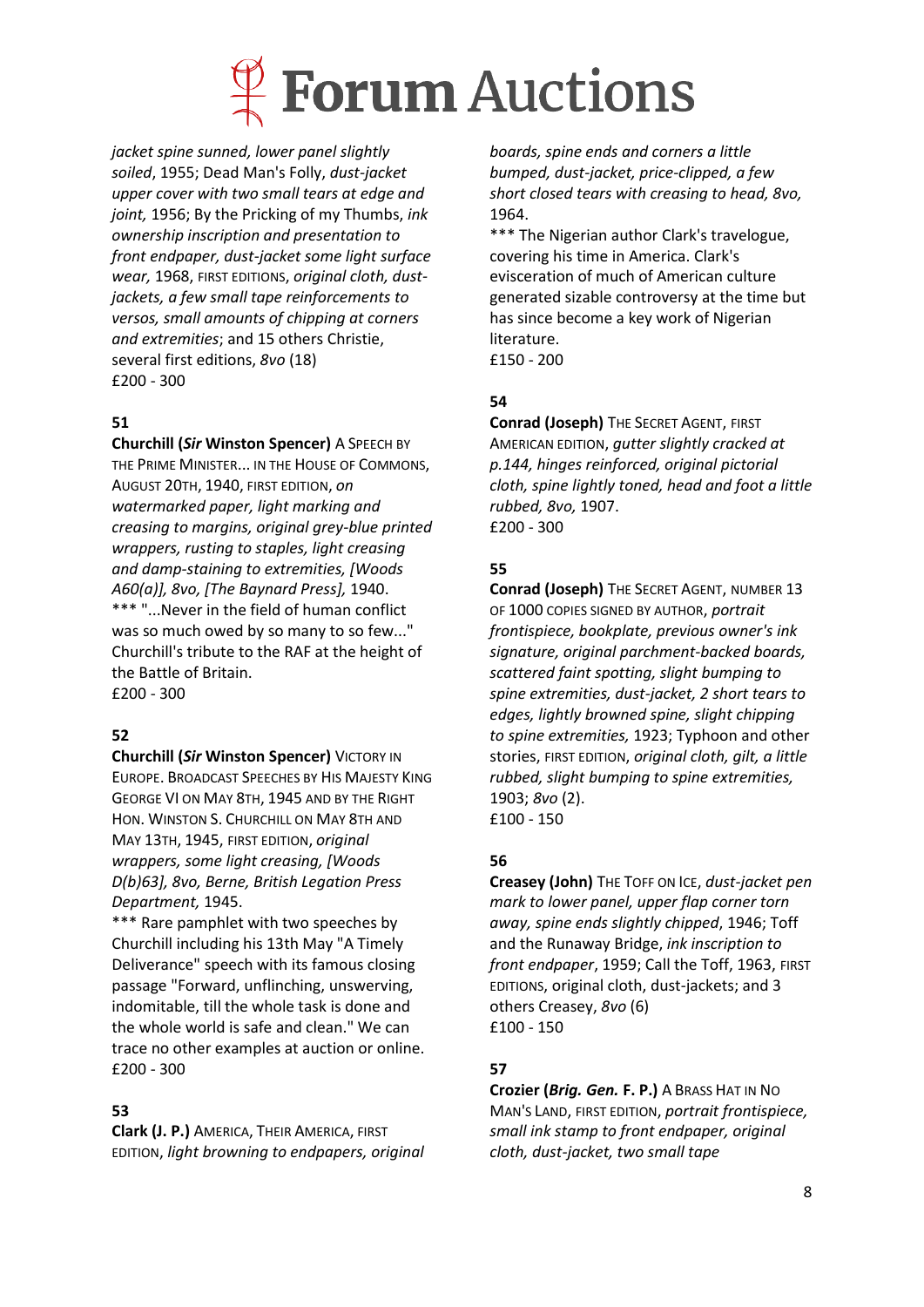*jacket spine sunned, lower panel slightly soiled*, 1955; Dead Man's Folly, *dust-jacket upper cover with two small tears at edge and joint,* 1956; By the Pricking of my Thumbs, *ink ownership inscription and presentation to front endpaper, dust-jacket some light surface wear,* 1968, FIRST EDITIONS, *original cloth, dust-jackets, a few small tape reinforcements to versos, small amounts of chipping at corners and extremities*; and 15 others Christie, several first editions, *8vo* (18)
£200 - 300

**51**

**Churchill (*Sir* Winston Spencer)** A SPEECH BY THE PRIME MINISTER... IN THE HOUSE OF COMMONS, AUGUST 20TH, 1940, FIRST EDITION, *on watermarked paper, light marking and creasing to margins, original grey-blue printed wrappers, rusting to staples, light creasing and damp-staining to extremities, [Woods A60(a)], 8vo, [The Baynard Press],* 1940.
*** "...Never in the field of human conflict was so much owed by so many to so few..." Churchill's tribute to the RAF at the height of the Battle of Britain.
£200 - 300

**52**

**Churchill (*Sir* Winston Spencer)** VICTORY IN EUROPE. BROADCAST SPEECHES BY HIS MAJESTY KING GEORGE VI ON MAY 8TH, 1945 AND BY THE RIGHT HON. WINSTON S. CHURCHILL ON MAY 8TH AND MAY 13TH, 1945, FIRST EDITION, *original wrappers, some light creasing, [Woods D(b)63], 8vo, Berne, British Legation Press Department,* 1945.
*** Rare pamphlet with two speeches by Churchill including his 13th May "A Timely Deliverance" speech with its famous closing passage "Forward, unflinching, unswerving, indomitable, till the whole task is done and the whole world is safe and clean." We can trace no other examples at auction or online.
£200 - 300

**53**

**Clark (J. P.)** AMERICA, THEIR AMERICA, FIRST EDITION, *light browning to endpapers, original boards, spine ends and corners a little bumped, dust-jacket, price-clipped, a few short closed tears with creasing to head, 8vo,* 1964.
*** The Nigerian author Clark's travelogue, covering his time in America. Clark's evisceration of much of American culture generated sizable controversy at the time but has since become a key work of Nigerian literature.
£150 - 200

**54**

**Conrad (Joseph)** THE SECRET AGENT, FIRST AMERICAN EDITION, *gutter slightly cracked at p.144, hinges reinforced, original pictorial cloth, spine lightly toned, head and foot a little rubbed, 8vo,* 1907.
£200 - 300

**55**

**Conrad (Joseph)** THE SECRET AGENT, NUMBER 13 OF 1000 COPIES SIGNED BY AUTHOR, *portrait frontispiece, bookplate, previous owner's ink signature, original parchment-backed boards, scattered faint spotting, slight bumping to spine extremities, dust-jacket, 2 short tears to edges, lightly browned spine, slight chipping to spine extremities,* 1923; Typhoon and other stories, FIRST EDITION, *original cloth, gilt, a little rubbed, slight bumping to spine extremities,* 1903; *8vo* (2).
£100 - 150

**56**

**Creasey (John)** THE TOFF ON ICE, *dust-jacket pen mark to lower panel, upper flap corner torn away, spine ends slightly chipped*, 1946; Toff and the Runaway Bridge, *ink inscription to front endpaper*, 1959; Call the Toff, 1963, FIRST EDITIONS, original cloth, dust-jackets; and 3 others Creasey, *8vo* (6)
£100 - 150

**57**

**Crozier (*Brig. Gen.* F. P.)** A BRASS HAT IN NO MAN'S LAND, FIRST EDITION, *portrait frontispiece, small ink stamp to front endpaper, original cloth, dust-jacket, two small tape*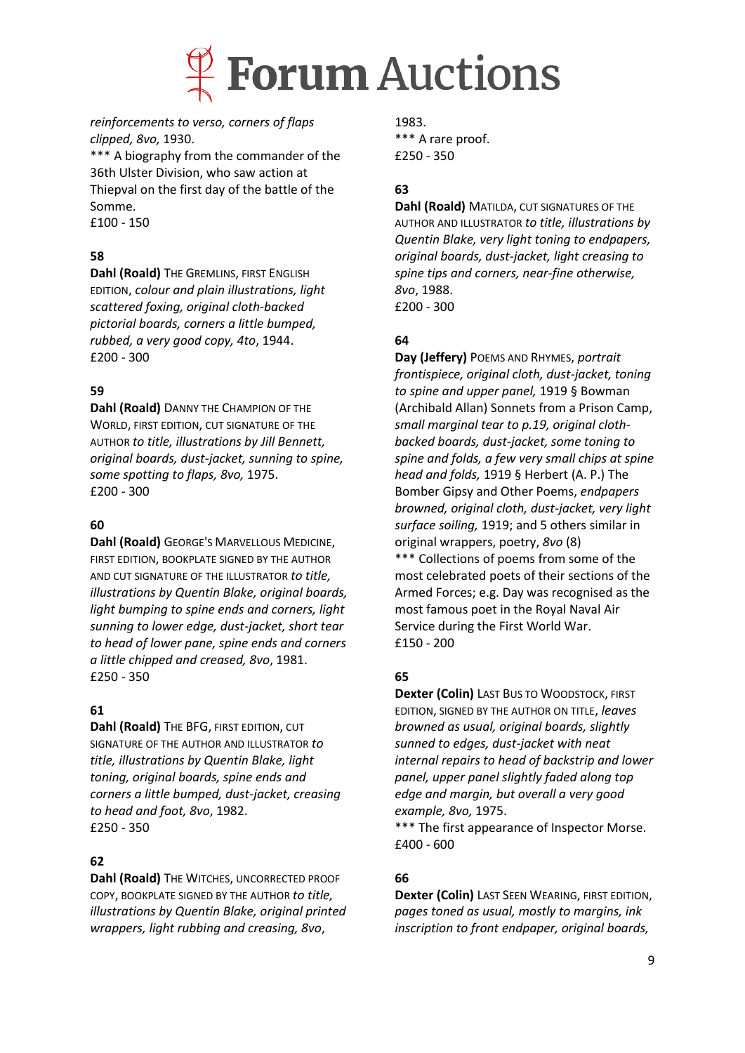*reinforcements to verso, corners of flaps clipped, 8vo,* 1930.
\*\*\* A biography from the commander of the 36th Ulster Division, who saw action at Thiepval on the first day of the battle of the Somme.
£100 - 150

**58**

**Dahl (Roald)** THE GREMLINS, FIRST ENGLISH EDITION, *colour and plain illustrations, light scattered foxing, original cloth-backed pictorial boards, corners a little bumped, rubbed, a very good copy, 4to*, 1944.
£200 - 300

**59**

**Dahl (Roald)** DANNY THE CHAMPION OF THE WORLD, FIRST EDITION, CUT SIGNATURE OF THE AUTHOR *to title, illustrations by Jill Bennett, original boards, dust-jacket, sunning to spine, some spotting to flaps, 8vo,* 1975.
£200 - 300

**60**

**Dahl (Roald)** GEORGE'S MARVELLOUS MEDICINE, FIRST EDITION, BOOKPLATE SIGNED BY THE AUTHOR AND CUT SIGNATURE OF THE ILLUSTRATOR *to title, illustrations by Quentin Blake, original boards, light bumping to spine ends and corners, light sunning to lower edge, dust-jacket, short tear to head of lower pane, spine ends and corners a little chipped and creased, 8vo*, 1981.
£250 - 350

**61**

**Dahl (Roald)** THE BFG, FIRST EDITION, CUT SIGNATURE OF THE AUTHOR AND ILLUSTRATOR *to title, illustrations by Quentin Blake, light toning, original boards, spine ends and corners a little bumped, dust-jacket, creasing to head and foot, 8vo*, 1982.
£250 - 350

**62**

**Dahl (Roald)** THE WITCHES, UNCORRECTED PROOF COPY, BOOKPLATE SIGNED BY THE AUTHOR *to title, illustrations by Quentin Blake, original printed wrappers, light rubbing and creasing, 8vo*, 1983.
\*\*\* A rare proof.
£250 - 350

**63**

**Dahl (Roald)** MATILDA, CUT SIGNATURES OF THE AUTHOR AND ILLUSTRATOR *to title, illustrations by Quentin Blake, very light toning to endpapers, original boards, dust-jacket, light creasing to spine tips and corners, near-fine otherwise, 8vo*, 1988.
£200 - 300

**64**

**Day (Jeffery)** POEMS AND RHYMES, *portrait frontispiece, original cloth, dust-jacket, toning to spine and upper panel,* 1919 § Bowman (Archibald Allan) Sonnets from a Prison Camp, *small marginal tear to p.19, original cloth-backed boards, dust-jacket, some toning to spine and folds, a few very small chips at spine head and folds,* 1919 § Herbert (A. P.) The Bomber Gipsy and Other Poems, *endpapers browned, original cloth, dust-jacket, very light surface soiling,* 1919; and 5 others similar in original wrappers, poetry, *8vo* (8)
\*\*\* Collections of poems from some of the most celebrated poets of their sections of the Armed Forces; e.g. Day was recognised as the most famous poet in the Royal Naval Air Service during the First World War.
£150 - 200

**65**

**Dexter (Colin)** LAST BUS TO WOODSTOCK, FIRST EDITION, SIGNED BY THE AUTHOR ON TITLE, *leaves browned as usual, original boards, slightly sunned to edges, dust-jacket with neat internal repairs to head of backstrip and lower panel, upper panel slightly faded along top edge and margin, but overall a very good example, 8vo,* 1975.
\*\*\* The first appearance of Inspector Morse.
£400 - 600

**66**

**Dexter (Colin)** LAST SEEN WEARING, FIRST EDITION, *pages toned as usual, mostly to margins, ink inscription to front endpaper, original boards,*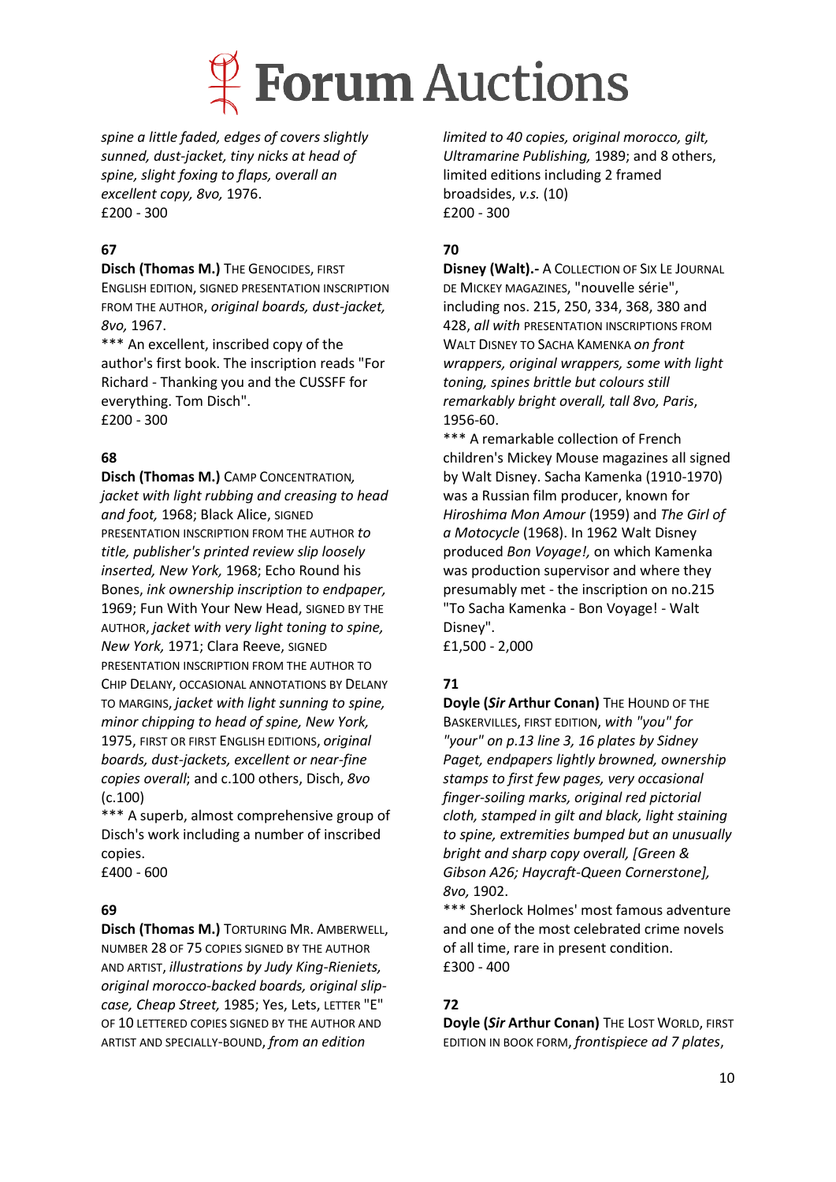*spine a little faded, edges of covers slightly sunned, dust-jacket, tiny nicks at head of spine, slight foxing to flaps, overall an excellent copy, 8vo,* 1976.
£200 - 300

**67**

**Disch (Thomas M.)** THE GENOCIDES, FIRST ENGLISH EDITION, SIGNED PRESENTATION INSCRIPTION FROM THE AUTHOR, *original boards, dust-jacket, 8vo,* 1967.
*** An excellent, inscribed copy of the author's first book. The inscription reads "For Richard - Thanking you and the CUSSFF for everything. Tom Disch".
£200 - 300

**68**

**Disch (Thomas M.)** CAMP CONCENTRATION, *jacket with light rubbing and creasing to head and foot,* 1968; Black Alice, SIGNED PRESENTATION INSCRIPTION FROM THE AUTHOR *to title, publisher's printed review slip loosely inserted, New York,* 1968; Echo Round his Bones, *ink ownership inscription to endpaper,* 1969; Fun With Your New Head, SIGNED BY THE AUTHOR, *jacket with very light toning to spine, New York,* 1971; Clara Reeve, SIGNED PRESENTATION INSCRIPTION FROM THE AUTHOR TO CHIP DELANY, OCCASIONAL ANNOTATIONS BY DELANY TO MARGINS, *jacket with light sunning to spine, minor chipping to head of spine, New York,* 1975, FIRST OR FIRST ENGLISH EDITIONS, *original boards, dust-jackets, excellent or near-fine copies overall*; and c.100 others, Disch, *8vo* (c.100)
*** A superb, almost comprehensive group of Disch's work including a number of inscribed copies.
£400 - 600

**69**

**Disch (Thomas M.)** TORTURING MR. AMBERWELL, NUMBER 28 OF 75 COPIES SIGNED BY THE AUTHOR AND ARTIST, *illustrations by Judy King-Rieniets, original morocco-backed boards, original slip-case, Cheap Street,* 1985; Yes, Lets, LETTER "E" OF 10 LETTERED COPIES SIGNED BY THE AUTHOR AND ARTIST AND SPECIALLY-BOUND, *from an edition limited to 40 copies, original morocco, gilt, Ultramarine Publishing,* 1989; and 8 others, limited editions including 2 framed broadsides, *v.s.* (10)
£200 - 300

**70**

**Disney (Walt).-** A COLLECTION OF SIX LE JOURNAL DE MICKEY MAGAZINES, "nouvelle série", including nos. 215, 250, 334, 368, 380 and 428, *all with* PRESENTATION INSCRIPTIONS FROM WALT DISNEY TO SACHA KAMENKA *on front wrappers, original wrappers, some with light toning, spines brittle but colours still remarkably bright overall, tall 8vo, Paris*, 1956-60.
*** A remarkable collection of French children's Mickey Mouse magazines all signed by Walt Disney. Sacha Kamenka (1910-1970) was a Russian film producer, known for *Hiroshima Mon Amour* (1959) and *The Girl of a Motocycle* (1968). In 1962 Walt Disney produced *Bon Voyage!,* on which Kamenka was production supervisor and where they presumably met - the inscription on no.215 "To Sacha Kamenka - Bon Voyage! - Walt Disney".
£1,500 - 2,000

**71**

**Doyle (*Sir* Arthur Conan)** THE HOUND OF THE BASKERVILLES, FIRST EDITION, *with "you" for "your" on p.13 line 3, 16 plates by Sidney Paget, endpapers lightly browned, ownership stamps to first few pages, very occasional finger-soiling marks, original red pictorial cloth, stamped in gilt and black, light staining to spine, extremities bumped but an unusually bright and sharp copy overall, [Green & Gibson A26; Haycraft-Queen Cornerstone], 8vo,* 1902.
*** Sherlock Holmes' most famous adventure and one of the most celebrated crime novels of all time, rare in present condition.
£300 - 400

**72**

**Doyle (*Sir* Arthur Conan)** THE LOST WORLD, FIRST EDITION IN BOOK FORM, *frontispiece ad 7 plates*,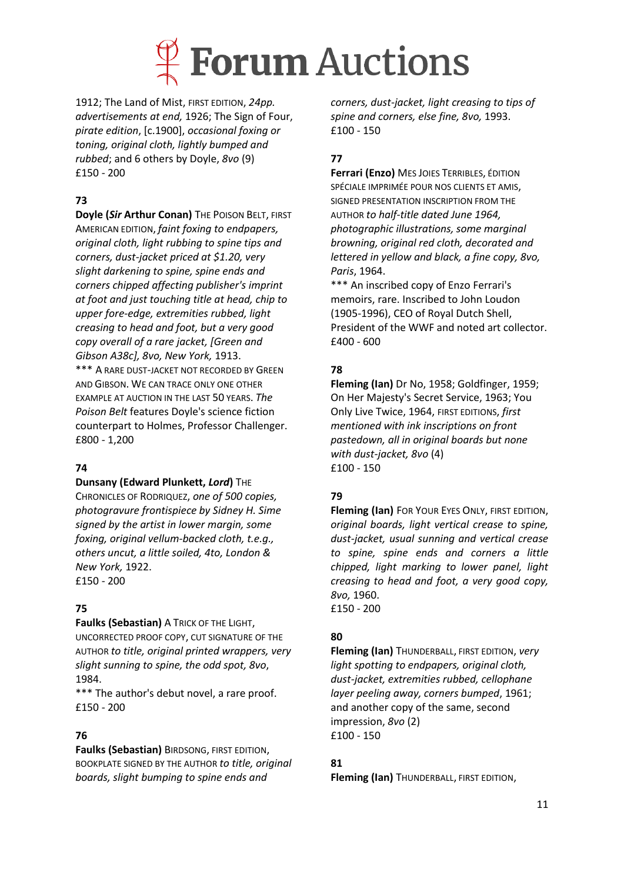1912; The Land of Mist, FIRST EDITION, *24pp. advertisements at end,* 1926; The Sign of Four, *pirate edition*, [c.1900], *occasional foxing or toning, original cloth, lightly bumped and rubbed*; and 6 others by Doyle, *8vo* (9)
£150 - 200

**73**

**Doyle (*Sir* Arthur Conan)** THE POISON BELT, FIRST AMERICAN EDITION, *faint foxing to endpapers, original cloth, light rubbing to spine tips and corners, dust-jacket priced at $1.20, very slight darkening to spine, spine ends and corners chipped affecting publisher's imprint at foot and just touching title at head, chip to upper fore-edge, extremities rubbed, light creasing to head and foot, but a very good copy overall of a rare jacket, [Green and Gibson A38c], 8vo, New York,* 1913.

*** A RARE DUST-JACKET NOT RECORDED BY GREEN AND GIBSON. WE CAN TRACE ONLY ONE OTHER EXAMPLE AT AUCTION IN THE LAST 50 YEARS. *The Poison Belt* features Doyle's science fiction counterpart to Holmes, Professor Challenger.
£800 - 1,200

**74**

**Dunsany (Edward Plunkett, *Lord*)** THE CHRONICLES OF RODRIQUEZ, *one of 500 copies, photogravure frontispiece by Sidney H. Sime signed by the artist in lower margin, some foxing, original vellum-backed cloth, t.e.g., others uncut, a little soiled, 4to, London & New York,* 1922.
£150 - 200

**75**

**Faulks (Sebastian)** A TRICK OF THE LIGHT, UNCORRECTED PROOF COPY, CUT SIGNATURE OF THE AUTHOR *to title, original printed wrappers, very slight sunning to spine, the odd spot, 8vo*, 1984.

*** The author's debut novel, a rare proof.
£150 - 200

**76**

**Faulks (Sebastian)** BIRDSONG, FIRST EDITION, BOOKPLATE SIGNED BY THE AUTHOR *to title, original boards, slight bumping to spine ends and corners, dust-jacket, light creasing to tips of spine and corners, else fine, 8vo,* 1993.
£100 - 150

**77**

**Ferrari (Enzo)** MES JOIES TERRIBLES, ÉDITION SPÉCIALE IMPRIMÉE POUR NOS CLIENTS ET AMIS, SIGNED PRESENTATION INSCRIPTION FROM THE AUTHOR *to half-title dated June 1964, photographic illustrations, some marginal browning, original red cloth, decorated and lettered in yellow and black, a fine copy, 8vo, Paris*, 1964.

*** An inscribed copy of Enzo Ferrari's memoirs, rare. Inscribed to John Loudon (1905-1996), CEO of Royal Dutch Shell, President of the WWF and noted art collector.
£400 - 600

**78**

**Fleming (Ian)** Dr No, 1958; Goldfinger, 1959; On Her Majesty's Secret Service, 1963; You Only Live Twice, 1964, FIRST EDITIONS, *first mentioned with ink inscriptions on front pastedown, all in original boards but none with dust-jacket, 8vo* (4)
£100 - 150

**79**

**Fleming (Ian)** FOR YOUR EYES ONLY, FIRST EDITION, *original boards, light vertical crease to spine, dust-jacket, usual sunning and vertical crease to spine, spine ends and corners a little chipped, light marking to lower panel, light creasing to head and foot, a very good copy, 8vo,* 1960.
£150 - 200

**80**

**Fleming (Ian)** THUNDERBALL, FIRST EDITION, *very light spotting to endpapers, original cloth, dust-jacket, extremities rubbed, cellophane layer peeling away, corners bumped*, 1961; and another copy of the same, second impression, *8vo* (2)
£100 - 150

**81**

**Fleming (Ian)** THUNDERBALL, FIRST EDITION,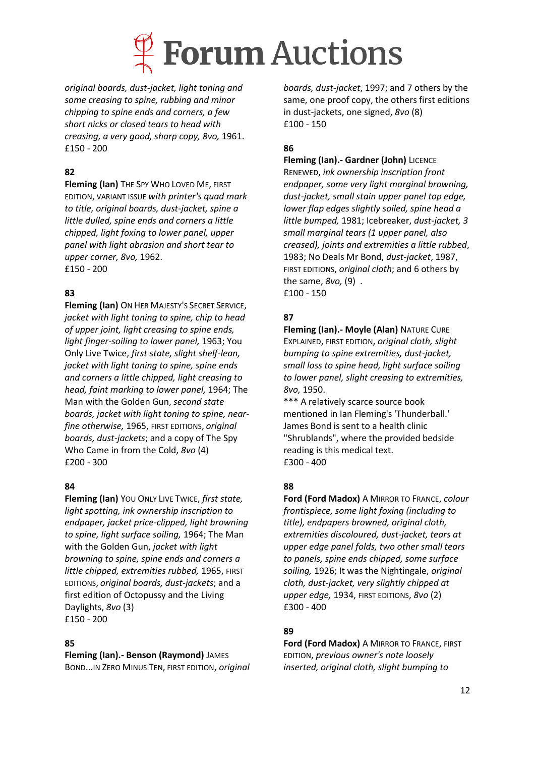*original boards, dust-jacket, light toning and some creasing to spine, rubbing and minor chipping to spine ends and corners, a few short nicks or closed tears to head with creasing, a very good, sharp copy, 8vo,* 1961.
£150 - 200

**82**

**Fleming (Ian)** THE SPY WHO LOVED ME, FIRST EDITION, VARIANT ISSUE *with printer's quad mark to title, original boards, dust-jacket, spine a little dulled, spine ends and corners a little chipped, light foxing to lower panel, upper panel with light abrasion and short tear to upper corner, 8vo,* 1962.
£150 - 200

**83**

**Fleming (Ian)** ON HER MAJESTY'S SECRET SERVICE, *jacket with light toning to spine, chip to head of upper joint, light creasing to spine ends, light finger-soiling to lower panel,* 1963; You Only Live Twice, *first state, slight shelf-lean, jacket with light toning to spine, spine ends and corners a little chipped, light creasing to head, faint marking to lower panel,* 1964; The Man with the Golden Gun, *second state boards, jacket with light toning to spine, near-fine otherwise,* 1965, FIRST EDITIONS, *original boards, dust-jackets*; and a copy of The Spy Who Came in from the Cold, *8vo* (4)
£200 - 300

**84**

**Fleming (Ian)** YOU ONLY LIVE TWICE, *first state, light spotting, ink ownership inscription to endpaper, jacket price-clipped, light browning to spine, light surface soiling,* 1964; The Man with the Golden Gun, *jacket with light browning to spine, spine ends and corners a little chipped, extremities rubbed,* 1965, FIRST EDITIONS, *original boards, dust-jackets*; and a first edition of Octopussy and the Living Daylights, *8vo* (3)
£150 - 200

**85**

**Fleming (Ian).- Benson (Raymond)** JAMES BOND...IN ZERO MINUS TEN, FIRST EDITION, *original boards, dust-jacket*, 1997; and 7 others by the same, one proof copy, the others first editions in dust-jackets, one signed, *8vo* (8)
£100 - 150

**86**

**Fleming (Ian).- Gardner (John)** LICENCE RENEWED, *ink ownership inscription front endpaper, some very light marginal browning, dust-jacket, small stain upper panel top edge, lower flap edges slightly soiled, spine head a little bumped,* 1981; Icebreaker, *dust-jacket, 3 small marginal tears (1 upper panel, also creased), joints and extremities a little rubbed*, 1983; No Deals Mr Bond, *dust-jacket*, 1987, FIRST EDITIONS, *original cloth*; and 6 others by the same, *8vo,* (9) .
£100 - 150

**87**

**Fleming (Ian).- Moyle (Alan)** NATURE CURE EXPLAINED, FIRST EDITION, *original cloth, slight bumping to spine extremities, dust-jacket, small loss to spine head, light surface soiling to lower panel, slight creasing to extremities, 8vo,* 1950.

*** A relatively scarce source book mentioned in Ian Fleming's 'Thunderball.' James Bond is sent to a health clinic "Shrublands", where the provided bedside reading is this medical text.
£300 - 400

**88**

**Ford (Ford Madox)** A MIRROR TO FRANCE, *colour frontispiece, some light foxing (including to title), endpapers browned, original cloth, extremities discoloured, dust-jacket, tears at upper edge panel folds, two other small tears to panels, spine ends chipped, some surface soiling,* 1926; It was the Nightingale, *original cloth, dust-jacket, very slightly chipped at upper edge,* 1934, FIRST EDITIONS, *8vo* (2)
£300 - 400

**89**

**Ford (Ford Madox)** A MIRROR TO FRANCE, FIRST EDITION, *previous owner's note loosely inserted, original cloth, slight bumping to*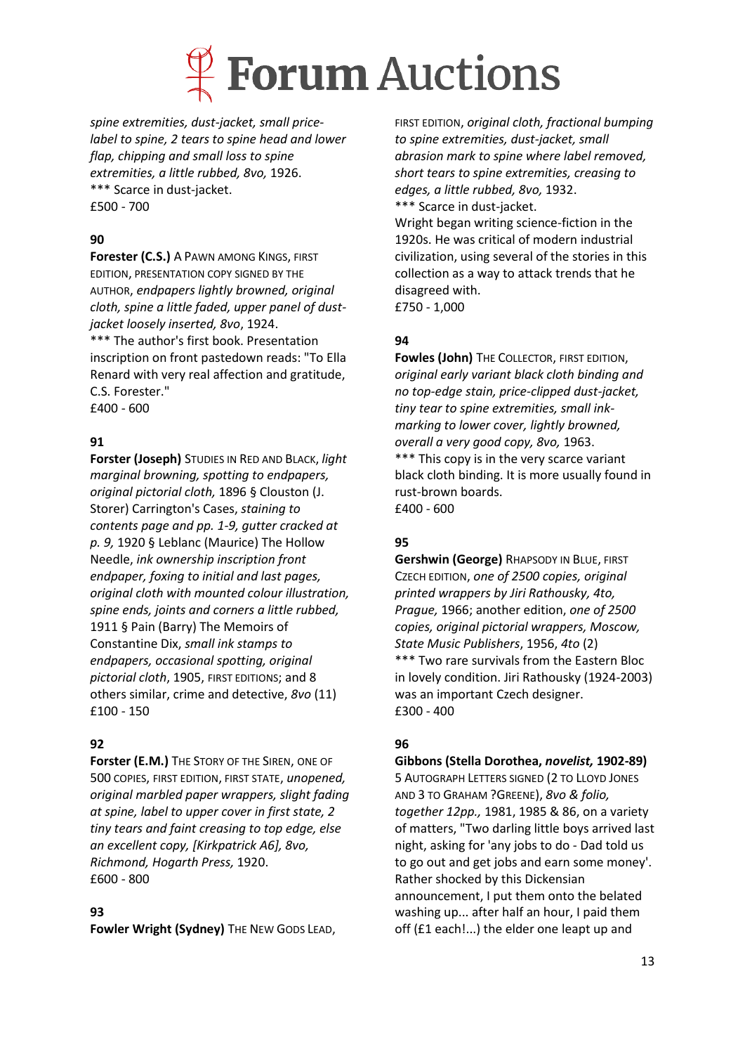*spine extremities, dust-jacket, small price-label to spine, 2 tears to spine head and lower flap, chipping and small loss to spine extremities, a little rubbed, 8vo,* 1926.
*** Scarce in dust-jacket.
£500 - 700

**90**
**Forester (C.S.)** A PAWN AMONG KINGS, FIRST EDITION, PRESENTATION COPY SIGNED BY THE AUTHOR, *endpapers lightly browned, original cloth, spine a little faded, upper panel of dust-jacket loosely inserted, 8vo*, 1924.
*** The author's first book. Presentation inscription on front pastedown reads: "To Ella Renard with very real affection and gratitude, C.S. Forester."
£400 - 600

**91**
**Forster (Joseph)** STUDIES IN RED AND BLACK, *light marginal browning, spotting to endpapers, original pictorial cloth,* 1896 § Clouston (J. Storer) Carrington's Cases, *staining to contents page and pp. 1-9, gutter cracked at p. 9,* 1920 § Leblanc (Maurice) The Hollow Needle, *ink ownership inscription front endpaper, foxing to initial and last pages, original cloth with mounted colour illustration, spine ends, joints and corners a little rubbed,* 1911 § Pain (Barry) The Memoirs of Constantine Dix, *small ink stamps to endpapers, occasional spotting, original pictorial cloth*, 1905, FIRST EDITIONS; and 8 others similar, crime and detective, *8vo* (11)
£100 - 150

**92**
**Forster (E.M.)** THE STORY OF THE SIREN, ONE OF 500 COPIES, FIRST EDITION, FIRST STATE, *unopened, original marbled paper wrappers, slight fading at spine, label to upper cover in first state, 2 tiny tears and faint creasing to top edge, else an excellent copy, [Kirkpatrick A6], 8vo, Richmond, Hogarth Press,* 1920.
£600 - 800

**93**
**Fowler Wright (Sydney)** THE NEW GODS LEAD, FIRST EDITION, *original cloth, fractional bumping to spine extremities, dust-jacket, small abrasion mark to spine where label removed, short tears to spine extremities, creasing to edges, a little rubbed, 8vo,* 1932.
*** Scarce in dust-jacket.
Wright began writing science-fiction in the 1920s. He was critical of modern industrial civilization, using several of the stories in this collection as a way to attack trends that he disagreed with.
£750 - 1,000

**94**
**Fowles (John)** THE COLLECTOR, FIRST EDITION, *original early variant black cloth binding and no top-edge stain, price-clipped dust-jacket, tiny tear to spine extremities, small ink-marking to lower cover, lightly browned, overall a very good copy, 8vo,* 1963.
*** This copy is in the very scarce variant black cloth binding. It is more usually found in rust-brown boards.
£400 - 600

**95**
**Gershwin (George)** RHAPSODY IN BLUE, FIRST CZECH EDITION, *one of 2500 copies, original printed wrappers by Jiri Rathousky, 4to, Prague,* 1966; another edition, *one of 2500 copies, original pictorial wrappers, Moscow, State Music Publishers*, 1956, *4to* (2)
*** Two rare survivals from the Eastern Bloc in lovely condition. Jiri Rathousky (1924-2003) was an important Czech designer.
£300 - 400

**96**
**Gibbons (Stella Dorothea, *novelist,* 1902-89)** 5 AUTOGRAPH LETTERS SIGNED (2 TO LLOYD JONES AND 3 TO GRAHAM ?GREENE), *8vo & folio, together 12pp.,* 1981, 1985 & 86, on a variety of matters, "Two darling little boys arrived last night, asking for 'any jobs to do - Dad told us to go out and get jobs and earn some money'. Rather shocked by this Dickensian announcement, I put them onto the belated washing up... after half an hour, I paid them off (£1 each!...) the elder one leapt up and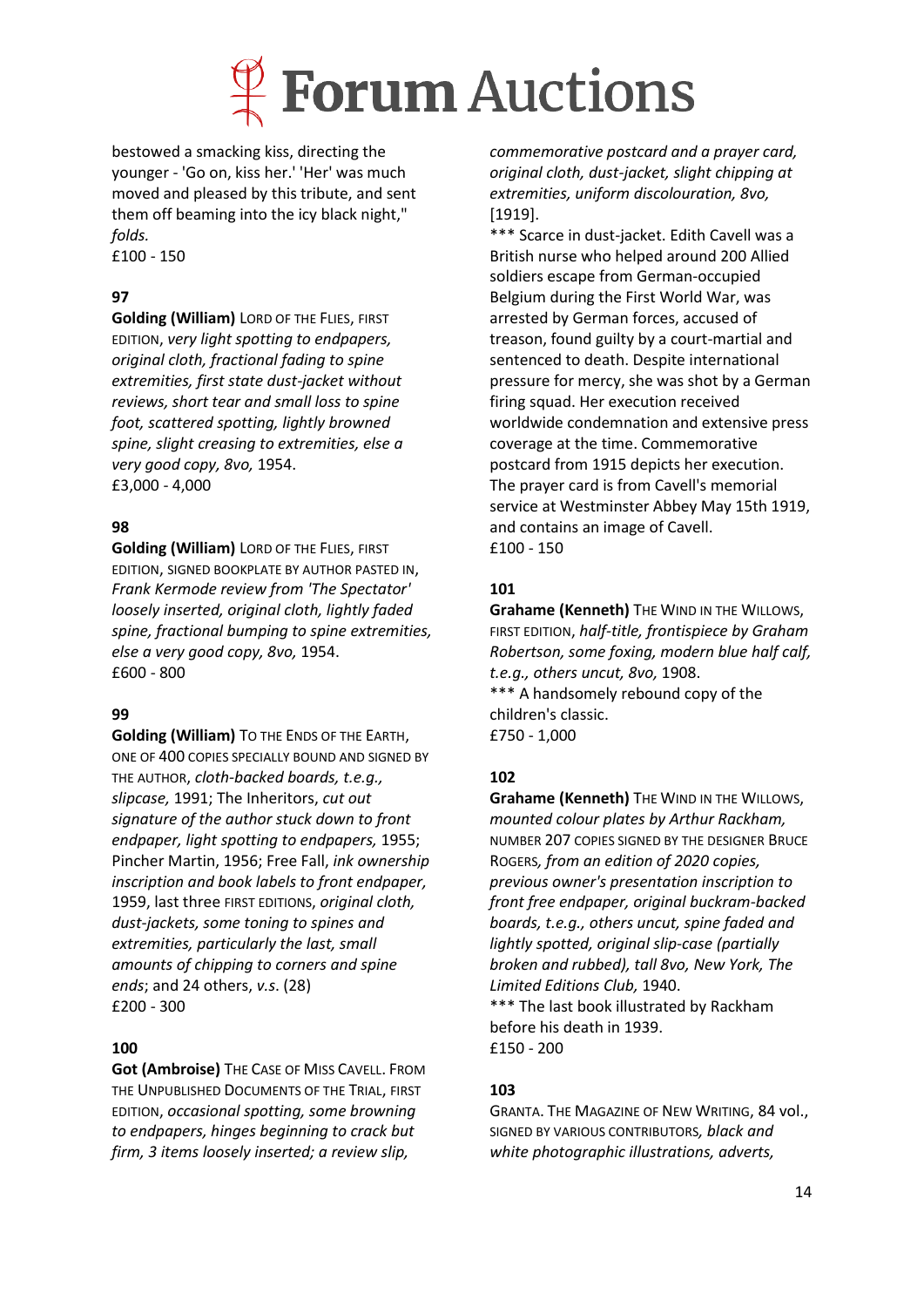bestowed a smacking kiss, directing the younger - 'Go on, kiss her.' 'Her' was much moved and pleased by this tribute, and sent them off beaming into the icy black night," *folds.*
£100 - 150

**97**

**Golding (William)** LORD OF THE FLIES, FIRST EDITION, *very light spotting to endpapers, original cloth, fractional fading to spine extremities, first state dust-jacket without reviews, short tear and small loss to spine foot, scattered spotting, lightly browned spine, slight creasing to extremities, else a very good copy, 8vo,* 1954.
£3,000 - 4,000

**98**

**Golding (William)** LORD OF THE FLIES, FIRST EDITION, SIGNED BOOKPLATE BY AUTHOR PASTED IN, *Frank Kermode review from 'The Spectator' loosely inserted, original cloth, lightly faded spine, fractional bumping to spine extremities, else a very good copy, 8vo,* 1954.
£600 - 800

**99**

**Golding (William)** TO THE ENDS OF THE EARTH, ONE OF 400 COPIES SPECIALLY BOUND AND SIGNED BY THE AUTHOR, *cloth-backed boards, t.e.g., slipcase,* 1991; The Inheritors, *cut out signature of the author stuck down to front endpaper, light spotting to endpapers,* 1955; Pincher Martin, 1956; Free Fall, *ink ownership inscription and book labels to front endpaper,* 1959, last three FIRST EDITIONS, *original cloth, dust-jackets, some toning to spines and extremities, particularly the last, small amounts of chipping to corners and spine ends*; and 24 others, *v.s.* (28)
£200 - 300

**100**

**Got (Ambroise)** THE CASE OF MISS CAVELL. FROM THE UNPUBLISHED DOCUMENTS OF THE TRIAL, FIRST EDITION, *occasional spotting, some browning to endpapers, hinges beginning to crack but firm, 3 items loosely inserted; a review slip, commemorative postcard and a prayer card, original cloth, dust-jacket, slight chipping at extremities, uniform discolouration, 8vo,* [1919].

*** Scarce in dust-jacket. Edith Cavell was a British nurse who helped around 200 Allied soldiers escape from German-occupied Belgium during the First World War, was arrested by German forces, accused of treason, found guilty by a court-martial and sentenced to death. Despite international pressure for mercy, she was shot by a German firing squad. Her execution received worldwide condemnation and extensive press coverage at the time. Commemorative postcard from 1915 depicts her execution. The prayer card is from Cavell's memorial service at Westminster Abbey May 15th 1919, and contains an image of Cavell.
£100 - 150

**101**

**Grahame (Kenneth)** THE WIND IN THE WILLOWS, FIRST EDITION, *half-title, frontispiece by Graham Robertson, some foxing, modern blue half calf, t.e.g., others uncut, 8vo,* 1908.

*** A handsomely rebound copy of the children's classic.
£750 - 1,000

**102**

**Grahame (Kenneth)** THE WIND IN THE WILLOWS, *mounted colour plates by Arthur Rackham,* NUMBER 207 COPIES SIGNED BY THE DESIGNER BRUCE ROGERS, *from an edition of 2020 copies, previous owner's presentation inscription to front free endpaper, original buckram-backed boards, t.e.g., others uncut, spine faded and lightly spotted, original slip-case (partially broken and rubbed), tall 8vo, New York, The Limited Editions Club,* 1940.

*** The last book illustrated by Rackham before his death in 1939.
£150 - 200

**103**

GRANTA. THE MAGAZINE OF NEW WRITING, 84 vol., SIGNED BY VARIOUS CONTRIBUTORS, *black and white photographic illustrations, adverts,*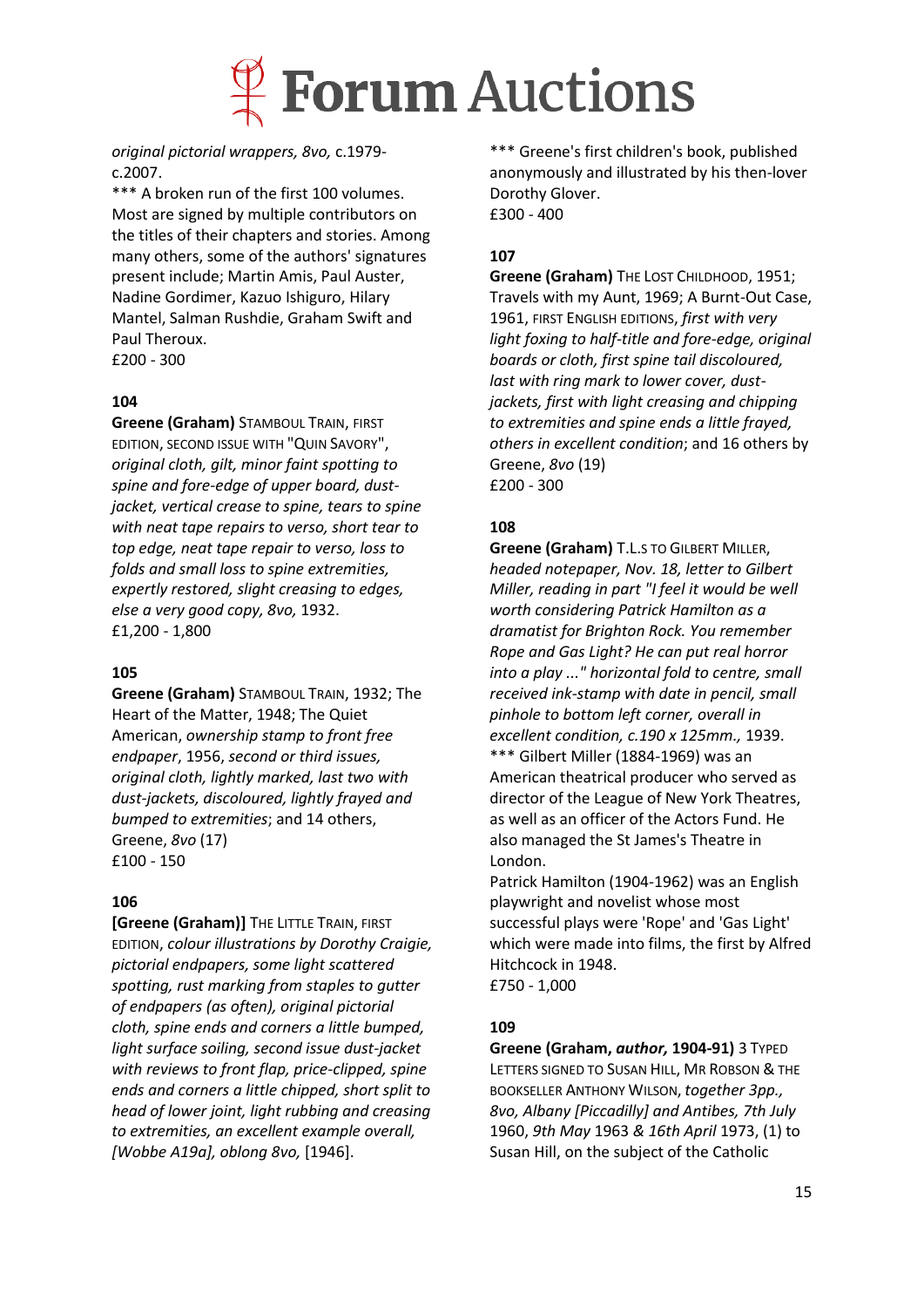*original pictorial wrappers, 8vo,* c.1979-c.2007.
*** A broken run of the first 100 volumes. Most are signed by multiple contributors on the titles of their chapters and stories. Among many others, some of the authors' signatures present include; Martin Amis, Paul Auster, Nadine Gordimer, Kazuo Ishiguro, Hilary Mantel, Salman Rushdie, Graham Swift and Paul Theroux.
£200 - 300

**104**

**Greene (Graham)** STAMBOUL TRAIN, FIRST EDITION, SECOND ISSUE WITH "QUIN SAVORY", *original cloth, gilt, minor faint spotting to spine and fore-edge of upper board, dust-jacket, vertical crease to spine, tears to spine with neat tape repairs to verso, short tear to top edge, neat tape repair to verso, loss to folds and small loss to spine extremities, expertly restored, slight creasing to edges, else a very good copy, 8vo,* 1932.
£1,200 - 1,800

**105**

**Greene (Graham)** STAMBOUL TRAIN, 1932; The Heart of the Matter, 1948; The Quiet American, *ownership stamp to front free endpaper*, 1956, *second or third issues, original cloth, lightly marked, last two with dust-jackets, discoloured, lightly frayed and bumped to extremities*; and 14 others, Greene, *8vo* (17)
£100 - 150

**106**

**[Greene (Graham)]** THE LITTLE TRAIN, FIRST EDITION, *colour illustrations by Dorothy Craigie, pictorial endpapers, some light scattered spotting, rust marking from staples to gutter of endpapers (as often), original pictorial cloth, spine ends and corners a little bumped, light surface soiling, second issue dust-jacket with reviews to front flap, price-clipped, spine ends and corners a little chipped, short split to head of lower joint, light rubbing and creasing to extremities, an excellent example overall, [Wobbe A19a], oblong 8vo,* [1946].
*** Greene's first children's book, published anonymously and illustrated by his then-lover Dorothy Glover.
£300 - 400

**107**

**Greene (Graham)** THE LOST CHILDHOOD, 1951; Travels with my Aunt, 1969; A Burnt-Out Case, 1961, FIRST ENGLISH EDITIONS, *first with very light foxing to half-title and fore-edge, original boards or cloth, first spine tail discoloured, last with ring mark to lower cover, dust-jackets, first with light creasing and chipping to extremities and spine ends a little frayed, others in excellent condition*; and 16 others by Greene, *8vo* (19)
£200 - 300

**108**

**Greene (Graham)** T.L.S TO GILBERT MILLER, *headed notepaper, Nov. 18, letter to Gilbert Miller, reading in part "I feel it would be well worth considering Patrick Hamilton as a dramatist for Brighton Rock. You remember Rope and Gas Light? He can put real horror into a play ..." horizontal fold to centre, small received ink-stamp with date in pencil, small pinhole to bottom left corner, overall in excellent condition, c.190 x 125mm.,* 1939.
*** Gilbert Miller (1884-1969) was an American theatrical producer who served as director of the League of New York Theatres, as well as an officer of the Actors Fund. He also managed the St James's Theatre in London.
Patrick Hamilton (1904-1962) was an English playwright and novelist whose most successful plays were 'Rope' and 'Gas Light' which were made into films, the first by Alfred Hitchcock in 1948.
£750 - 1,000

**109**

**Greene (Graham, *author,* 1904-91)** 3 TYPED LETTERS SIGNED TO SUSAN HILL, MR ROBSON & THE BOOKSELLER ANTHONY WILSON, *together 3pp., 8vo, Albany [Piccadilly] and Antibes, 7th July* 1960, *9th May* 1963 *& 16th April* 1973, (1) to Susan Hill, on the subject of the Catholic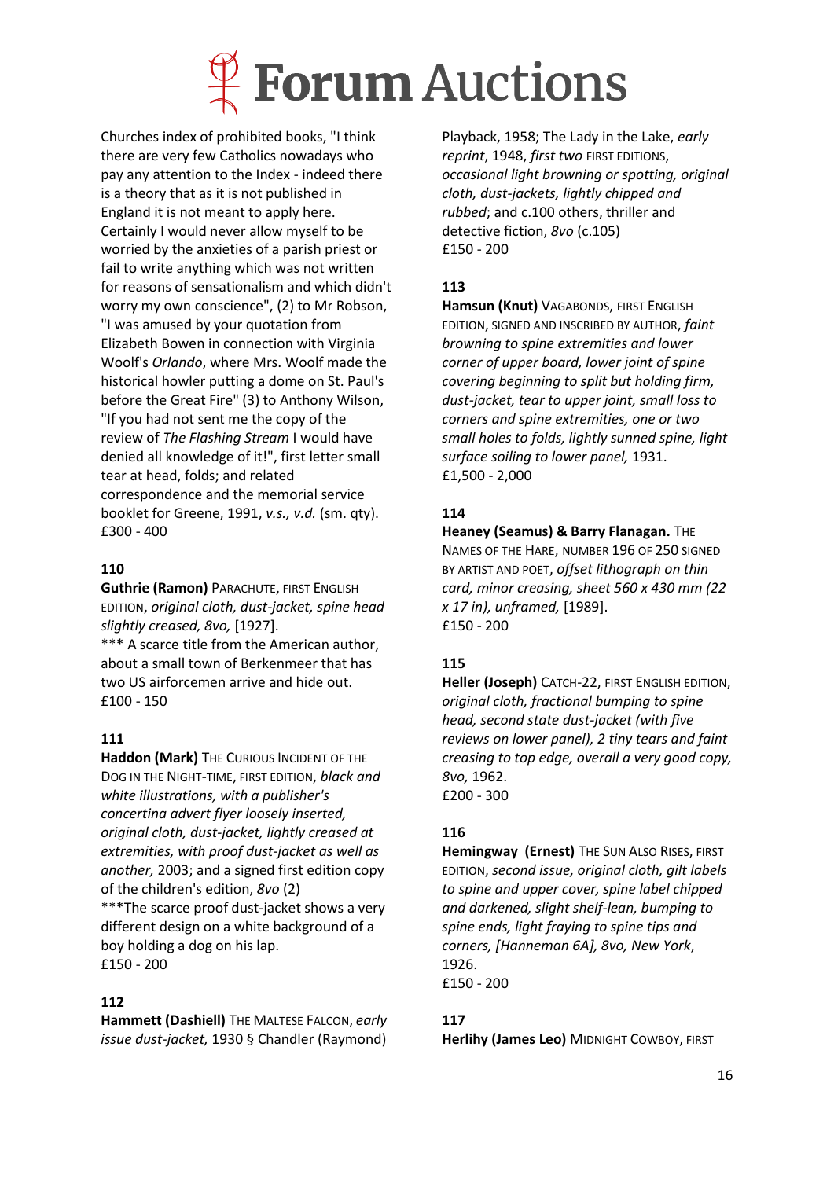Churches index of prohibited books, "I think there are very few Catholics nowadays who pay any attention to the Index - indeed there is a theory that as it is not published in England it is not meant to apply here. Certainly I would never allow myself to be worried by the anxieties of a parish priest or fail to write anything which was not written for reasons of sensationalism and which didn't worry my own conscience", (2) to Mr Robson, "I was amused by your quotation from Elizabeth Bowen in connection with Virginia Woolf's *Orlando*, where Mrs. Woolf made the historical howler putting a dome on St. Paul's before the Great Fire" (3) to Anthony Wilson, "If you had not sent me the copy of the review of *The Flashing Stream* I would have denied all knowledge of it!", first letter small tear at head, folds; and related correspondence and the memorial service booklet for Greene, 1991, *v.s., v.d.* (sm. qty).
£300 - 400

**110**

**Guthrie (Ramon)** PARACHUTE, FIRST ENGLISH EDITION, *original cloth, dust-jacket, spine head slightly creased, 8vo,* [1927].
*** A scarce title from the American author, about a small town of Berkenmeer that has two US airforcemen arrive and hide out.
£100 - 150

**111**

**Haddon (Mark)** THE CURIOUS INCIDENT OF THE DOG IN THE NIGHT-TIME, FIRST EDITION, *black and white illustrations, with a publisher's concertina advert flyer loosely inserted, original cloth, dust-jacket, lightly creased at extremities, with proof dust-jacket as well as another,* 2003; and a signed first edition copy of the children's edition, *8vo* (2)
***The scarce proof dust-jacket shows a very different design on a white background of a boy holding a dog on his lap.
£150 - 200

**112**

**Hammett (Dashiell)** THE MALTESE FALCON, *early issue dust-jacket,* 1930 § Chandler (Raymond) Playback, 1958; The Lady in the Lake, *early reprint*, 1948, *first two* FIRST EDITIONS, *occasional light browning or spotting, original cloth, dust-jackets, lightly chipped and rubbed*; and c.100 others, thriller and detective fiction, *8vo* (c.105)
£150 - 200

**113**

**Hamsun (Knut)** VAGABONDS, FIRST ENGLISH EDITION, SIGNED AND INSCRIBED BY AUTHOR, *faint browning to spine extremities and lower corner of upper board, lower joint of spine covering beginning to split but holding firm, dust-jacket, tear to upper joint, small loss to corners and spine extremities, one or two small holes to folds, lightly sunned spine, light surface soiling to lower panel,* 1931.
£1,500 - 2,000

**114**

**Heaney (Seamus) & Barry Flanagan.** THE NAMES OF THE HARE, NUMBER 196 OF 250 SIGNED BY ARTIST AND POET, *offset lithograph on thin card, minor creasing, sheet 560 x 430 mm (22 x 17 in), unframed,* [1989].
£150 - 200

**115**

**Heller (Joseph)** CATCH-22, FIRST ENGLISH EDITION, *original cloth, fractional bumping to spine head, second state dust-jacket (with five reviews on lower panel), 2 tiny tears and faint creasing to top edge, overall a very good copy, 8vo,* 1962.
£200 - 300

**116**

**Hemingway (Ernest)** THE SUN ALSO RISES, FIRST EDITION, *second issue, original cloth, gilt labels to spine and upper cover, spine label chipped and darkened, slight shelf-lean, bumping to spine ends, light fraying to spine tips and corners, [Hanneman 6A], 8vo, New York*, 1926.
£150 - 200

**117**

**Herlihy (James Leo)** MIDNIGHT COWBOY, FIRST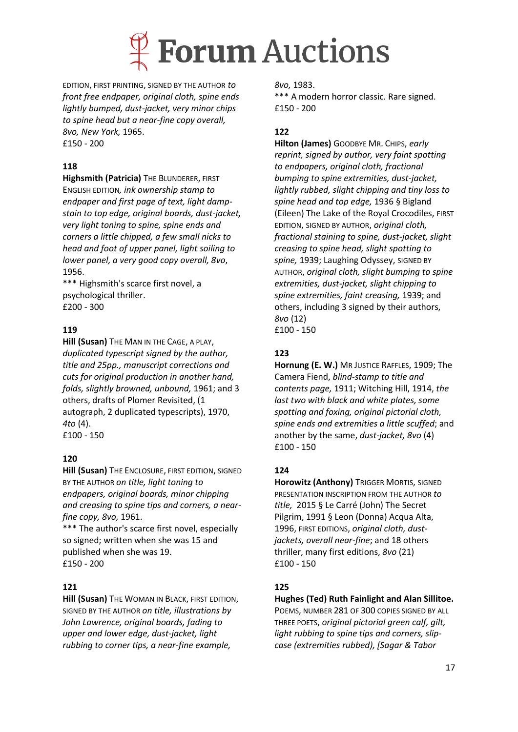EDITION, FIRST PRINTING, SIGNED BY THE AUTHOR *to front free endpaper, original cloth, spine ends lightly bumped, dust-jacket, very minor chips to spine head but a near-fine copy overall, 8vo, New York,* 1965.
£150 - 200

**118**
**Highsmith (Patricia)** THE BLUNDERER, FIRST ENGLISH EDITION*, ink ownership stamp to endpaper and first page of text, light damp-stain to top edge, original boards, dust-jacket, very light toning to spine, spine ends and corners a little chipped, a few small nicks to head and foot of upper panel, light soiling to lower panel, a very good copy overall, 8vo*, 1956.
*** Highsmith's scarce first novel, a psychological thriller.
£200 - 300

**119**
**Hill (Susan)** THE MAN IN THE CAGE, A PLAY, *duplicated typescript signed by the author, title and 25pp., manuscript corrections and cuts for original production in another hand, folds, slightly browned, unbound,* 1961; and 3 others, drafts of Plomer Revisited, (1 autograph, 2 duplicated typescripts), 1970, *4to* (4).
£100 - 150

**120**
**Hill (Susan)** THE ENCLOSURE, FIRST EDITION, SIGNED BY THE AUTHOR *on title, light toning to endpapers, original boards, minor chipping and creasing to spine tips and corners, a near-fine copy, 8vo,* 1961.
*** The author's scarce first novel, especially so signed; written when she was 15 and published when she was 19.
£150 - 200

**121**
**Hill (Susan)** THE WOMAN IN BLACK, FIRST EDITION, SIGNED BY THE AUTHOR *on title, illustrations by John Lawrence, original boards, fading to upper and lower edge, dust-jacket, light rubbing to corner tips, a near-fine example, 8vo,* 1983.
*** A modern horror classic. Rare signed.
£150 - 200

**122**
**Hilton (James)** GOODBYE MR. CHIPS, *early reprint, signed by author, very faint spotting to endpapers, original cloth, fractional bumping to spine extremities, dust-jacket, lightly rubbed, slight chipping and tiny loss to spine head and top edge,* 1936 § Bigland (Eileen) The Lake of the Royal Crocodiles, FIRST EDITION, SIGNED BY AUTHOR, *original cloth, fractional staining to spine, dust-jacket, slight creasing to spine head, slight spotting to spine,* 1939; Laughing Odyssey, SIGNED BY AUTHOR, *original cloth, slight bumping to spine extremities, dust-jacket, slight chipping to spine extremities, faint creasing,* 1939; and others, including 3 signed by their authors, *8vo* (12)
£100 - 150

**123**
**Hornung (E. W.)** MR JUSTICE RAFFLES, 1909; The Camera Fiend, *blind-stamp to title and contents page,* 1911; Witching Hill, 1914, *the last two with black and white plates, some spotting and foxing, original pictorial cloth, spine ends and extremities a little scuffed*; and another by the same, *dust-jacket, 8vo* (4)
£100 - 150

**124**
**Horowitz (Anthony)** TRIGGER MORTIS, SIGNED PRESENTATION INSCRIPTION FROM THE AUTHOR *to title,* 2015 § Le Carré (John) The Secret Pilgrim, 1991 § Leon (Donna) Acqua Alta, 1996, FIRST EDITIONS, *original cloth, dust-jackets, overall near-fine*; and 18 others thriller, many first editions, *8vo* (21)
£100 - 150

**125**
**Hughes (Ted) Ruth Fainlight and Alan Sillitoe.** POEMS, NUMBER 281 OF 300 COPIES SIGNED BY ALL THREE POETS, *original pictorial green calf, gilt, light rubbing to spine tips and corners, slip-case (extremities rubbed), [Sagar & Tabor*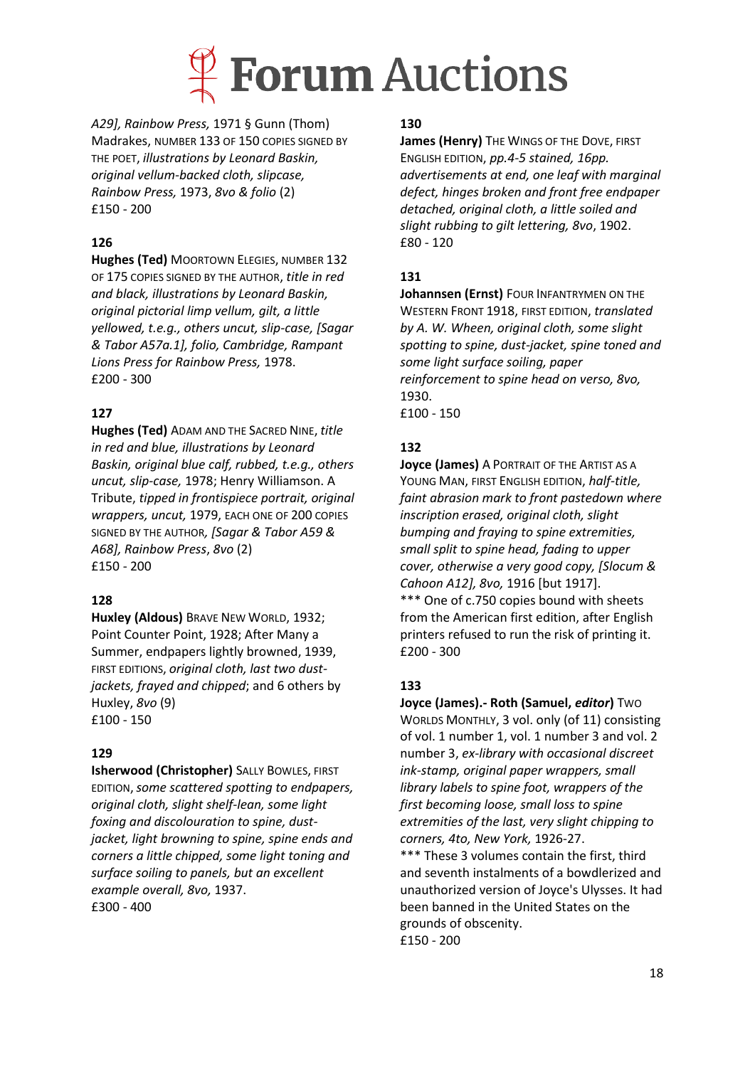*A29], Rainbow Press,* 1971 § Gunn (Thom) Madrakes, NUMBER 133 OF 150 COPIES SIGNED BY THE POET, *illustrations by Leonard Baskin, original vellum-backed cloth, slipcase, Rainbow Press,* 1973, *8vo & folio* (2)
£150 - 200

**126**
**Hughes (Ted)** MOORTOWN ELEGIES, NUMBER 132 OF 175 COPIES SIGNED BY THE AUTHOR, *title in red and black, illustrations by Leonard Baskin, original pictorial limp vellum, gilt, a little yellowed, t.e.g., others uncut, slip-case, [Sagar & Tabor A57a.1], folio, Cambridge, Rampant Lions Press for Rainbow Press,* 1978.
£200 - 300

**127**
**Hughes (Ted)** ADAM AND THE SACRED NINE, *title in red and blue, illustrations by Leonard Baskin, original blue calf, rubbed, t.e.g., others uncut, slip-case,* 1978; Henry Williamson. A Tribute, *tipped in frontispiece portrait, original wrappers, uncut,* 1979, EACH ONE OF 200 COPIES SIGNED BY THE AUTHOR*, [Sagar & Tabor A59 & A68], Rainbow Press*, *8vo* (2)
£150 - 200

**128**
**Huxley (Aldous)** BRAVE NEW WORLD, 1932; Point Counter Point, 1928; After Many a Summer, endpapers lightly browned, 1939, FIRST EDITIONS, *original cloth, last two dust-jackets, frayed and chipped*; and 6 others by Huxley, *8vo* (9)
£100 - 150

**129**
**Isherwood (Christopher)** SALLY BOWLES, FIRST EDITION, *some scattered spotting to endpapers, original cloth, slight shelf-lean, some light foxing and discolouration to spine, dust-jacket, light browning to spine, spine ends and corners a little chipped, some light toning and surface soiling to panels, but an excellent example overall, 8vo,* 1937.
£300 - 400

**130**
**James (Henry)** THE WINGS OF THE DOVE, FIRST ENGLISH EDITION, *pp.4-5 stained, 16pp. advertisements at end, one leaf with marginal defect, hinges broken and front free endpaper detached, original cloth, a little soiled and slight rubbing to gilt lettering, 8vo*, 1902.
£80 - 120

**131**
**Johannsen (Ernst)** FOUR INFANTRYMEN ON THE WESTERN FRONT 1918, FIRST EDITION, *translated by A. W. Wheen, original cloth, some slight spotting to spine, dust-jacket, spine toned and some light surface soiling, paper reinforcement to spine head on verso, 8vo,* 1930.
£100 - 150

**132**
**Joyce (James)** A PORTRAIT OF THE ARTIST AS A YOUNG MAN, FIRST ENGLISH EDITION, *half-title, faint abrasion mark to front pastedown where inscription erased, original cloth, slight bumping and fraying to spine extremities, small split to spine head, fading to upper cover, otherwise a very good copy, [Slocum & Cahoon A12], 8vo,* 1916 [but 1917].
*** One of c.750 copies bound with sheets from the American first edition, after English printers refused to run the risk of printing it.
£200 - 300

**133**
**Joyce (James).- Roth (Samuel, *editor*)** TWO WORLDS MONTHLY, 3 vol. only (of 11) consisting of vol. 1 number 1, vol. 1 number 3 and vol. 2 number 3, *ex-library with occasional discreet ink-stamp, original paper wrappers, small library labels to spine foot, wrappers of the first becoming loose, small loss to spine extremities of the last, very slight chipping to corners, 4to, New York,* 1926-27.
*** These 3 volumes contain the first, third and seventh instalments of a bowdlerized and unauthorized version of Joyce's Ulysses. It had been banned in the United States on the grounds of obscenity.
£150 - 200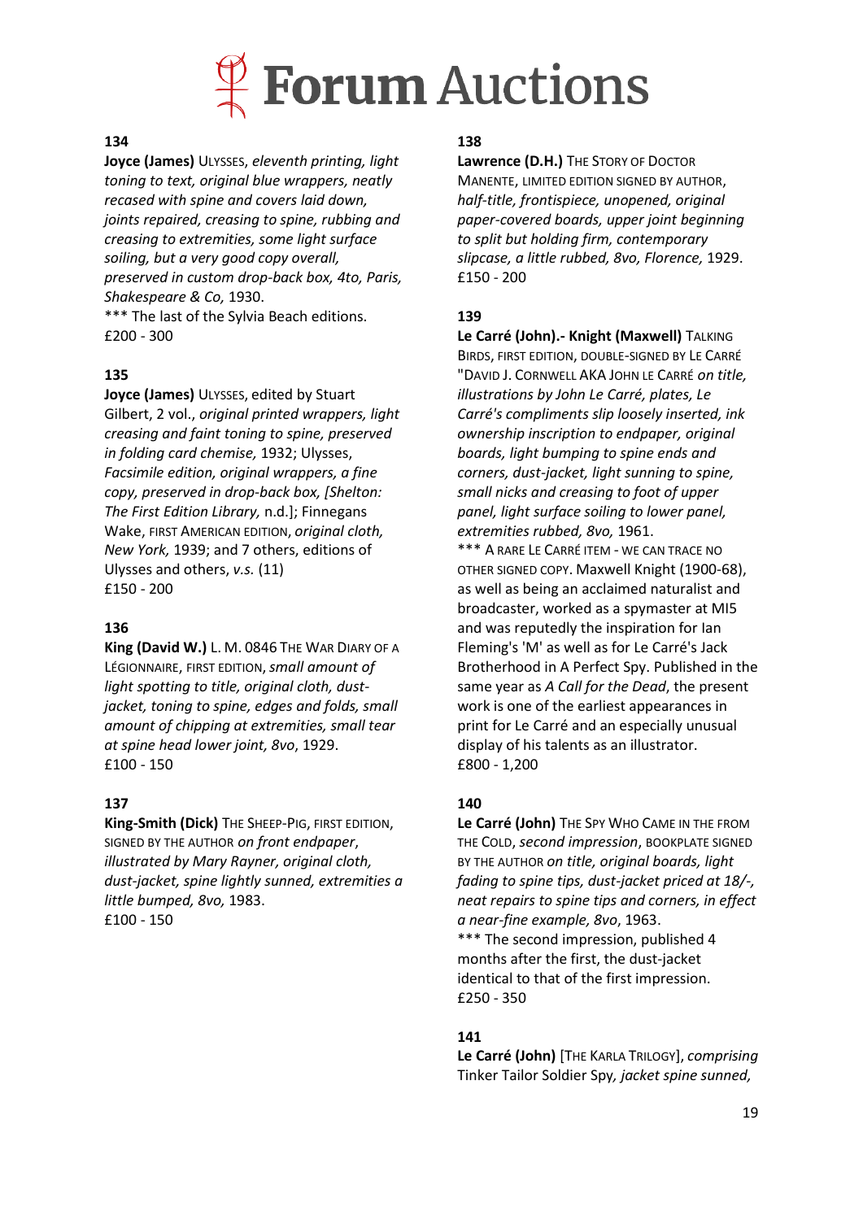**134**

**Joyce (James)** ULYSSES, *eleventh printing, light toning to text, original blue wrappers, neatly recased with spine and covers laid down, joints repaired, creasing to spine, rubbing and creasing to extremities, some light surface soiling, but a very good copy overall, preserved in custom drop-back box, 4to, Paris, Shakespeare & Co,* 1930.

*** The last of the Sylvia Beach editions.

£200 - 300

**135**

**Joyce (James)** ULYSSES, edited by Stuart Gilbert, 2 vol., *original printed wrappers, light creasing and faint toning to spine, preserved in folding card chemise,* 1932; Ulysses, *Facsimile edition, original wrappers, a fine copy, preserved in drop-back box, [Shelton: The First Edition Library,* n.d.]; Finnegans Wake, FIRST AMERICAN EDITION, *original cloth, New York,* 1939; and 7 others, editions of Ulysses and others, *v.s.* (11)

£150 - 200

**136**

**King (David W.)** L. M. 0846 THE WAR DIARY OF A LÉGIONNAIRE, FIRST EDITION, *small amount of light spotting to title, original cloth, dust-jacket, toning to spine, edges and folds, small amount of chipping at extremities, small tear at spine head lower joint, 8vo*, 1929.

£100 - 150

**137**

**King-Smith (Dick)** THE SHEEP-PIG, FIRST EDITION, SIGNED BY THE AUTHOR *on front endpaper*, *illustrated by Mary Rayner, original cloth, dust-jacket, spine lightly sunned, extremities a little bumped, 8vo,* 1983.

£100 - 150

**138**

**Lawrence (D.H.)** THE STORY OF DOCTOR MANENTE, LIMITED EDITION SIGNED BY AUTHOR, *half-title, frontispiece, unopened, original paper-covered boards, upper joint beginning to split but holding firm, contemporary slipcase, a little rubbed, 8vo, Florence,* 1929.

£150 - 200

**139**

**Le Carré (John).- Knight (Maxwell)** TALKING BIRDS, FIRST EDITION, DOUBLE-SIGNED BY LE CARRÉ "DAVID J. CORNWELL AKA JOHN LE CARRÉ *on title, illustrations by John Le Carré, plates, Le Carré's compliments slip loosely inserted, ink ownership inscription to endpaper, original boards, light bumping to spine ends and corners, dust-jacket, light sunning to spine, small nicks and creasing to foot of upper panel, light surface soiling to lower panel, extremities rubbed, 8vo,* 1961.

*** A RARE LE CARRÉ ITEM - WE CAN TRACE NO OTHER SIGNED COPY. Maxwell Knight (1900-68), as well as being an acclaimed naturalist and broadcaster, worked as a spymaster at MI5 and was reputedly the inspiration for Ian Fleming's 'M' as well as for Le Carré's Jack Brotherhood in A Perfect Spy. Published in the same year as *A Call for the Dead*, the present work is one of the earliest appearances in print for Le Carré and an especially unusual display of his talents as an illustrator.

£800 - 1,200

**140**

**Le Carré (John)** THE SPY WHO CAME IN THE FROM THE COLD, *second impression*, BOOKPLATE SIGNED BY THE AUTHOR *on title, original boards, light fading to spine tips, dust-jacket priced at 18/-, neat repairs to spine tips and corners, in effect a near-fine example, 8vo*, 1963.

*** The second impression, published 4 months after the first, the dust-jacket identical to that of the first impression.

£250 - 350

**141**

**Le Carré (John)** [THE KARLA TRILOGY], *comprising* Tinker Tailor Soldier Spy*, jacket spine sunned,*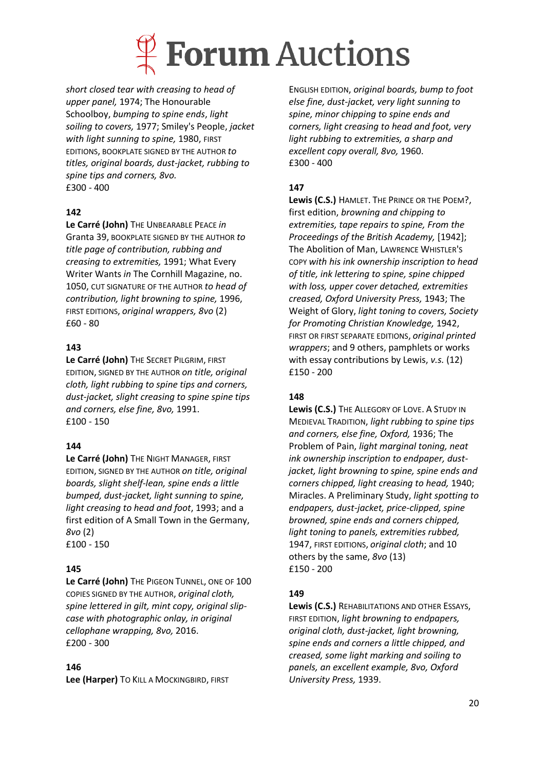*short closed tear with creasing to head of upper panel,* 1974; The Honourable Schoolboy, *bumping to spine ends*, *light soiling to covers,* 1977; Smiley's People, *jacket with light sunning to spine,* 1980, FIRST EDITIONS, BOOKPLATE SIGNED BY THE AUTHOR *to titles, original boards, dust-jacket, rubbing to spine tips and corners, 8vo.*
£300 - 400

**142**
**Le Carré (John)** THE UNBEARABLE PEACE *in* Granta 39, BOOKPLATE SIGNED BY THE AUTHOR *to title page of contribution, rubbing and creasing to extremities,* 1991; What Every Writer Wants *in* The Cornhill Magazine, no. 1050, CUT SIGNATURE OF THE AUTHOR *to head of contribution, light browning to spine,* 1996, FIRST EDITIONS, *original wrappers, 8vo* (2)
£60 - 80

**143**
**Le Carré (John)** THE SECRET PILGRIM, FIRST EDITION, SIGNED BY THE AUTHOR *on title, original cloth, light rubbing to spine tips and corners, dust-jacket, slight creasing to spine spine tips and corners, else fine, 8vo,* 1991.
£100 - 150

**144**
**Le Carré (John)** THE NIGHT MANAGER, FIRST EDITION, SIGNED BY THE AUTHOR *on title, original boards, slight shelf-lean, spine ends a little bumped, dust-jacket, light sunning to spine, light creasing to head and foot*, 1993; and a first edition of A Small Town in the Germany, *8vo* (2)
£100 - 150

**145**
**Le Carré (John)** THE PIGEON TUNNEL, ONE OF 100 COPIES SIGNED BY THE AUTHOR, *original cloth, spine lettered in gilt, mint copy, original slip-case with photographic onlay, in original cellophane wrapping, 8vo,* 2016.
£200 - 300

**146**
**Lee (Harper)** TO KILL A MOCKINGBIRD, FIRST ENGLISH EDITION, *original boards, bump to foot else fine, dust-jacket, very light sunning to spine, minor chipping to spine ends and corners, light creasing to head and foot, very light rubbing to extremities, a sharp and excellent copy overall, 8vo,* 1960.
£300 - 400

**147**
**Lewis (C.S.)** HAMLET. THE PRINCE OR THE POEM?, first edition, *browning and chipping to extremities, tape repairs to spine, From the Proceedings of the British Academy,* [1942]; The Abolition of Man, LAWRENCE WHISTLER'S COPY *with his ink ownership inscription to head of title, ink lettering to spine, spine chipped with loss, upper cover detached, extremities creased, Oxford University Press,* 1943; The Weight of Glory, *light toning to covers, Society for Promoting Christian Knowledge,* 1942, FIRST OR FIRST SEPARATE EDITIONS, *original printed wrappers*; and 9 others, pamphlets or works with essay contributions by Lewis, *v.s.* (12)
£150 - 200

**148**
**Lewis (C.S.)** THE ALLEGORY OF LOVE. A STUDY IN MEDIEVAL TRADITION, *light rubbing to spine tips and corners, else fine, Oxford,* 1936; The Problem of Pain, *light marginal toning, neat ink ownership inscription to endpaper, dust-jacket, light browning to spine, spine ends and corners chipped, light creasing to head,* 1940; Miracles. A Preliminary Study, *light spotting to endpapers, dust-jacket, price-clipped, spine browned, spine ends and corners chipped, light toning to panels, extremities rubbed,* 1947, FIRST EDITIONS, *original cloth*; and 10 others by the same, *8vo* (13)
£150 - 200

**149**
**Lewis (C.S.)** REHABILITATIONS AND OTHER ESSAYS, FIRST EDITION, *light browning to endpapers, original cloth, dust-jacket, light browning, spine ends and corners a little chipped, and creased, some light marking and soiling to panels, an excellent example, 8vo, Oxford University Press,* 1939.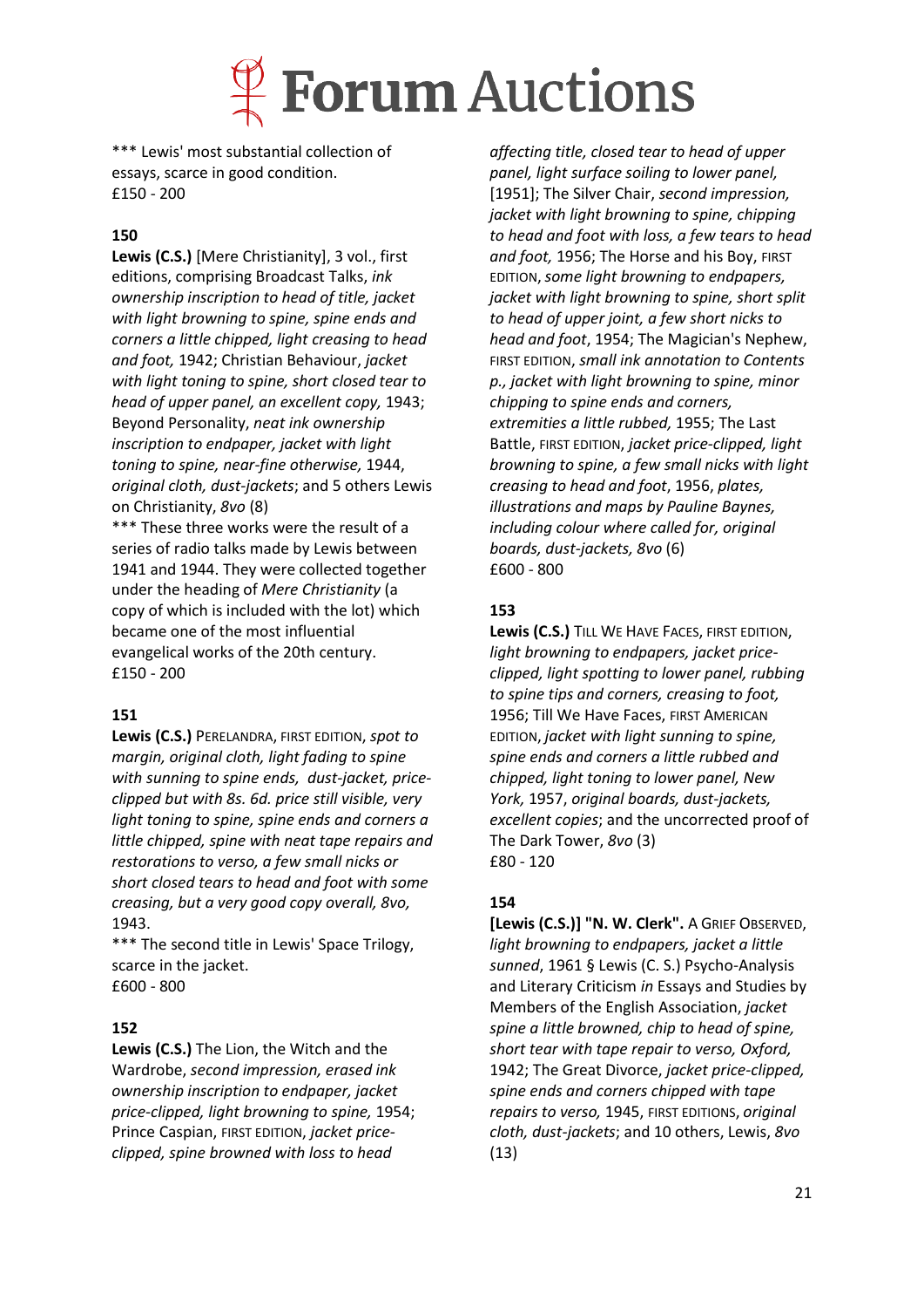*** Lewis' most substantial collection of essays, scarce in good condition.
£150 - 200

**150**

**Lewis (C.S.)** [Mere Christianity], 3 vol., first editions, comprising Broadcast Talks, *ink ownership inscription to head of title, jacket with light browning to spine, spine ends and corners a little chipped, light creasing to head and foot,* 1942; Christian Behaviour, *jacket with light toning to spine, short closed tear to head of upper panel, an excellent copy,* 1943; Beyond Personality, *neat ink ownership inscription to endpaper, jacket with light toning to spine, near-fine otherwise,* 1944, *original cloth, dust-jackets*; and 5 others Lewis on Christianity, *8vo* (8)

*** These three works were the result of a series of radio talks made by Lewis between 1941 and 1944. They were collected together under the heading of *Mere Christianity* (a copy of which is included with the lot) which became one of the most influential evangelical works of the 20th century.
£150 - 200

**151**

**Lewis (C.S.)** PERELANDRA, FIRST EDITION, *spot to margin, original cloth, light fading to spine with sunning to spine ends, dust-jacket, price-clipped but with 8s. 6d. price still visible, very light toning to spine, spine ends and corners a little chipped, spine with neat tape repairs and restorations to verso, a few small nicks or short closed tears to head and foot with some creasing, but a very good copy overall, 8vo,* 1943.

*** The second title in Lewis' Space Trilogy, scarce in the jacket.
£600 - 800

**152**

**Lewis (C.S.)** The Lion, the Witch and the Wardrobe, *second impression, erased ink ownership inscription to endpaper, jacket price-clipped, light browning to spine,* 1954; Prince Caspian, FIRST EDITION, *jacket price-clipped, spine browned with loss to head affecting title, closed tear to head of upper panel, light surface soiling to lower panel,* [1951]; The Silver Chair, *second impression, jacket with light browning to spine, chipping to head and foot with loss, a few tears to head and foot,* 1956; The Horse and his Boy, FIRST EDITION, *some light browning to endpapers, jacket with light browning to spine, short split to head of upper joint, a few short nicks to head and foot*, 1954; The Magician's Nephew, FIRST EDITION, *small ink annotation to Contents p., jacket with light browning to spine, minor chipping to spine ends and corners, extremities a little rubbed,* 1955; The Last Battle, FIRST EDITION, *jacket price-clipped, light browning to spine, a few small nicks with light creasing to head and foot*, 1956, *plates, illustrations and maps by Pauline Baynes, including colour where called for, original boards, dust-jackets, 8vo* (6)
£600 - 800

**153**

**Lewis (C.S.)** TILL WE HAVE FACES, FIRST EDITION, *light browning to endpapers, jacket price-clipped, light spotting to lower panel, rubbing to spine tips and corners, creasing to foot,* 1956; Till We Have Faces, FIRST AMERICAN EDITION, *jacket with light sunning to spine, spine ends and corners a little rubbed and chipped, light toning to lower panel, New York,* 1957, *original boards, dust-jackets, excellent copies*; and the uncorrected proof of The Dark Tower, *8vo* (3)
£80 - 120

**154**

**[Lewis (C.S.)] "N. W. Clerk".** A GRIEF OBSERVED, *light browning to endpapers, jacket a little sunned*, 1961 § Lewis (C. S.) Psycho-Analysis and Literary Criticism *in* Essays and Studies by Members of the English Association, *jacket spine a little browned, chip to head of spine, short tear with tape repair to verso, Oxford,* 1942; The Great Divorce, *jacket price-clipped, spine ends and corners chipped with tape repairs to verso,* 1945, FIRST EDITIONS, *original cloth, dust-jackets*; and 10 others, Lewis, *8vo* (13)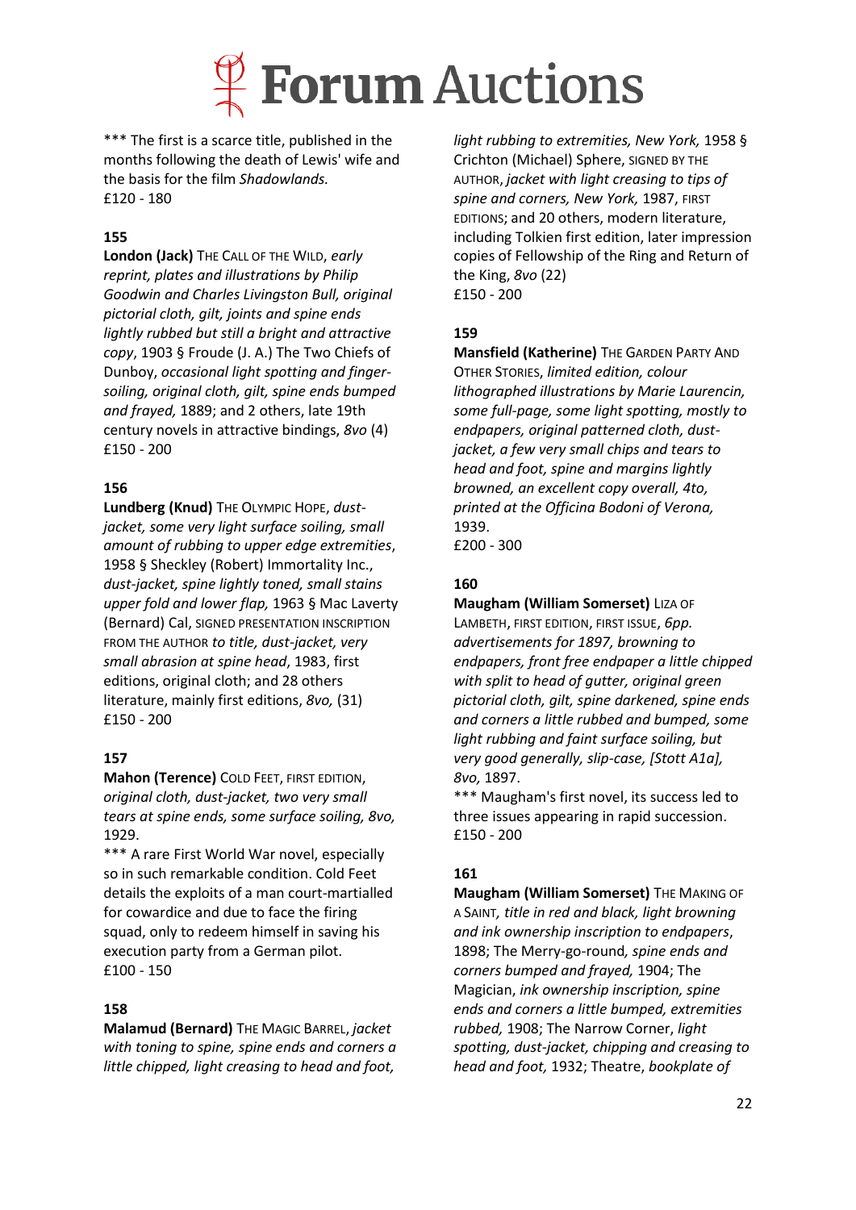*** The first is a scarce title, published in the months following the death of Lewis' wife and the basis for the film *Shadowlands.*
£120 - 180

**155**

**London (Jack)** THE CALL OF THE WILD, *early reprint, plates and illustrations by Philip Goodwin and Charles Livingston Bull, original pictorial cloth, gilt, joints and spine ends lightly rubbed but still a bright and attractive copy*, 1903 § Froude (J. A.) The Two Chiefs of Dunboy, *occasional light spotting and finger-soiling, original cloth, gilt, spine ends bumped and frayed,* 1889; and 2 others, late 19th century novels in attractive bindings, *8vo* (4)
£150 - 200

**156**

**Lundberg (Knud)** THE OLYMPIC HOPE, *dust-jacket, some very light surface soiling, small amount of rubbing to upper edge extremities*, 1958 § Sheckley (Robert) Immortality Inc., *dust-jacket, spine lightly toned, small stains upper fold and lower flap,* 1963 § Mac Laverty (Bernard) Cal, SIGNED PRESENTATION INSCRIPTION FROM THE AUTHOR *to title, dust-jacket, very small abrasion at spine head*, 1983, first editions, original cloth; and 28 others literature, mainly first editions, *8vo,* (31)
£150 - 200

**157**

**Mahon (Terence)** COLD FEET, FIRST EDITION, *original cloth, dust-jacket, two very small tears at spine ends, some surface soiling, 8vo,* 1929.

*** A rare First World War novel, especially so in such remarkable condition. Cold Feet details the exploits of a man court-martialled for cowardice and due to face the firing squad, only to redeem himself in saving his execution party from a German pilot.
£100 - 150

**158**

**Malamud (Bernard)** THE MAGIC BARREL, *jacket with toning to spine, spine ends and corners a little chipped, light creasing to head and foot, light rubbing to extremities, New York,* 1958 § Crichton (Michael) Sphere, SIGNED BY THE AUTHOR, *jacket with light creasing to tips of spine and corners, New York,* 1987, FIRST EDITIONS; and 20 others, modern literature, including Tolkien first edition, later impression copies of Fellowship of the Ring and Return of the King, *8vo* (22)
£150 - 200

**159**

**Mansfield (Katherine)** THE GARDEN PARTY AND OTHER STORIES, *limited edition, colour lithographed illustrations by Marie Laurencin, some full-page, some light spotting, mostly to endpapers, original patterned cloth, dust-jacket, a few very small chips and tears to head and foot, spine and margins lightly browned, an excellent copy overall, 4to, printed at the Officina Bodoni of Verona,* 1939.
£200 - 300

**160**

**Maugham (William Somerset)** LIZA OF LAMBETH, FIRST EDITION, FIRST ISSUE, *6pp. advertisements for 1897, browning to endpapers, front free endpaper a little chipped with split to head of gutter, original green pictorial cloth, gilt, spine darkened, spine ends and corners a little rubbed and bumped, some light rubbing and faint surface soiling, but very good generally, slip-case, [Stott A1a], 8vo,* 1897.

*** Maugham's first novel, its success led to three issues appearing in rapid succession.
£150 - 200

**161**

**Maugham (William Somerset)** THE MAKING OF A SAINT*, title in red and black, light browning and ink ownership inscription to endpapers*, 1898; The Merry-go-round*, spine ends and corners bumped and frayed,* 1904; The Magician, *ink ownership inscription, spine ends and corners a little bumped, extremities rubbed,* 1908; The Narrow Corner, *light spotting, dust-jacket, chipping and creasing to head and foot,* 1932; Theatre, *bookplate of*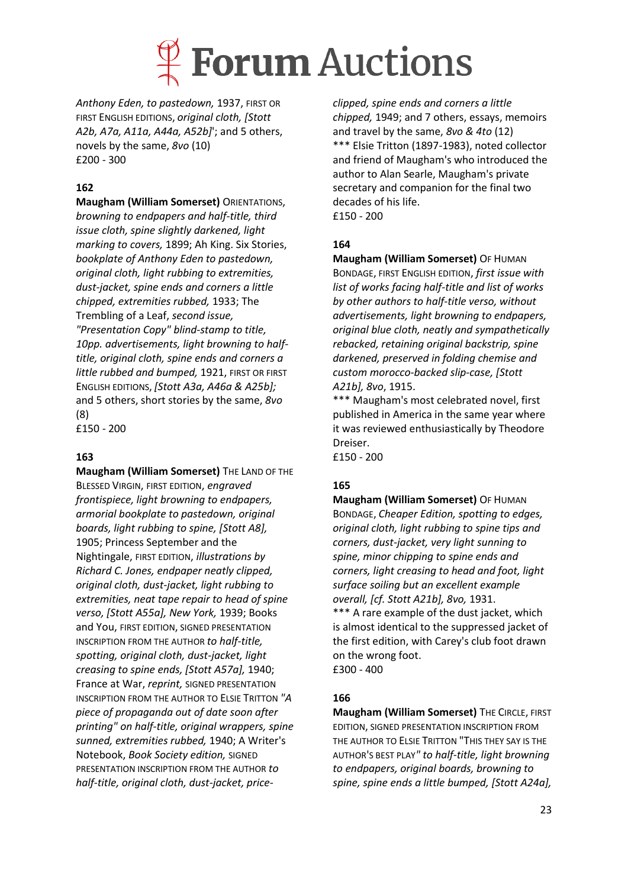*Anthony Eden, to pastedown,* 1937, FIRST OR FIRST ENGLISH EDITIONS, *original cloth, [Stott A2b, A7a, A11a, A44a, A52b]*'; and 5 others, novels by the same, *8vo* (10)
£200 - 300

**162**

**Maugham (William Somerset)** ORIENTATIONS, *browning to endpapers and half-title, third issue cloth, spine slightly darkened, light marking to covers,* 1899; Ah King. Six Stories, *bookplate of Anthony Eden to pastedown, original cloth, light rubbing to extremities, dust-jacket, spine ends and corners a little chipped, extremities rubbed,* 1933; The Trembling of a Leaf, *second issue, "Presentation Copy" blind-stamp to title, 10pp. advertisements, light browning to half-title, original cloth, spine ends and corners a little rubbed and bumped,* 1921, FIRST OR FIRST ENGLISH EDITIONS, *[Stott A3a, A46a & A25b];* and 5 others, short stories by the same, *8vo* (8)
£150 - 200

**163**

**Maugham (William Somerset)** THE LAND OF THE BLESSED VIRGIN, FIRST EDITION, *engraved frontispiece, light browning to endpapers, armorial bookplate to pastedown, original boards, light rubbing to spine, [Stott A8],* 1905; Princess September and the Nightingale, FIRST EDITION, *illustrations by Richard C. Jones, endpaper neatly clipped, original cloth, dust-jacket, light rubbing to extremities, neat tape repair to head of spine verso, [Stott A55a], New York,* 1939; Books and You, FIRST EDITION, SIGNED PRESENTATION INSCRIPTION FROM THE AUTHOR *to half-title, spotting, original cloth, dust-jacket, light creasing to spine ends, [Stott A57a],* 1940; France at War, *reprint,* SIGNED PRESENTATION INSCRIPTION FROM THE AUTHOR TO ELSIE TRITTON *"A piece of propaganda out of date soon after printing" on half-title, original wrappers, spine sunned, extremities rubbed,* 1940; A Writer's Notebook, *Book Society edition,* SIGNED PRESENTATION INSCRIPTION FROM THE AUTHOR *to half-title, original cloth, dust-jacket, price-clipped, spine ends and corners a little chipped,* 1949; and 7 others, essays, memoirs and travel by the same, *8vo & 4to* (12)
\*\*\* Elsie Tritton (1897-1983), noted collector and friend of Maugham's who introduced the author to Alan Searle, Maugham's private secretary and companion for the final two decades of his life.
£150 - 200

**164**

**Maugham (William Somerset)** OF HUMAN BONDAGE, FIRST ENGLISH EDITION, *first issue with list of works facing half-title and list of works by other authors to half-title verso, without advertisements, light browning to endpapers, original blue cloth, neatly and sympathetically rebacked, retaining original backstrip, spine darkened, preserved in folding chemise and custom morocco-backed slip-case, [Stott A21b], 8vo*, 1915.
\*\*\* Maugham's most celebrated novel, first published in America in the same year where it was reviewed enthusiastically by Theodore Dreiser.
£150 - 200

**165**

**Maugham (William Somerset)** OF HUMAN BONDAGE, *Cheaper Edition, spotting to edges, original cloth, light rubbing to spine tips and corners, dust-jacket, very light sunning to spine, minor chipping to spine ends and corners, light creasing to head and foot, light surface soiling but an excellent example overall, [cf. Stott A21b], 8vo,* 1931.
\*\*\* A rare example of the dust jacket, which is almost identical to the suppressed jacket of the first edition, with Carey's club foot drawn on the wrong foot.
£300 - 400

**166**

**Maugham (William Somerset)** THE CIRCLE, FIRST EDITION, SIGNED PRESENTATION INSCRIPTION FROM THE AUTHOR TO ELSIE TRITTON "THIS THEY SAY IS THE AUTHOR'S BEST PLAY*" to half-title, light browning to endpapers, original boards, browning to spine, spine ends a little bumped, [Stott A24a],*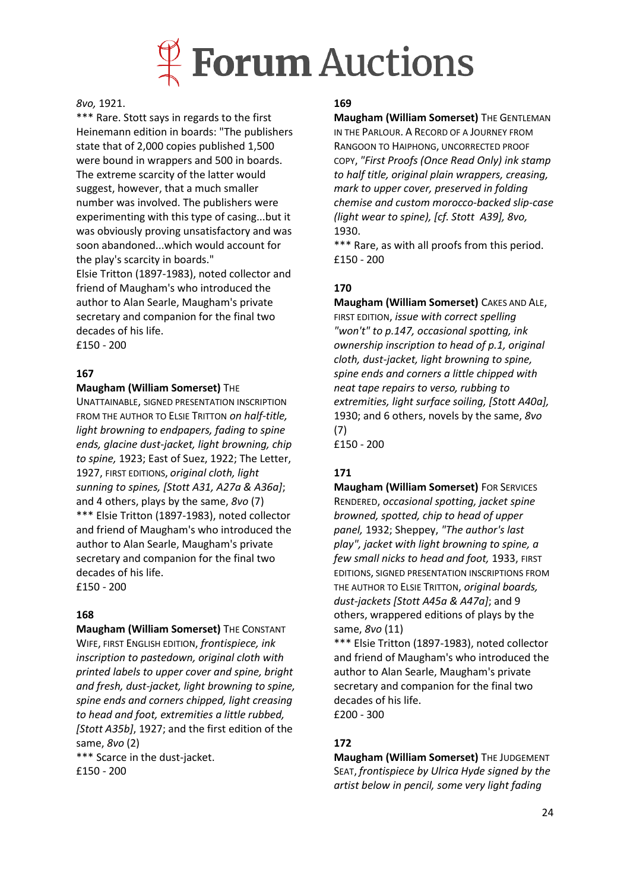*8vo,* 1921.

*** Rare. Stott says in regards to the first Heinemann edition in boards: "The publishers state that of 2,000 copies published 1,500 were bound in wrappers and 500 in boards. The extreme scarcity of the latter would suggest, however, that a much smaller number was involved. The publishers were experimenting with this type of casing...but it was obviously proving unsatisfactory and was soon abandoned...which would account for the play's scarcity in boards."

Elsie Tritton (1897-1983), noted collector and friend of Maugham's who introduced the author to Alan Searle, Maugham's private secretary and companion for the final two decades of his life.

£150 - 200

### 167

**Maugham (William Somerset)** THE UNATTAINABLE, SIGNED PRESENTATION INSCRIPTION FROM THE AUTHOR TO ELSIE TRITTON *on half-title, light browning to endpapers, fading to spine ends, glacine dust-jacket, light browning, chip to spine,* 1923; East of Suez, 1922; The Letter, 1927, FIRST EDITIONS, *original cloth, light sunning to spines, [Stott A31, A27a & A36a]*; and 4 others, plays by the same, *8vo* (7)

*** Elsie Tritton (1897-1983), noted collector and friend of Maugham's who introduced the author to Alan Searle, Maugham's private secretary and companion for the final two decades of his life.

£150 - 200

### 168

**Maugham (William Somerset)** THE CONSTANT WIFE, FIRST ENGLISH EDITION, *frontispiece, ink inscription to pastedown, original cloth with printed labels to upper cover and spine, bright and fresh, dust-jacket, light browning to spine, spine ends and corners chipped, light creasing to head and foot, extremities a little rubbed, [Stott A35b]*, 1927; and the first edition of the same, *8vo* (2)

*** Scarce in the dust-jacket.

£150 - 200

### 169

**Maugham (William Somerset)** THE GENTLEMAN IN THE PARLOUR. A RECORD OF A JOURNEY FROM RANGOON TO HAIPHONG, UNCORRECTED PROOF COPY, *"First Proofs (Once Read Only) ink stamp to half title, original plain wrappers, creasing, mark to upper cover, preserved in folding chemise and custom morocco-backed slip-case (light wear to spine), [cf. Stott A39], 8vo,* 1930.

*** Rare, as with all proofs from this period.

£150 - 200

### 170

**Maugham (William Somerset)** CAKES AND ALE, FIRST EDITION, *issue with correct spelling "won't" to p.147, occasional spotting, ink ownership inscription to head of p.1, original cloth, dust-jacket, light browning to spine, spine ends and corners a little chipped with neat tape repairs to verso, rubbing to extremities, light surface soiling, [Stott A40a],* 1930; and 6 others, novels by the same, *8vo* (7)

£150 - 200

### 171

**Maugham (William Somerset)** FOR SERVICES RENDERED, *occasional spotting, jacket spine browned, spotted, chip to head of upper panel,* 1932; Sheppey, *"The author's last play", jacket with light browning to spine, a few small nicks to head and foot,* 1933, FIRST EDITIONS, SIGNED PRESENTATION INSCRIPTIONS FROM THE AUTHOR TO ELSIE TRITTON, *original boards, dust-jackets [Stott A45a & A47a]*; and 9 others, wrappered editions of plays by the same, *8vo* (11)

*** Elsie Tritton (1897-1983), noted collector and friend of Maugham's who introduced the author to Alan Searle, Maugham's private secretary and companion for the final two decades of his life.

£200 - 300

### 172

**Maugham (William Somerset)** THE JUDGEMENT SEAT, *frontispiece by Ulrica Hyde signed by the artist below in pencil, some very light fading*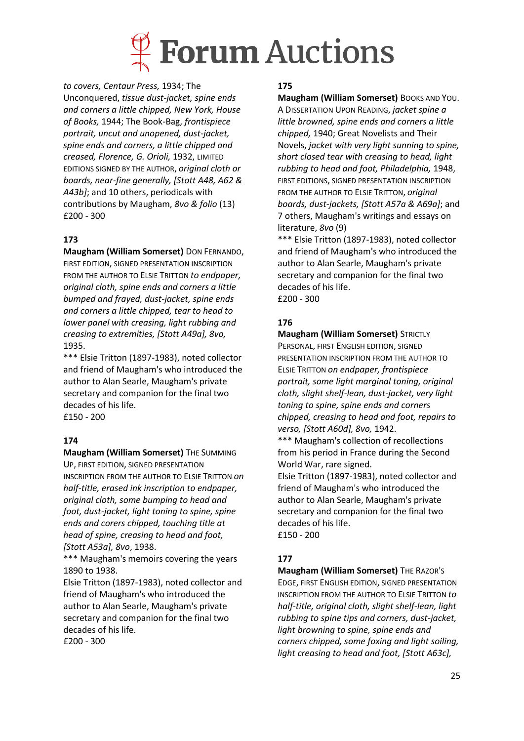*to covers, Centaur Press,* 1934; The Unconquered, *tissue dust-jacket, spine ends and corners a little chipped, New York, House of Books,* 1944; The Book-Bag, *frontispiece portrait, uncut and unopened, dust-jacket, spine ends and corners, a little chipped and creased, Florence, G. Orioli,* 1932, LIMITED EDITIONS SIGNED BY THE AUTHOR, *original cloth or boards, near-fine generally, [Stott A48, A62 & A43b]*; and 10 others, periodicals with contributions by Maugham, *8vo & folio* (13)
£200 - 300

**173**

**Maugham (William Somerset)** DON FERNANDO, FIRST EDITION, SIGNED PRESENTATION INSCRIPTION FROM THE AUTHOR TO ELSIE TRITTON *to endpaper, original cloth, spine ends and corners a little bumped and frayed, dust-jacket, spine ends and corners a little chipped, tear to head to lower panel with creasing, light rubbing and creasing to extremities, [Stott A49a], 8vo,* 1935.
*** Elsie Tritton (1897-1983), noted collector and friend of Maugham's who introduced the author to Alan Searle, Maugham's private secretary and companion for the final two decades of his life.
£150 - 200

**174**

**Maugham (William Somerset)** THE SUMMING UP, FIRST EDITION, SIGNED PRESENTATION INSCRIPTION FROM THE AUTHOR TO ELSIE TRITTON *on half-title, erased ink inscription to endpaper, original cloth, some bumping to head and foot, dust-jacket, light toning to spine, spine ends and corers chipped, touching title at head of spine, creasing to head and foot, [Stott A53a], 8vo*, 1938.
*** Maugham's memoirs covering the years 1890 to 1938.
Elsie Tritton (1897-1983), noted collector and friend of Maugham's who introduced the author to Alan Searle, Maugham's private secretary and companion for the final two decades of his life.
£200 - 300

**175**

**Maugham (William Somerset)** BOOKS AND YOU. A DISSERTATION UPON READING, *jacket spine a little browned, spine ends and corners a little chipped,* 1940; Great Novelists and Their Novels, *jacket with very light sunning to spine, short closed tear with creasing to head, light rubbing to head and foot, Philadelphia,* 1948, FIRST EDITIONS, SIGNED PRESENTATION INSCRIPTION FROM THE AUTHOR TO ELSIE TRITTON, *original boards, dust-jackets, [Stott A57a & A69a]*; and 7 others, Maugham's writings and essays on literature, *8vo* (9)
*** Elsie Tritton (1897-1983), noted collector and friend of Maugham's who introduced the author to Alan Searle, Maugham's private secretary and companion for the final two decades of his life.
£200 - 300

**176**

**Maugham (William Somerset)** STRICTLY PERSONAL, FIRST ENGLISH EDITION, SIGNED PRESENTATION INSCRIPTION FROM THE AUTHOR TO ELSIE TRITTON *on endpaper, frontispiece portrait, some light marginal toning, original cloth, slight shelf-lean, dust-jacket, very light toning to spine, spine ends and corners chipped, creasing to head and foot, repairs to verso, [Stott A60d], 8vo,* 1942.
*** Maugham's collection of recollections from his period in France during the Second World War, rare signed.
Elsie Tritton (1897-1983), noted collector and friend of Maugham's who introduced the author to Alan Searle, Maugham's private secretary and companion for the final two decades of his life.
£150 - 200

**177**

**Maugham (William Somerset)** THE RAZOR'S EDGE, FIRST ENGLISH EDITION, SIGNED PRESENTATION INSCRIPTION FROM THE AUTHOR TO ELSIE TRITTON *to half-title, original cloth, slight shelf-lean, light rubbing to spine tips and corners, dust-jacket, light browning to spine, spine ends and corners chipped, some foxing and light soiling, light creasing to head and foot, [Stott A63c],*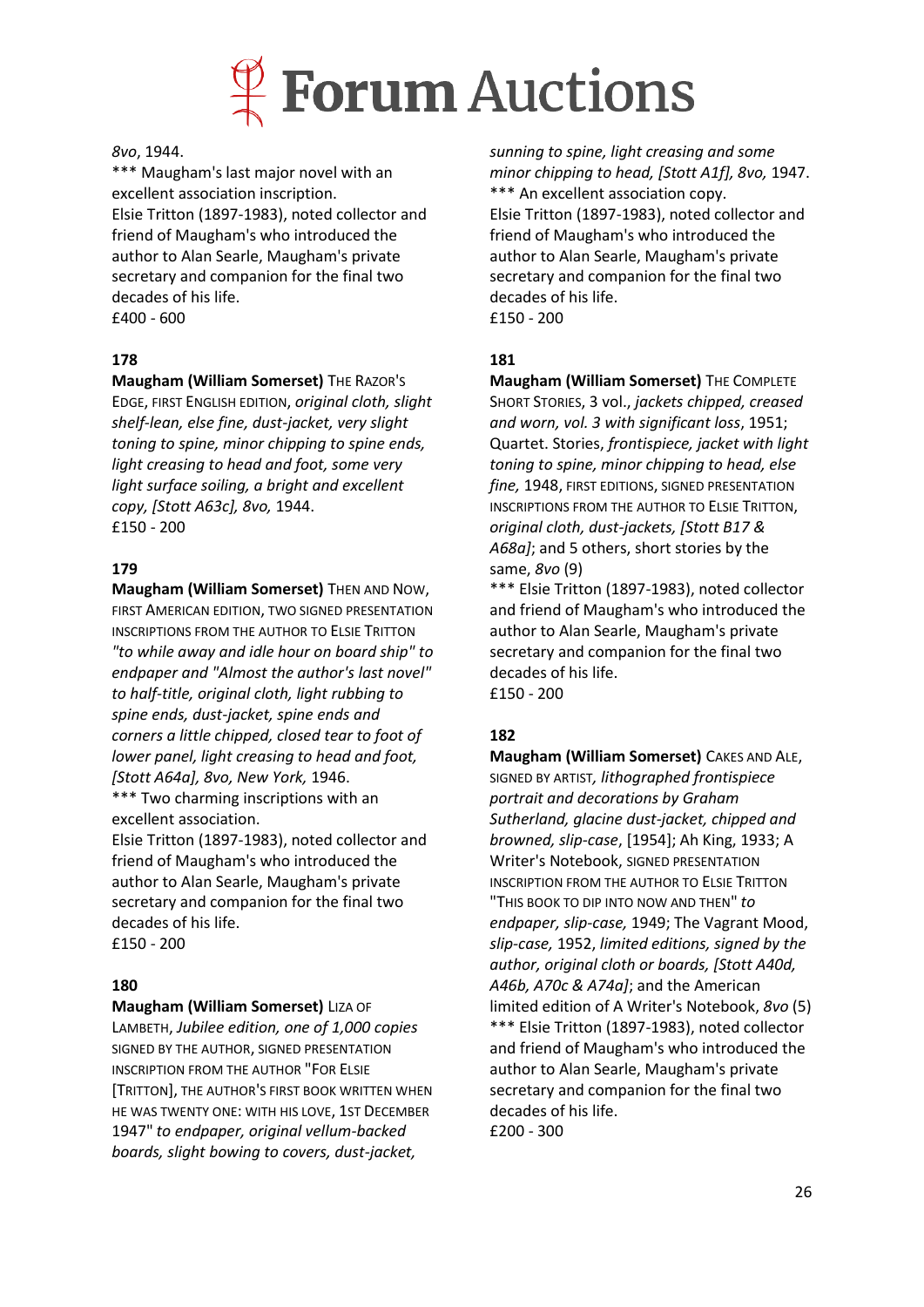*8vo*, 1944.
*** Maugham's last major novel with an excellent association inscription.
Elsie Tritton (1897-1983), noted collector and friend of Maugham's who introduced the author to Alan Searle, Maugham's private secretary and companion for the final two decades of his life.
£400 - 600

**178**

**Maugham (William Somerset)** THE RAZOR'S EDGE, FIRST ENGLISH EDITION, *original cloth, slight shelf-lean, else fine, dust-jacket, very slight toning to spine, minor chipping to spine ends, light creasing to head and foot, some very light surface soiling, a bright and excellent copy, [Stott A63c], 8vo,* 1944.
£150 - 200

**179**

**Maugham (William Somerset)** THEN AND NOW, FIRST AMERICAN EDITION, TWO SIGNED PRESENTATION INSCRIPTIONS FROM THE AUTHOR TO ELSIE TRITTON *"to while away and idle hour on board ship" to endpaper and "Almost the author's last novel" to half-title, original cloth, light rubbing to spine ends, dust-jacket, spine ends and corners a little chipped, closed tear to foot of lower panel, light creasing to head and foot, [Stott A64a], 8vo, New York,* 1946.
*** Two charming inscriptions with an excellent association.
Elsie Tritton (1897-1983), noted collector and friend of Maugham's who introduced the author to Alan Searle, Maugham's private secretary and companion for the final two decades of his life.
£150 - 200

**180**

**Maugham (William Somerset)** LIZA OF LAMBETH, *Jubilee edition, one of 1,000 copies* SIGNED BY THE AUTHOR, SIGNED PRESENTATION INSCRIPTION FROM THE AUTHOR "FOR ELSIE [TRITTON], THE AUTHOR'S FIRST BOOK WRITTEN WHEN HE WAS TWENTY ONE: WITH HIS LOVE, 1ST DECEMBER 1947" *to endpaper, original vellum-backed boards, slight bowing to covers, dust-jacket, sunning to spine, light creasing and some minor chipping to head, [Stott A1f], 8vo,* 1947.
*** An excellent association copy.
Elsie Tritton (1897-1983), noted collector and friend of Maugham's who introduced the author to Alan Searle, Maugham's private secretary and companion for the final two decades of his life.
£150 - 200

**181**

**Maugham (William Somerset)** THE COMPLETE SHORT STORIES, 3 vol., *jackets chipped, creased and worn, vol. 3 with significant loss*, 1951; Quartet. Stories, *frontispiece, jacket with light toning to spine, minor chipping to head, else fine,* 1948, FIRST EDITIONS, SIGNED PRESENTATION INSCRIPTIONS FROM THE AUTHOR TO ELSIE TRITTON, *original cloth, dust-jackets, [Stott B17 & A68a]*; and 5 others, short stories by the same, *8vo* (9)
*** Elsie Tritton (1897-1983), noted collector and friend of Maugham's who introduced the author to Alan Searle, Maugham's private secretary and companion for the final two decades of his life.
£150 - 200

**182**

**Maugham (William Somerset)** CAKES AND ALE, SIGNED BY ARTIST, *lithographed frontispiece portrait and decorations by Graham Sutherland, glacine dust-jacket, chipped and browned, slip-case*, [1954]; Ah King, 1933; A Writer's Notebook, SIGNED PRESENTATION INSCRIPTION FROM THE AUTHOR TO ELSIE TRITTON "THIS BOOK TO DIP INTO NOW AND THEN" *to endpaper, slip-case,* 1949; The Vagrant Mood, *slip-case,* 1952, *limited editions, signed by the author, original cloth or boards, [Stott A40d, A46b, A70c & A74a]*; and the American limited edition of A Writer's Notebook, *8vo* (5)
*** Elsie Tritton (1897-1983), noted collector and friend of Maugham's who introduced the author to Alan Searle, Maugham's private secretary and companion for the final two decades of his life.
£200 - 300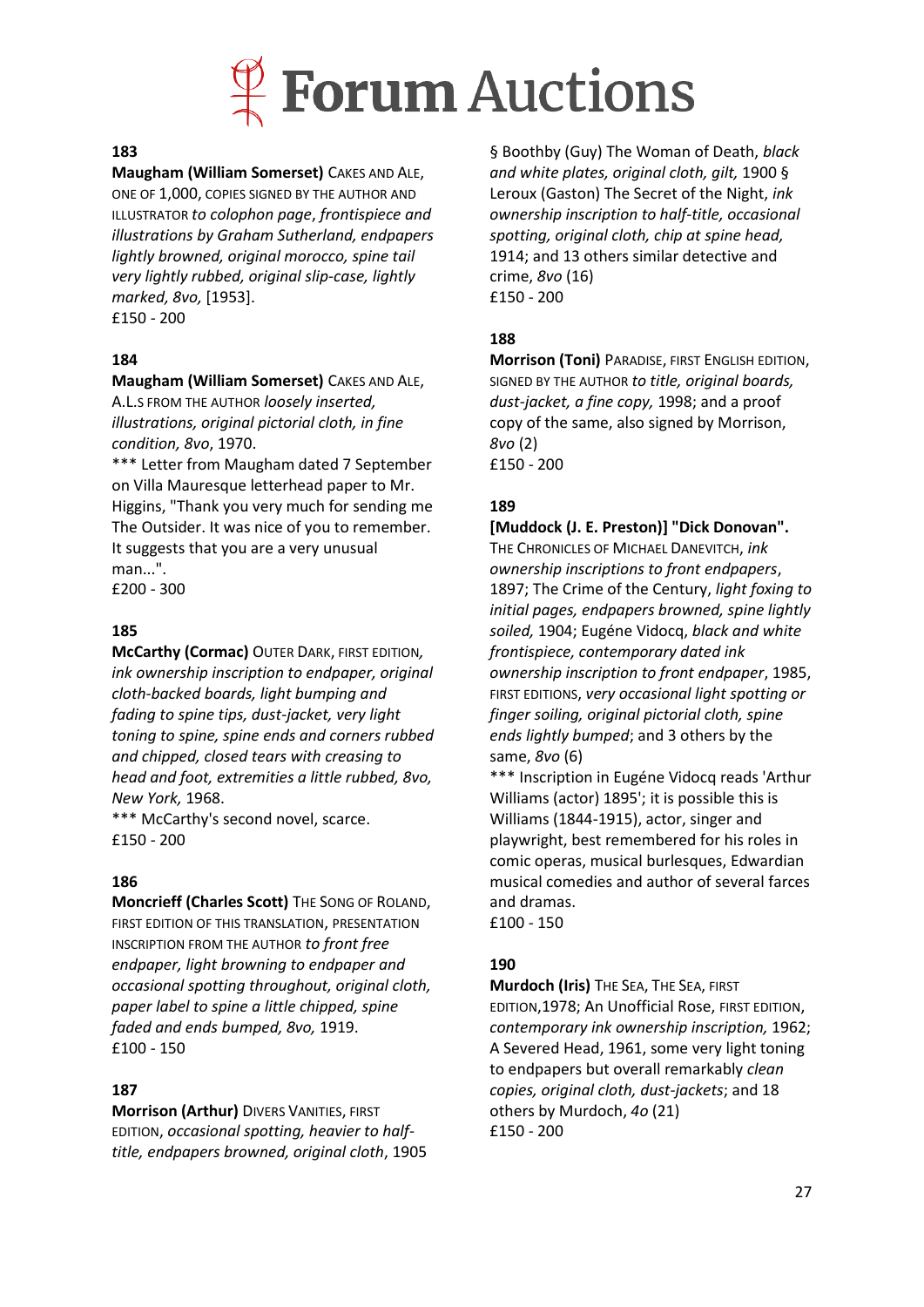**183**
**Maugham (William Somerset)** CAKES AND ALE, ONE OF 1,000, COPIES SIGNED BY THE AUTHOR AND ILLUSTRATOR *to colophon page*, *frontispiece and illustrations by Graham Sutherland, endpapers lightly browned, original morocco, spine tail very lightly rubbed, original slip-case, lightly marked, 8vo,* [1953].
£150 - 200

**184**
**Maugham (William Somerset)** CAKES AND ALE, A.L.S FROM THE AUTHOR *loosely inserted, illustrations, original pictorial cloth, in fine condition, 8vo*, 1970.
*** Letter from Maugham dated 7 September on Villa Mauresque letterhead paper to Mr. Higgins, "Thank you very much for sending me The Outsider. It was nice of you to remember. It suggests that you are a very unusual man...".
£200 - 300

**185**
**McCarthy (Cormac)** OUTER DARK, FIRST EDITION*, ink ownership inscription to endpaper, original cloth-backed boards, light bumping and fading to spine tips, dust-jacket, very light toning to spine, spine ends and corners rubbed and chipped, closed tears with creasing to head and foot, extremities a little rubbed, 8vo, New York,* 1968.
*** McCarthy's second novel, scarce.
£150 - 200

**186**
**Moncrieff (Charles Scott)** THE SONG OF ROLAND, FIRST EDITION OF THIS TRANSLATION, PRESENTATION INSCRIPTION FROM THE AUTHOR *to front free endpaper, light browning to endpaper and occasional spotting throughout, original cloth, paper label to spine a little chipped, spine faded and ends bumped, 8vo,* 1919.
£100 - 150

**187**
**Morrison (Arthur)** DIVERS VANITIES, FIRST EDITION, *occasional spotting, heavier to half-title, endpapers browned, original cloth*, 1905 § Boothby (Guy) The Woman of Death, *black and white plates, original cloth, gilt,* 1900 § Leroux (Gaston) The Secret of the Night, *ink ownership inscription to half-title, occasional spotting, original cloth, chip at spine head,* 1914; and 13 others similar detective and crime, *8vo* (16)
£150 - 200

**188**
**Morrison (Toni)** PARADISE, FIRST ENGLISH EDITION, SIGNED BY THE AUTHOR *to title, original boards, dust-jacket, a fine copy,* 1998; and a proof copy of the same, also signed by Morrison, *8vo* (2)
£150 - 200

**189**
**[Muddock (J. E. Preston)] "Dick Donovan".** THE CHRONICLES OF MICHAEL DANEVITCH, *ink ownership inscriptions to front endpapers*, 1897; The Crime of the Century, *light foxing to initial pages, endpapers browned, spine lightly soiled,* 1904; Eugéne Vidocq, *black and white frontispiece, contemporary dated ink ownership inscription to front endpaper*, 1985, FIRST EDITIONS, *very occasional light spotting or finger soiling, original pictorial cloth, spine ends lightly bumped*; and 3 others by the same, *8vo* (6)
*** Inscription in Eugéne Vidocq reads 'Arthur Williams (actor) 1895'; it is possible this is Williams (1844-1915), actor, singer and playwright, best remembered for his roles in comic operas, musical burlesques, Edwardian musical comedies and author of several farces and dramas.
£100 - 150

**190**
**Murdoch (Iris)** THE SEA, THE SEA, FIRST EDITION,1978; An Unofficial Rose, FIRST EDITION, *contemporary ink ownership inscription,* 1962; A Severed Head, 1961, some very light toning to endpapers but overall remarkably *clean copies, original cloth, dust-jackets*; and 18 others by Murdoch, *4o* (21)
£150 - 200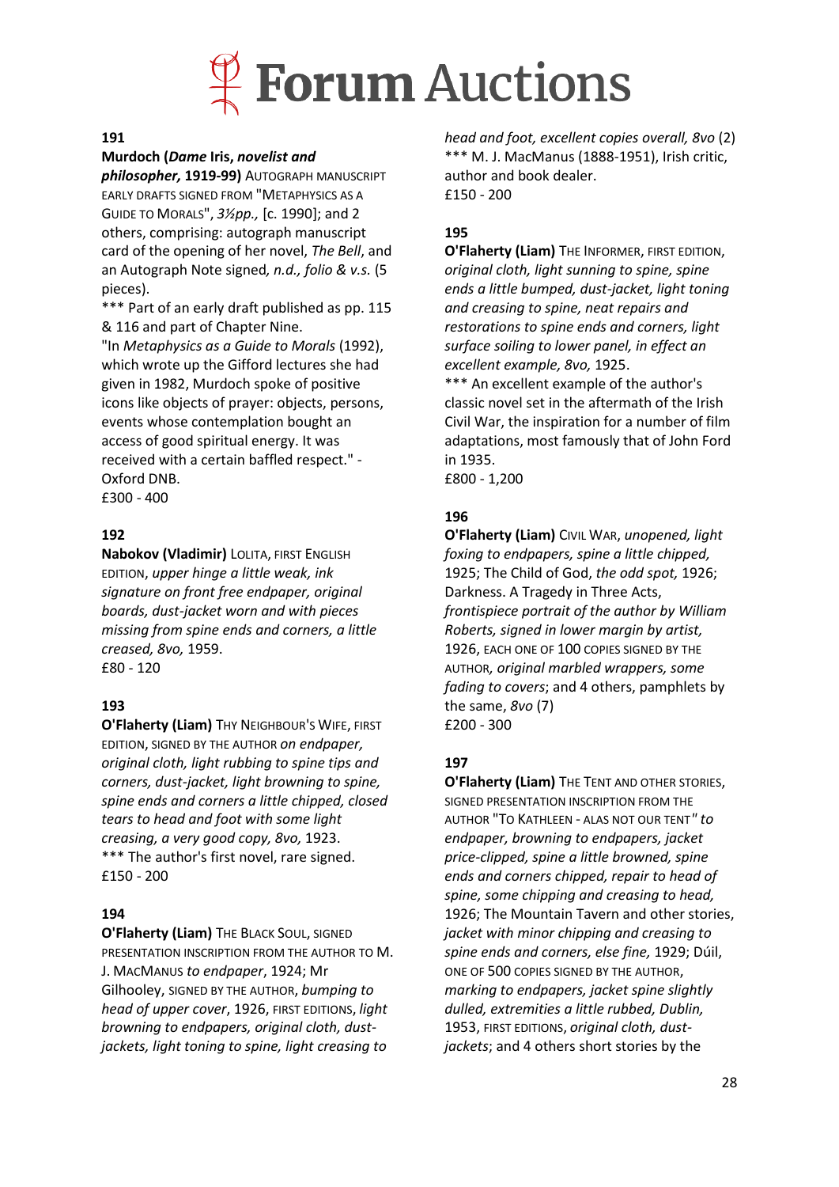**191**

**Murdoch (*Dame* Iris, *novelist and philosopher,* 1919-99)** AUTOGRAPH MANUSCRIPT EARLY DRAFTS SIGNED FROM "METAPHYSICS AS A GUIDE TO MORALS", *3½pp.,* [c. 1990]; and 2 others, comprising: autograph manuscript card of the opening of her novel, *The Bell*, and an Autograph Note signed*, n.d., folio & v.s.* (5 pieces).

*** Part of an early draft published as pp. 115 & 116 and part of Chapter Nine.

"In *Metaphysics as a Guide to Morals* (1992), which wrote up the Gifford lectures she had given in 1982, Murdoch spoke of positive icons like objects of prayer: objects, persons, events whose contemplation bought an access of good spiritual energy. It was received with a certain baffled respect." - Oxford DNB.

£300 - 400

**192**

**Nabokov (Vladimir)** LOLITA, FIRST ENGLISH EDITION, *upper hinge a little weak, ink signature on front free endpaper, original boards, dust-jacket worn and with pieces missing from spine ends and corners, a little creased, 8vo,* 1959.

£80 - 120

**193**

**O'Flaherty (Liam)** THY NEIGHBOUR'S WIFE, FIRST EDITION, SIGNED BY THE AUTHOR *on endpaper, original cloth, light rubbing to spine tips and corners, dust-jacket, light browning to spine, spine ends and corners a little chipped, closed tears to head and foot with some light creasing, a very good copy, 8vo,* 1923.

*** The author's first novel, rare signed.

£150 - 200

**194**

**O'Flaherty (Liam)** THE BLACK SOUL, SIGNED PRESENTATION INSCRIPTION FROM THE AUTHOR TO M. J. MACMANUS *to endpaper*, 1924; Mr Gilhooley, SIGNED BY THE AUTHOR, *bumping to head of upper cover*, 1926, FIRST EDITIONS, *light browning to endpapers, original cloth, dust-jackets, light toning to spine, light creasing to head and foot, excellent copies overall, 8vo* (2)

*** M. J. MacManus (1888-1951), Irish critic, author and book dealer.

£150 - 200

**195**

**O'Flaherty (Liam)** THE INFORMER, FIRST EDITION, *original cloth, light sunning to spine, spine ends a little bumped, dust-jacket, light toning and creasing to spine, neat repairs and restorations to spine ends and corners, light surface soiling to lower panel, in effect an excellent example, 8vo,* 1925.

*** An excellent example of the author's classic novel set in the aftermath of the Irish Civil War, the inspiration for a number of film adaptations, most famously that of John Ford in 1935.

£800 - 1,200

**196**

**O'Flaherty (Liam)** CIVIL WAR, *unopened, light foxing to endpapers, spine a little chipped,* 1925; The Child of God, *the odd spot,* 1926; Darkness. A Tragedy in Three Acts, *frontispiece portrait of the author by William Roberts, signed in lower margin by artist,* 1926, EACH ONE OF 100 COPIES SIGNED BY THE AUTHOR*, original marbled wrappers, some fading to covers*; and 4 others, pamphlets by the same, *8vo* (7)

£200 - 300

**197**

**O'Flaherty (Liam)** THE TENT AND OTHER STORIES, SIGNED PRESENTATION INSCRIPTION FROM THE AUTHOR "TO KATHLEEN - ALAS NOT OUR TENT*" to endpaper, browning to endpapers, jacket price-clipped, spine a little browned, spine ends and corners chipped, repair to head of spine, some chipping and creasing to head,* 1926; The Mountain Tavern and other stories, *jacket with minor chipping and creasing to spine ends and corners, else fine,* 1929; Dúil, ONE OF 500 COPIES SIGNED BY THE AUTHOR, *marking to endpapers, jacket spine slightly dulled, extremities a little rubbed, Dublin,* 1953, FIRST EDITIONS, *original cloth, dust-jackets*; and 4 others short stories by the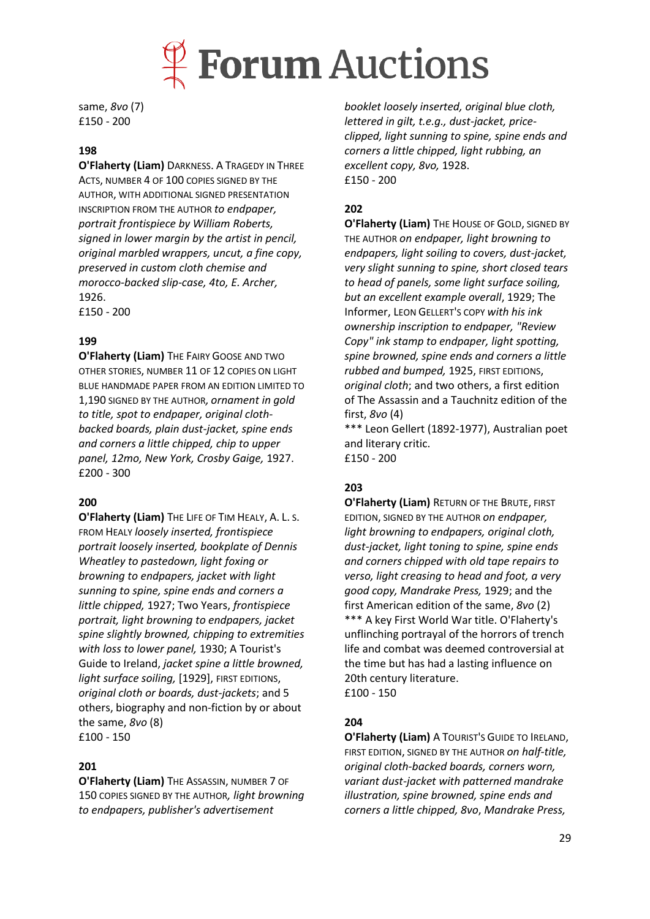same, *8vo* (7)
£150 - 200

**198**

**O'Flaherty (Liam)** DARKNESS. A TRAGEDY IN THREE ACTS, NUMBER 4 OF 100 COPIES SIGNED BY THE AUTHOR, WITH ADDITIONAL SIGNED PRESENTATION INSCRIPTION FROM THE AUTHOR *to endpaper, portrait frontispiece by William Roberts, signed in lower margin by the artist in pencil, original marbled wrappers, uncut, a fine copy, preserved in custom cloth chemise and morocco-backed slip-case, 4to, E. Archer,* 1926.
£150 - 200

**199**

**O'Flaherty (Liam)** THE FAIRY GOOSE AND TWO OTHER STORIES, NUMBER 11 OF 12 COPIES ON LIGHT BLUE HANDMADE PAPER FROM AN EDITION LIMITED TO 1,190 SIGNED BY THE AUTHOR, *ornament in gold to title, spot to endpaper, original cloth-backed boards, plain dust-jacket, spine ends and corners a little chipped, chip to upper panel, 12mo, New York, Crosby Gaige,* 1927.
£200 - 300

**200**

**O'Flaherty (Liam)** THE LIFE OF TIM HEALY, A. L. S. FROM HEALY *loosely inserted, frontispiece portrait loosely inserted, bookplate of Dennis Wheatley to pastedown, light foxing or browning to endpapers, jacket with light sunning to spine, spine ends and corners a little chipped,* 1927; Two Years, *frontispiece portrait, light browning to endpapers, jacket spine slightly browned, chipping to extremities with loss to lower panel,* 1930; A Tourist's Guide to Ireland, *jacket spine a little browned, light surface soiling,* [1929], FIRST EDITIONS, *original cloth or boards, dust-jackets*; and 5 others, biography and non-fiction by or about the same, *8vo* (8)
£100 - 150

**201**

**O'Flaherty (Liam)** THE ASSASSIN, NUMBER 7 OF 150 COPIES SIGNED BY THE AUTHOR, *light browning to endpapers, publisher's advertisement booklet loosely inserted, original blue cloth, lettered in gilt, t.e.g., dust-jacket, price-clipped, light sunning to spine, spine ends and corners a little chipped, light rubbing, an excellent copy, 8vo,* 1928.
£150 - 200

**202**

**O'Flaherty (Liam)** THE HOUSE OF GOLD, SIGNED BY THE AUTHOR *on endpaper, light browning to endpapers, light soiling to covers, dust-jacket, very slight sunning to spine, short closed tears to head of panels, some light surface soiling, but an excellent example overall*, 1929; The Informer, LEON GELLERT'S COPY *with his ink ownership inscription to endpaper, "Review Copy" ink stamp to endpaper, light spotting, spine browned, spine ends and corners a little rubbed and bumped,* 1925, FIRST EDITIONS, *original cloth*; and two others, a first edition of The Assassin and a Tauchnitz edition of the first, *8vo* (4)
*** Leon Gellert (1892-1977), Australian poet and literary critic.
£150 - 200

**203**

**O'Flaherty (Liam)** RETURN OF THE BRUTE, FIRST EDITION, SIGNED BY THE AUTHOR *on endpaper, light browning to endpapers, original cloth, dust-jacket, light toning to spine, spine ends and corners chipped with old tape repairs to verso, light creasing to head and foot, a very good copy, Mandrake Press,* 1929; and the first American edition of the same, *8vo* (2)
*** A key First World War title. O'Flaherty's unflinching portrayal of the horrors of trench life and combat was deemed controversial at the time but has had a lasting influence on 20th century literature.
£100 - 150

**204**

**O'Flaherty (Liam)** A TOURIST'S GUIDE TO IRELAND, FIRST EDITION, SIGNED BY THE AUTHOR *on half-title, original cloth-backed boards, corners worn, variant dust-jacket with patterned mandrake illustration, spine browned, spine ends and corners a little chipped, 8vo, Mandrake Press,*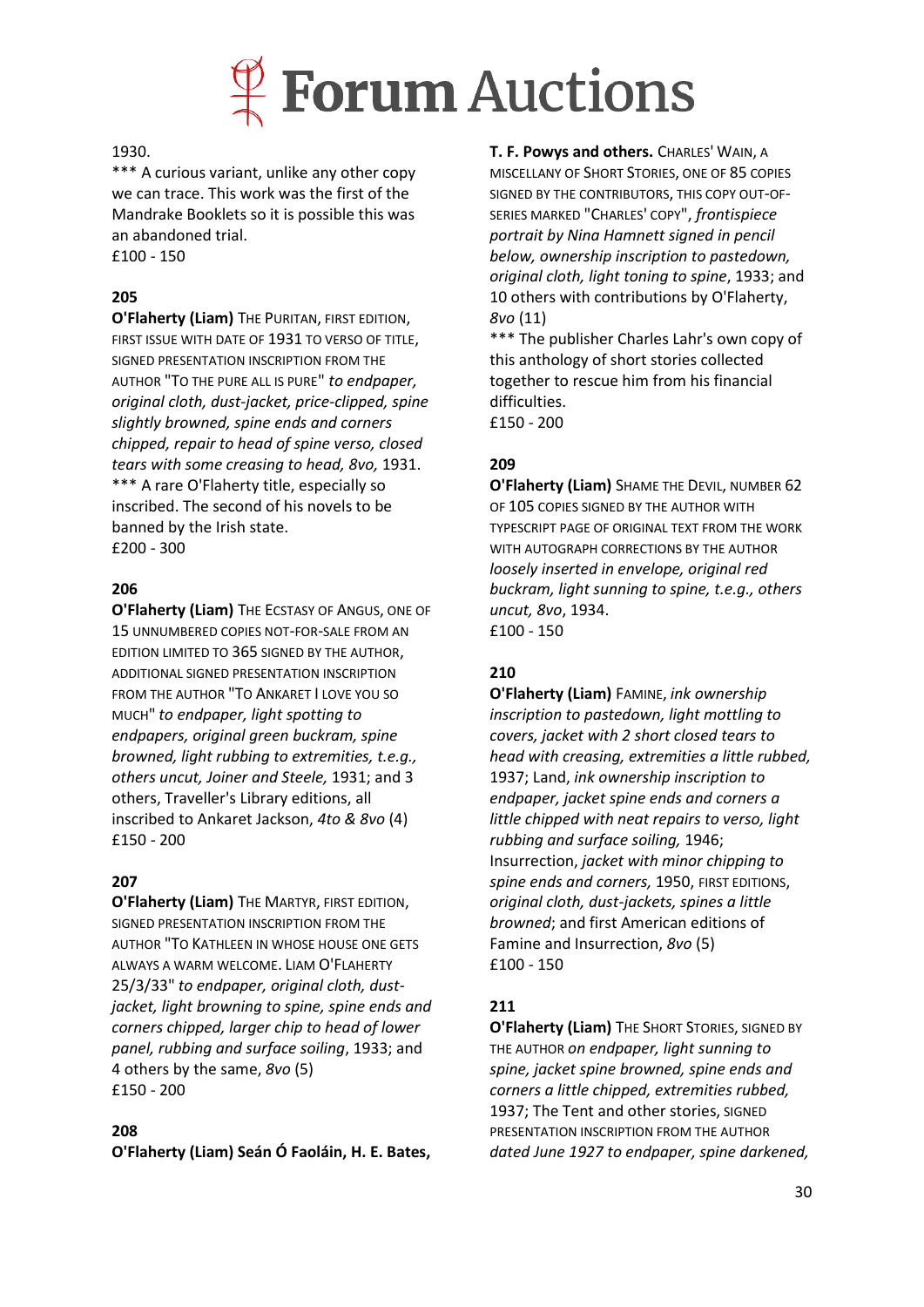1930.
*** A curious variant, unlike any other copy we can trace. This work was the first of the Mandrake Booklets so it is possible this was an abandoned trial.
£100 - 150

**205**
**O'Flaherty (Liam)** THE PURITAN, FIRST EDITION, FIRST ISSUE WITH DATE OF 1931 TO VERSO OF TITLE, SIGNED PRESENTATION INSCRIPTION FROM THE AUTHOR "TO THE PURE ALL IS PURE" *to endpaper, original cloth, dust-jacket, price-clipped, spine slightly browned, spine ends and corners chipped, repair to head of spine verso, closed tears with some creasing to head, 8vo,* 1931.
*** A rare O'Flaherty title, especially so inscribed. The second of his novels to be banned by the Irish state.
£200 - 300

**206**
**O'Flaherty (Liam)** THE ECSTASY OF ANGUS, ONE OF 15 UNNUMBERED COPIES NOT-FOR-SALE FROM AN EDITION LIMITED TO 365 SIGNED BY THE AUTHOR, ADDITIONAL SIGNED PRESENTATION INSCRIPTION FROM THE AUTHOR "TO ANKARET I LOVE YOU SO MUCH" *to endpaper, light spotting to endpapers, original green buckram, spine browned, light rubbing to extremities, t.e.g., others uncut, Joiner and Steele,* 1931; and 3 others, Traveller's Library editions, all inscribed to Ankaret Jackson, *4to & 8vo* (4)
£150 - 200

**207**
**O'Flaherty (Liam)** THE MARTYR, FIRST EDITION, SIGNED PRESENTATION INSCRIPTION FROM THE AUTHOR "TO KATHLEEN IN WHOSE HOUSE ONE GETS ALWAYS A WARM WELCOME. LIAM O'FLAHERTY 25/3/33" *to endpaper, original cloth, dust-jacket, light browning to spine, spine ends and corners chipped, larger chip to head of lower panel, rubbing and surface soiling*, 1933; and 4 others by the same, *8vo* (5)
£150 - 200

**208**
**O'Flaherty (Liam) Seán Ó Faoláin, H. E. Bates, T. F. Powys and others.** CHARLES' WAIN, A MISCELLANY OF SHORT STORIES, ONE OF 85 COPIES SIGNED BY THE CONTRIBUTORS, THIS COPY OUT-OF-SERIES MARKED "CHARLES' COPY", *frontispiece portrait by Nina Hamnett signed in pencil below, ownership inscription to pastedown, original cloth, light toning to spine*, 1933; and 10 others with contributions by O'Flaherty, *8vo* (11)
*** The publisher Charles Lahr's own copy of this anthology of short stories collected together to rescue him from his financial difficulties.
£150 - 200

**209**
**O'Flaherty (Liam)** SHAME THE DEVIL, NUMBER 62 OF 105 COPIES SIGNED BY THE AUTHOR WITH TYPESCRIPT PAGE OF ORIGINAL TEXT FROM THE WORK WITH AUTOGRAPH CORRECTIONS BY THE AUTHOR *loosely inserted in envelope, original red buckram, light sunning to spine, t.e.g., others uncut, 8vo*, 1934.
£100 - 150

**210**
**O'Flaherty (Liam)** FAMINE, *ink ownership inscription to pastedown, light mottling to covers, jacket with 2 short closed tears to head with creasing, extremities a little rubbed,* 1937; Land, *ink ownership inscription to endpaper, jacket spine ends and corners a little chipped with neat repairs to verso, light rubbing and surface soiling,* 1946; Insurrection, *jacket with minor chipping to spine ends and corners,* 1950, FIRST EDITIONS, *original cloth, dust-jackets, spines a little browned*; and first American editions of Famine and Insurrection, *8vo* (5)
£100 - 150

**211**
**O'Flaherty (Liam)** THE SHORT STORIES, SIGNED BY THE AUTHOR *on endpaper, light sunning to spine, jacket spine browned, spine ends and corners a little chipped, extremities rubbed,* 1937; The Tent and other stories, SIGNED PRESENTATION INSCRIPTION FROM THE AUTHOR *dated June 1927 to endpaper, spine darkened,*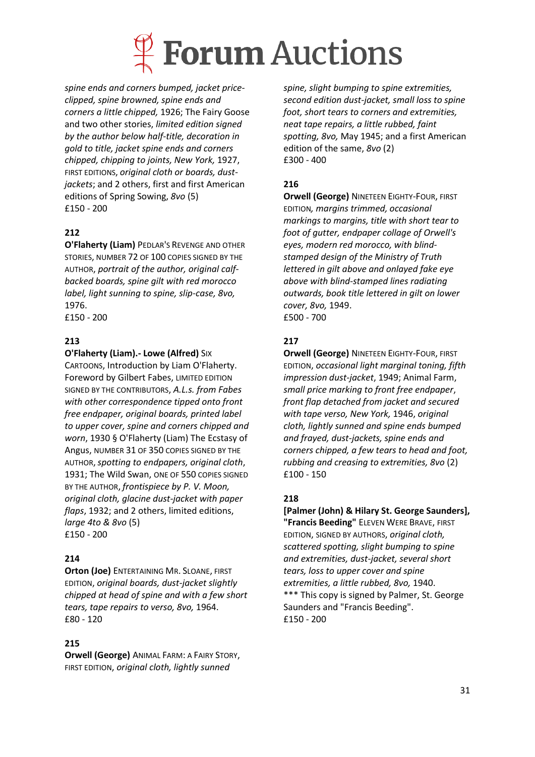*spine ends and corners bumped, jacket price-clipped, spine browned, spine ends and corners a little chipped,* 1926; The Fairy Goose and two other stories, *limited edition signed by the author below half-title, decoration in gold to title, jacket spine ends and corners chipped, chipping to joints, New York,* 1927, FIRST EDITIONS, *original cloth or boards, dust-jackets*; and 2 others, first and first American editions of Spring Sowing, *8vo* (5)
£150 - 200

**212**

**O'Flaherty (Liam)** PEDLAR'S REVENGE AND OTHER STORIES, NUMBER 72 OF 100 COPIES SIGNED BY THE AUTHOR, *portrait of the author, original calf-backed boards, spine gilt with red morocco label, light sunning to spine, slip-case, 8vo,* 1976.
£150 - 200

**213**

**O'Flaherty (Liam).- Lowe (Alfred)** SIX CARTOONS, Introduction by Liam O'Flaherty. Foreword by Gilbert Fabes, LIMITED EDITION SIGNED BY THE CONTRIBUTORS, *A.L.s. from Fabes with other correspondence tipped onto front free endpaper, original boards, printed label to upper cover, spine and corners chipped and worn*, 1930 § O'Flaherty (Liam) The Ecstasy of Angus, NUMBER 31 OF 350 COPIES SIGNED BY THE AUTHOR, *spotting to endpapers, original cloth*, 1931; The Wild Swan, ONE OF 550 COPIES SIGNED BY THE AUTHOR, *frontispiece by P. V. Moon, original cloth, glacine dust-jacket with paper flaps*, 1932; and 2 others, limited editions, *large 4to & 8vo* (5)
£150 - 200

**214**

**Orton (Joe)** ENTERTAINING MR. SLOANE, FIRST EDITION, *original boards, dust-jacket slightly chipped at head of spine and with a few short tears, tape repairs to verso, 8vo,* 1964.
£80 - 120

**215**

**Orwell (George)** ANIMAL FARM: A FAIRY STORY, FIRST EDITION, *original cloth, lightly sunned spine, slight bumping to spine extremities, second edition dust-jacket, small loss to spine foot, short tears to corners and extremities, neat tape repairs, a little rubbed, faint spotting, 8vo,* May 1945; and a first American edition of the same, *8vo* (2)
£300 - 400

**216**

**Orwell (George)** NINETEEN EIGHTY-FOUR, FIRST EDITION, *margins trimmed, occasional markings to margins, title with short tear to foot of gutter, endpaper collage of Orwell's eyes, modern red morocco, with blind-stamped design of the Ministry of Truth lettered in gilt above and onlayed fake eye above with blind-stamped lines radiating outwards, book title lettered in gilt on lower cover, 8vo,* 1949.
£500 - 700

**217**

**Orwell (George)** NINETEEN EIGHTY-FOUR, FIRST EDITION, *occasional light marginal toning, fifth impression dust-jacket*, 1949; Animal Farm, *small price marking to front free endpaper, front flap detached from jacket and secured with tape verso, New York,* 1946, *original cloth, lightly sunned and spine ends bumped and frayed, dust-jackets, spine ends and corners chipped, a few tears to head and foot, rubbing and creasing to extremities, 8vo* (2)
£100 - 150

**218**

**[Palmer (John) & Hilary St. George Saunders], "Francis Beeding"** ELEVEN WERE BRAVE, FIRST EDITION, SIGNED BY AUTHORS, *original cloth, scattered spotting, slight bumping to spine and extremities, dust-jacket, several short tears, loss to upper cover and spine extremities, a little rubbed, 8vo,* 1940.
*** This copy is signed by Palmer, St. George Saunders and "Francis Beeding".
£150 - 200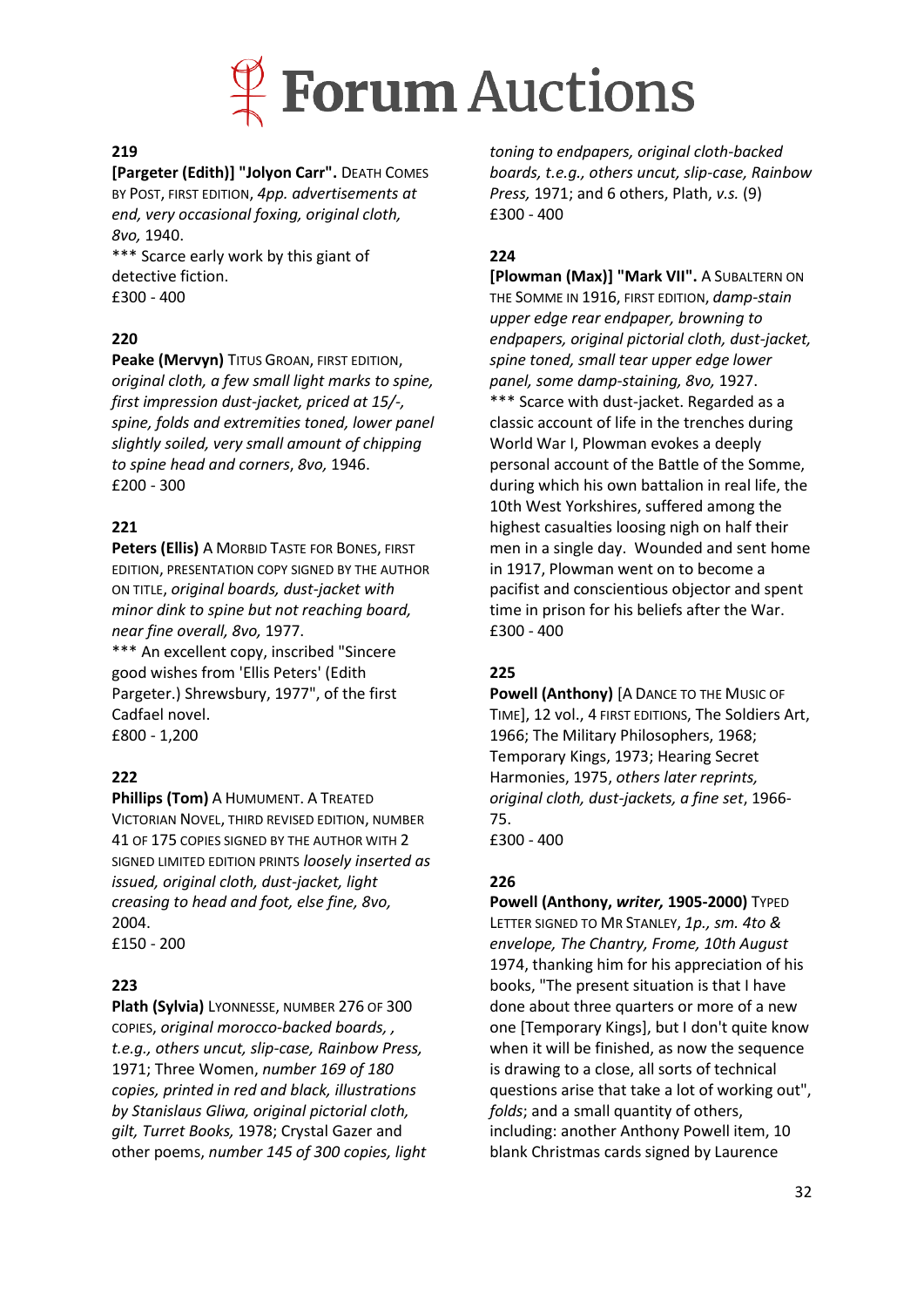**219**

**[Pargeter (Edith)] "Jolyon Carr".** DEATH COMES BY POST, FIRST EDITION, *4pp. advertisements at end, very occasional foxing, original cloth, 8vo,* 1940.

*** Scarce early work by this giant of detective fiction.

£300 - 400

**220**

**Peake (Mervyn)** TITUS GROAN, FIRST EDITION, *original cloth, a few small light marks to spine, first impression dust-jacket, priced at 15/-, spine, folds and extremities toned, lower panel slightly soiled, very small amount of chipping to spine head and corners*, *8vo,* 1946.

£200 - 300

**221**

**Peters (Ellis)** A MORBID TASTE FOR BONES, FIRST EDITION, PRESENTATION COPY SIGNED BY THE AUTHOR ON TITLE, *original boards, dust-jacket with minor dink to spine but not reaching board, near fine overall, 8vo,* 1977.

*** An excellent copy, inscribed "Sincere good wishes from 'Ellis Peters' (Edith Pargeter.) Shrewsbury, 1977", of the first Cadfael novel.

£800 - 1,200

**222**

**Phillips (Tom)** A HUMUMENT. A TREATED VICTORIAN NOVEL, THIRD REVISED EDITION, NUMBER 41 OF 175 COPIES SIGNED BY THE AUTHOR WITH 2 SIGNED LIMITED EDITION PRINTS *loosely inserted as issued, original cloth, dust-jacket, light creasing to head and foot, else fine, 8vo,* 2004.

£150 - 200

**223**

**Plath (Sylvia)** LYONNESSE, NUMBER 276 OF 300 COPIES, *original morocco-backed boards, , t.e.g., others uncut, slip-case, Rainbow Press,* 1971; Three Women, *number 169 of 180 copies, printed in red and black, illustrations by Stanislaus Gliwa, original pictorial cloth, gilt, Turret Books,* 1978; Crystal Gazer and other poems, *number 145 of 300 copies, light toning to endpapers, original cloth-backed boards, t.e.g., others uncut, slip-case, Rainbow Press,* 1971; and 6 others, Plath, *v.s.* (9)

£300 - 400

**224**

**[Plowman (Max)] "Mark VII".** A SUBALTERN ON THE SOMME IN 1916, FIRST EDITION, *damp-stain upper edge rear endpaper, browning to endpapers, original pictorial cloth, dust-jacket, spine toned, small tear upper edge lower panel, some damp-staining, 8vo,* 1927.

*** Scarce with dust-jacket. Regarded as a classic account of life in the trenches during World War I, Plowman evokes a deeply personal account of the Battle of the Somme, during which his own battalion in real life, the 10th West Yorkshires, suffered among the highest casualties loosing nigh on half their men in a single day. Wounded and sent home in 1917, Plowman went on to become a pacifist and conscientious objector and spent time in prison for his beliefs after the War.

£300 - 400

**225**

**Powell (Anthony)** [A DANCE TO THE MUSIC OF TIME], 12 vol., 4 FIRST EDITIONS, The Soldiers Art, 1966; The Military Philosophers, 1968; Temporary Kings, 1973; Hearing Secret Harmonies, 1975, *others later reprints, original cloth, dust-jackets, a fine set*, 1966-75.

£300 - 400

**226**

**Powell (Anthony, *writer,* 1905-2000)** TYPED LETTER SIGNED TO MR STANLEY, *1p., sm. 4to & envelope, The Chantry, Frome, 10th August* 1974, thanking him for his appreciation of his books, "The present situation is that I have done about three quarters or more of a new one [Temporary Kings], but I don't quite know when it will be finished, as now the sequence is drawing to a close, all sorts of technical questions arise that take a lot of working out", *folds*; and a small quantity of others, including: another Anthony Powell item, 10 blank Christmas cards signed by Laurence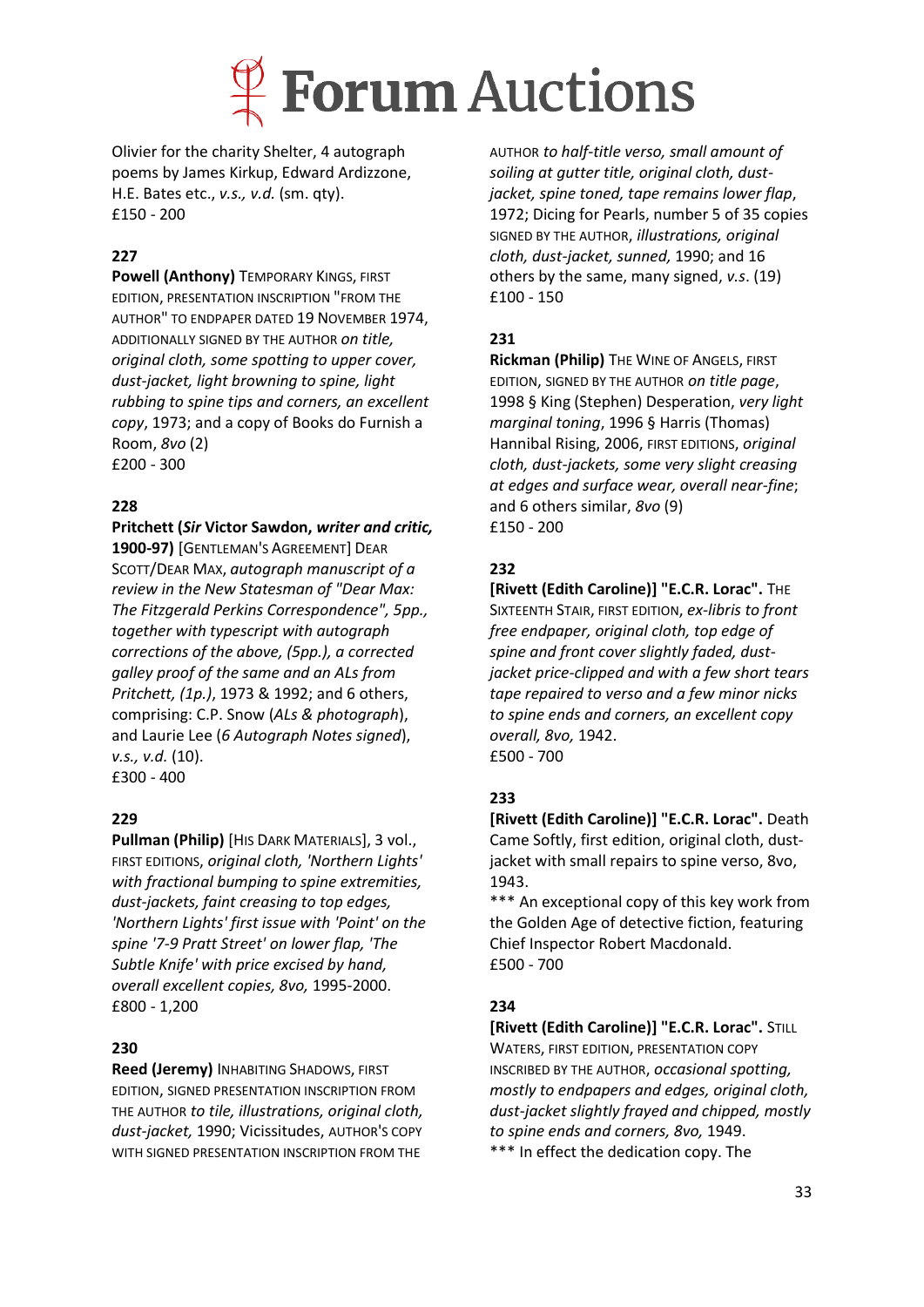Olivier for the charity Shelter, 4 autograph poems by James Kirkup, Edward Ardizzone, H.E. Bates etc., *v.s., v.d.* (sm. qty).
£150 - 200

**227**

**Powell (Anthony)** TEMPORARY KINGS, FIRST EDITION, PRESENTATION INSCRIPTION "FROM THE AUTHOR" TO ENDPAPER DATED 19 NOVEMBER 1974, ADDITIONALLY SIGNED BY THE AUTHOR *on title, original cloth, some spotting to upper cover, dust-jacket, light browning to spine, light rubbing to spine tips and corners, an excellent copy*, 1973; and a copy of Books do Furnish a Room, *8vo* (2)
£200 - 300

**228**

**Pritchett (*Sir* Victor Sawdon, *writer and critic,* 1900-97)** [GENTLEMAN'S AGREEMENT] DEAR SCOTT/DEAR MAX, *autograph manuscript of a review in the New Statesman of "Dear Max: The Fitzgerald Perkins Correspondence", 5pp., together with typescript with autograph corrections of the above, (5pp.), a corrected galley proof of the same and an ALs from Pritchett, (1p.)*, 1973 & 1992; and 6 others, comprising: C.P. Snow (*ALs & photograph*), and Laurie Lee (*6 Autograph Notes signed*), *v.s., v.d.* (10).
£300 - 400

**229**

**Pullman (Philip)** [HIS DARK MATERIALS], 3 vol., FIRST EDITIONS, *original cloth, 'Northern Lights' with fractional bumping to spine extremities, dust-jackets, faint creasing to top edges, 'Northern Lights' first issue with 'Point' on the spine '7-9 Pratt Street' on lower flap, 'The Subtle Knife' with price excised by hand, overall excellent copies, 8vo,* 1995-2000.
£800 - 1,200

**230**

**Reed (Jeremy)** INHABITING SHADOWS, FIRST EDITION, SIGNED PRESENTATION INSCRIPTION FROM THE AUTHOR *to tile, illustrations, original cloth, dust-jacket,* 1990; Vicissitudes, AUTHOR'S COPY WITH SIGNED PRESENTATION INSCRIPTION FROM THE AUTHOR *to half-title verso, small amount of soiling at gutter title, original cloth, dust-jacket, spine toned, tape remains lower flap*, 1972; Dicing for Pearls, number 5 of 35 copies SIGNED BY THE AUTHOR, *illustrations, original cloth, dust-jacket, sunned,* 1990; and 16 others by the same, many signed, *v.s*. (19)
£100 - 150

**231**

**Rickman (Philip)** THE WINE OF ANGELS, FIRST EDITION, SIGNED BY THE AUTHOR *on title page*, 1998 § King (Stephen) Desperation, *very light marginal toning*, 1996 § Harris (Thomas) Hannibal Rising, 2006, FIRST EDITIONS, *original cloth, dust-jackets, some very slight creasing at edges and surface wear, overall near-fine*; and 6 others similar, *8vo* (9)
£150 - 200

**232**

**[Rivett (Edith Caroline)] "E.C.R. Lorac".** THE SIXTEENTH STAIR, FIRST EDITION, *ex-libris to front free endpaper, original cloth, top edge of spine and front cover slightly faded, dust-jacket price-clipped and with a few short tears tape repaired to verso and a few minor nicks to spine ends and corners, an excellent copy overall, 8vo,* 1942.
£500 - 700

**233**

**[Rivett (Edith Caroline)] "E.C.R. Lorac".** Death Came Softly, first edition, original cloth, dust-jacket with small repairs to spine verso, 8vo, 1943.

*** An exceptional copy of this key work from the Golden Age of detective fiction, featuring Chief Inspector Robert Macdonald.
£500 - 700

**234**

**[Rivett (Edith Caroline)] "E.C.R. Lorac".** STILL WATERS, FIRST EDITION, PRESENTATION COPY INSCRIBED BY THE AUTHOR, *occasional spotting, mostly to endpapers and edges, original cloth, dust-jacket slightly frayed and chipped, mostly to spine ends and corners, 8vo,* 1949.

*** In effect the dedication copy. The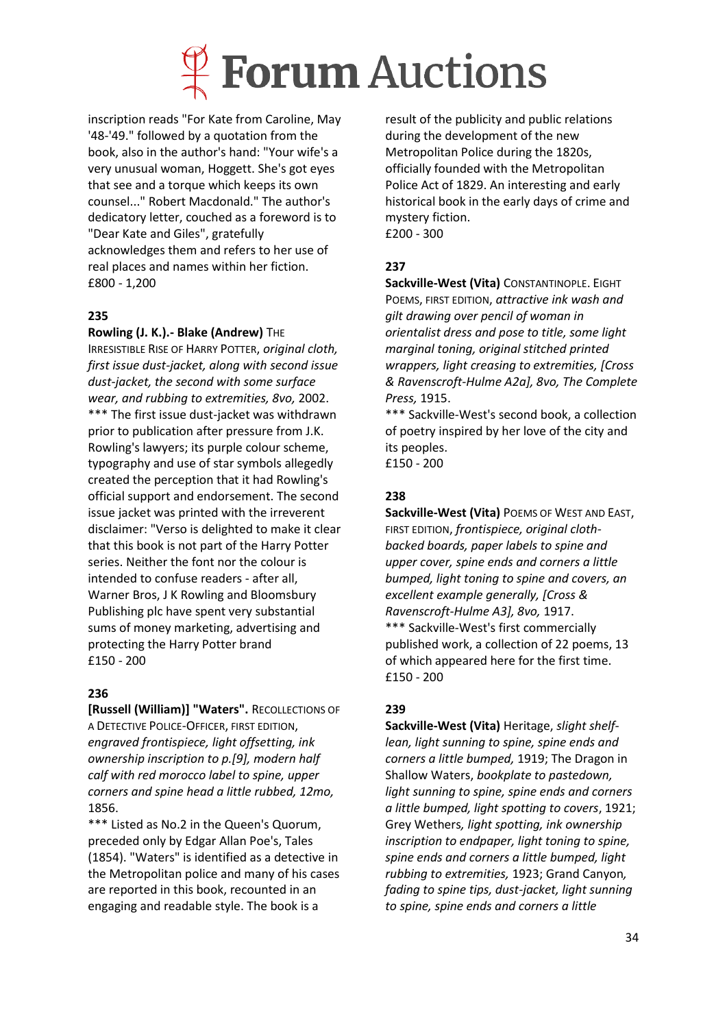inscription reads "For Kate from Caroline, May '48-'49." followed by a quotation from the book, also in the author's hand: "Your wife's a very unusual woman, Hoggett. She's got eyes that see and a torque which keeps its own counsel..." Robert Macdonald." The author's dedicatory letter, couched as a foreword is to "Dear Kate and Giles", gratefully acknowledges them and refers to her use of real places and names within her fiction.
£800 - 1,200

**235**

**Rowling (J. K.).- Blake (Andrew)** THE IRRESISTIBLE RISE OF HARRY POTTER, *original cloth, first issue dust-jacket, along with second issue dust-jacket, the second with some surface wear, and rubbing to extremities, 8vo,* 2002.
*** The first issue dust-jacket was withdrawn prior to publication after pressure from J.K. Rowling's lawyers; its purple colour scheme, typography and use of star symbols allegedly created the perception that it had Rowling's official support and endorsement. The second issue jacket was printed with the irreverent disclaimer: "Verso is delighted to make it clear that this book is not part of the Harry Potter series. Neither the font nor the colour is intended to confuse readers - after all, Warner Bros, J K Rowling and Bloomsbury Publishing plc have spent very substantial sums of money marketing, advertising and protecting the Harry Potter brand
£150 - 200

**236**

**[Russell (William)] "Waters".** RECOLLECTIONS OF A DETECTIVE POLICE-OFFICER, FIRST EDITION, *engraved frontispiece, light offsetting, ink ownership inscription to p.[9], modern half calf with red morocco label to spine, upper corners and spine head a little rubbed, 12mo,* 1856.
*** Listed as No.2 in the Queen's Quorum, preceded only by Edgar Allan Poe's, Tales (1854). "Waters" is identified as a detective in the Metropolitan police and many of his cases are reported in this book, recounted in an engaging and readable style. The book is a result of the publicity and public relations during the development of the new Metropolitan Police during the 1820s, officially founded with the Metropolitan Police Act of 1829. An interesting and early historical book in the early days of crime and mystery fiction.
£200 - 300

**237**

**Sackville-West (Vita)** CONSTANTINOPLE. EIGHT POEMS, FIRST EDITION, *attractive ink wash and gilt drawing over pencil of woman in orientalist dress and pose to title, some light marginal toning, original stitched printed wrappers, light creasing to extremities, [Cross & Ravenscroft-Hulme A2a], 8vo, The Complete Press,* 1915.
*** Sackville-West's second book, a collection of poetry inspired by her love of the city and its peoples.
£150 - 200

**238**

**Sackville-West (Vita)** POEMS OF WEST AND EAST, FIRST EDITION, *frontispiece, original cloth-backed boards, paper labels to spine and upper cover, spine ends and corners a little bumped, light toning to spine and covers, an excellent example generally, [Cross & Ravenscroft-Hulme A3], 8vo,* 1917.
*** Sackville-West's first commercially published work, a collection of 22 poems, 13 of which appeared here for the first time.
£150 - 200

**239**

**Sackville-West (Vita)** Heritage, *slight shelf-lean, light sunning to spine, spine ends and corners a little bumped,* 1919; The Dragon in Shallow Waters, *bookplate to pastedown, light sunning to spine, spine ends and corners a little bumped, light spotting to covers*, 1921; Grey Wethers*, light spotting, ink ownership inscription to endpaper, light toning to spine, spine ends and corners a little bumped, light rubbing to extremities,* 1923; Grand Canyon*, fading to spine tips, dust-jacket, light sunning to spine, spine ends and corners a little*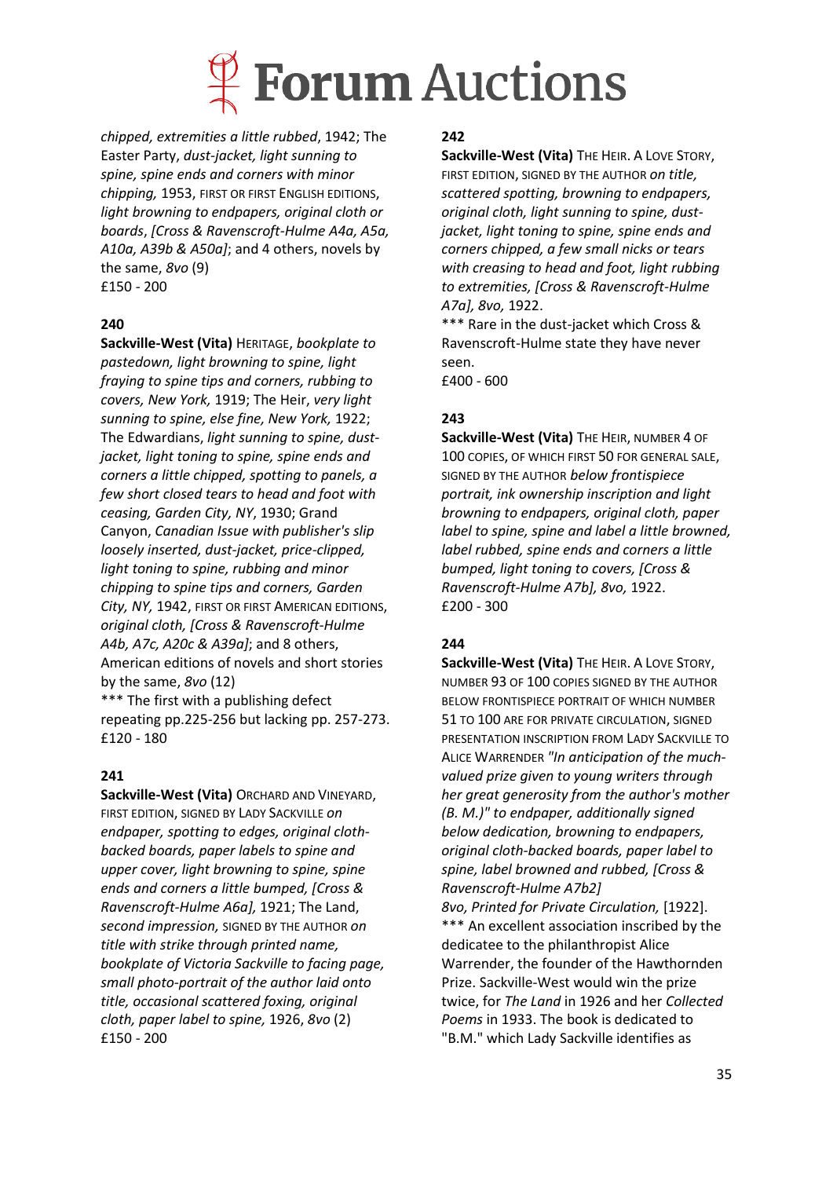*chipped, extremities a little rubbed*, 1942; The Easter Party, *dust-jacket, light sunning to spine, spine ends and corners with minor chipping,* 1953, FIRST OR FIRST ENGLISH EDITIONS, *light browning to endpapers, original cloth or boards*, *[Cross & Ravenscroft-Hulme A4a, A5a, A10a, A39b & A50a]*; and 4 others, novels by the same, *8vo* (9)
£150 - 200

**240**

**Sackville-West (Vita)** HERITAGE, *bookplate to pastedown, light browning to spine, light fraying to spine tips and corners, rubbing to covers, New York,* 1919; The Heir, *very light sunning to spine, else fine, New York,* 1922; The Edwardians, *light sunning to spine, dust-jacket, light toning to spine, spine ends and corners a little chipped, spotting to panels, a few short closed tears to head and foot with ceasing, Garden City, NY*, 1930; Grand Canyon, *Canadian Issue with publisher's slip loosely inserted, dust-jacket, price-clipped, light toning to spine, rubbing and minor chipping to spine tips and corners, Garden City, NY,* 1942, FIRST OR FIRST AMERICAN EDITIONS, *original cloth, [Cross & Ravenscroft-Hulme A4b, A7c, A20c & A39a]*; and 8 others, American editions of novels and short stories by the same, *8vo* (12)
\*\*\* The first with a publishing defect repeating pp.225-256 but lacking pp. 257-273.
£120 - 180

**241**

**Sackville-West (Vita)** ORCHARD AND VINEYARD, FIRST EDITION, SIGNED BY LADY SACKVILLE *on endpaper, spotting to edges, original cloth-backed boards, paper labels to spine and upper cover, light browning to spine, spine ends and corners a little bumped, [Cross & Ravenscroft-Hulme A6a],* 1921; The Land, *second impression,* SIGNED BY THE AUTHOR *on title with strike through printed name, bookplate of Victoria Sackville to facing page, small photo-portrait of the author laid onto title, occasional scattered foxing, original cloth, paper label to spine,* 1926, *8vo* (2)
£150 - 200

**242**

**Sackville-West (Vita)** THE HEIR. A LOVE STORY, FIRST EDITION, SIGNED BY THE AUTHOR *on title, scattered spotting, browning to endpapers, original cloth, light sunning to spine, dust-jacket, light toning to spine, spine ends and corners chipped, a few small nicks or tears with creasing to head and foot, light rubbing to extremities, [Cross & Ravenscroft-Hulme A7a], 8vo,* 1922.
\*\*\* Rare in the dust-jacket which Cross & Ravenscroft-Hulme state they have never seen.
£400 - 600

**243**

**Sackville-West (Vita)** THE HEIR, NUMBER 4 OF 100 COPIES, OF WHICH FIRST 50 FOR GENERAL SALE, SIGNED BY THE AUTHOR *below frontispiece portrait, ink ownership inscription and light browning to endpapers, original cloth, paper label to spine, spine and label a little browned, label rubbed, spine ends and corners a little bumped, light toning to covers, [Cross & Ravenscroft-Hulme A7b], 8vo,* 1922.
£200 - 300

**244**

**Sackville-West (Vita)** THE HEIR. A LOVE STORY, NUMBER 93 OF 100 COPIES SIGNED BY THE AUTHOR BELOW FRONTISPIECE PORTRAIT OF WHICH NUMBER 51 TO 100 ARE FOR PRIVATE CIRCULATION, SIGNED PRESENTATION INSCRIPTION FROM LADY SACKVILLE TO ALICE WARRENDER *"In anticipation of the much-valued prize given to young writers through her great generosity from the author's mother (B. M.)" to endpaper, additionally signed below dedication, browning to endpapers, original cloth-backed boards, paper label to spine, label browned and rubbed, [Cross & Ravenscroft-Hulme A7b2]*
*8vo, Printed for Private Circulation,* [1922].
\*\*\* An excellent association inscribed by the dedicatee to the philanthropist Alice Warrender, the founder of the Hawthornden Prize. Sackville-West would win the prize twice, for *The Land* in 1926 and her *Collected Poems* in 1933. The book is dedicated to "B.M." which Lady Sackville identifies as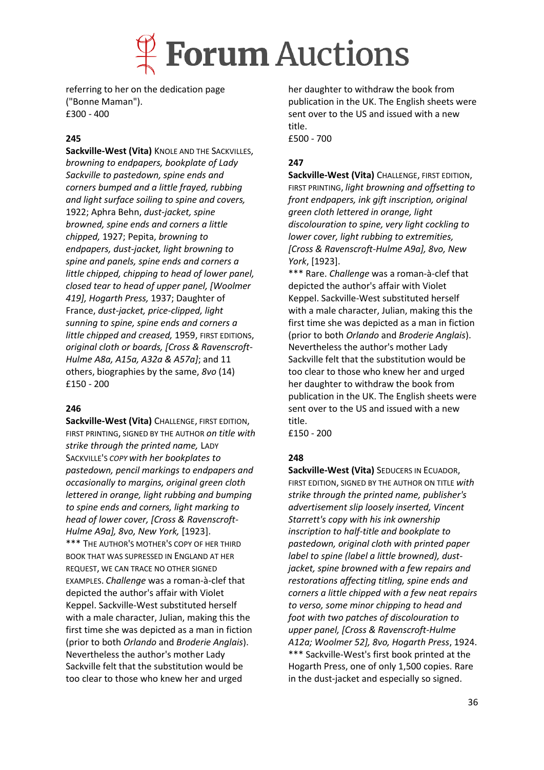referring to her on the dedication page ("Bonne Maman").
£300 - 400

**245**

**Sackville-West (Vita)** KNOLE AND THE SACKVILLES, *browning to endpapers, bookplate of Lady Sackville to pastedown, spine ends and corners bumped and a little frayed, rubbing and light surface soiling to spine and covers,* 1922; Aphra Behn, *dust-jacket, spine browned, spine ends and corners a little chipped,* 1927; Pepita, *browning to endpapers, dust-jacket, light browning to spine and panels, spine ends and corners a little chipped, chipping to head of lower panel, closed tear to head of upper panel, [Woolmer 419], Hogarth Press,* 1937; Daughter of France, *dust-jacket, price-clipped, light sunning to spine, spine ends and corners a little chipped and creased,* 1959, FIRST EDITIONS, *original cloth or boards, [Cross & Ravenscroft-Hulme A8a, A15a, A32a & A57a]*; and 11 others, biographies by the same, *8vo* (14)
£150 - 200

**246**

**Sackville-West (Vita)** CHALLENGE, FIRST EDITION, FIRST PRINTING, SIGNED BY THE AUTHOR *on title with strike through the printed name,* LADY SACKVILLE'S *COPY with her bookplates to pastedown, pencil markings to endpapers and occasionally to margins, original green cloth lettered in orange, light rubbing and bumping to spine ends and corners, light marking to head of lower cover, [Cross & Ravenscroft-Hulme A9a], 8vo, New York,* [1923].
*** THE AUTHOR'S MOTHER'S COPY OF HER THIRD BOOK THAT WAS SUPRESSED IN ENGLAND AT HER REQUEST, WE CAN TRACE NO OTHER SIGNED EXAMPLES. *Challenge* was a roman-à-clef that depicted the author's affair with Violet Keppel. Sackville-West substituted herself with a male character, Julian, making this the first time she was depicted as a man in fiction (prior to both *Orlando* and *Broderie Anglais*). Nevertheless the author's mother Lady Sackville felt that the substitution would be too clear to those who knew her and urged her daughter to withdraw the book from publication in the UK. The English sheets were sent over to the US and issued with a new title.
£500 - 700

**247**

**Sackville-West (Vita)** CHALLENGE, FIRST EDITION, FIRST PRINTING, *light browning and offsetting to front endpapers, ink gift inscription, original green cloth lettered in orange, light discolouration to spine, very light cockling to lower cover, light rubbing to extremities, [Cross & Ravenscroft-Hulme A9a], 8vo, New York*, [1923].
*** Rare. *Challenge* was a roman-à-clef that depicted the author's affair with Violet Keppel. Sackville-West substituted herself with a male character, Julian, making this the first time she was depicted as a man in fiction (prior to both *Orlando* and *Broderie Anglais*). Nevertheless the author's mother Lady Sackville felt that the substitution would be too clear to those who knew her and urged her daughter to withdraw the book from publication in the UK. The English sheets were sent over to the US and issued with a new title.
£150 - 200

**248**

**Sackville-West (Vita)** SEDUCERS IN ECUADOR, FIRST EDITION, SIGNED BY THE AUTHOR ON TITLE *with strike through the printed name, publisher's advertisement slip loosely inserted, Vincent Starrett's copy with his ink ownership inscription to half-title and bookplate to pastedown, original cloth with printed paper label to spine (label a little browned), dust-jacket, spine browned with a few repairs and restorations affecting titling, spine ends and corners a little chipped with a few neat repairs to verso, some minor chipping to head and foot with two patches of discolouration to upper panel, [Cross & Ravenscroft-Hulme A12a; Woolmer 52], 8vo, Hogarth Press*, 1924.
*** Sackville-West's first book printed at the Hogarth Press, one of only 1,500 copies. Rare in the dust-jacket and especially so signed.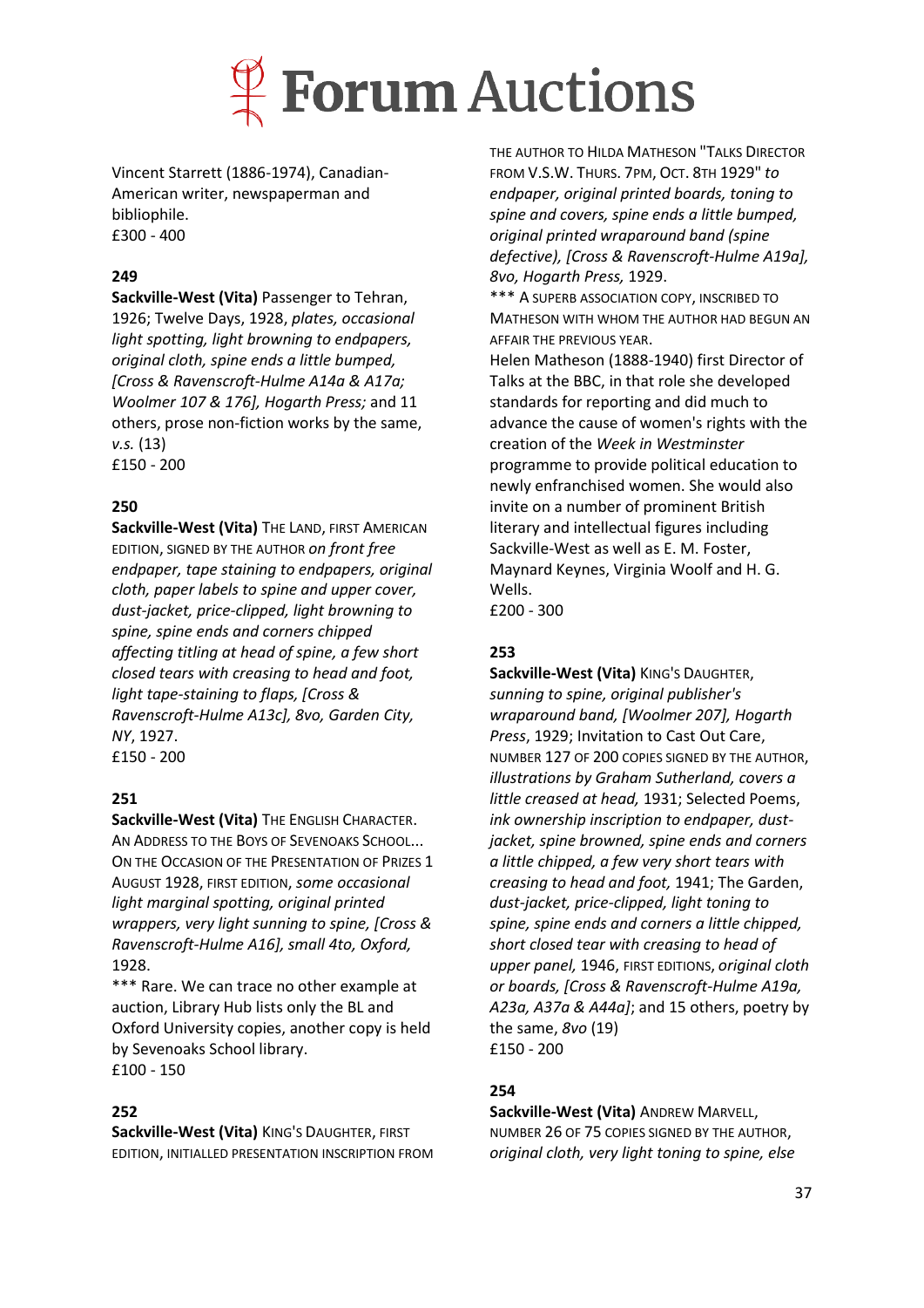Vincent Starrett (1886-1974), Canadian-American writer, newspaperman and bibliophile.
£300 - 400

**249**

**Sackville-West (Vita)** Passenger to Tehran, 1926; Twelve Days, 1928, *plates, occasional light spotting, light browning to endpapers, original cloth, spine ends a little bumped, [Cross & Ravenscroft-Hulme A14a & A17a; Woolmer 107 & 176], Hogarth Press;* and 11 others, prose non-fiction works by the same, *v.s.* (13)
£150 - 200

**250**

**Sackville-West (Vita)** THE LAND, FIRST AMERICAN EDITION, SIGNED BY THE AUTHOR *on front free endpaper, tape staining to endpapers, original cloth, paper labels to spine and upper cover, dust-jacket, price-clipped, light browning to spine, spine ends and corners chipped affecting titling at head of spine, a few short closed tears with creasing to head and foot, light tape-staining to flaps, [Cross & Ravenscroft-Hulme A13c], 8vo, Garden City, NY*, 1927.
£150 - 200

**251**

**Sackville-West (Vita)** THE ENGLISH CHARACTER. AN ADDRESS TO THE BOYS OF SEVENOAKS SCHOOL... ON THE OCCASION OF THE PRESENTATION OF PRIZES 1 AUGUST 1928, FIRST EDITION, *some occasional light marginal spotting, original printed wrappers, very light sunning to spine, [Cross & Ravenscroft-Hulme A16], small 4to, Oxford,* 1928.
*** Rare. We can trace no other example at auction, Library Hub lists only the BL and Oxford University copies, another copy is held by Sevenoaks School library.
£100 - 150

**252**

**Sackville-West (Vita)** KING'S DAUGHTER, FIRST EDITION, INITIALLED PRESENTATION INSCRIPTION FROM THE AUTHOR TO HILDA MATHESON "TALKS DIRECTOR FROM V.S.W. THURS. 7PM, OCT. 8TH 1929" *to endpaper, original printed boards, toning to spine and covers, spine ends a little bumped, original printed wraparound band (spine defective), [Cross & Ravenscroft-Hulme A19a], 8vo, Hogarth Press,* 1929.
*** A SUPERB ASSOCIATION COPY, INSCRIBED TO MATHESON WITH WHOM THE AUTHOR HAD BEGUN AN AFFAIR THE PREVIOUS YEAR.
Helen Matheson (1888-1940) first Director of Talks at the BBC, in that role she developed standards for reporting and did much to advance the cause of women's rights with the creation of the *Week in Westminster* programme to provide political education to newly enfranchised women. She would also invite on a number of prominent British literary and intellectual figures including Sackville-West as well as E. M. Foster, Maynard Keynes, Virginia Woolf and H. G. Wells.
£200 - 300

**253**

**Sackville-West (Vita)** KING'S DAUGHTER, *sunning to spine, original publisher's wraparound band, [Woolmer 207], Hogarth Press*, 1929; Invitation to Cast Out Care, NUMBER 127 OF 200 COPIES SIGNED BY THE AUTHOR, *illustrations by Graham Sutherland, covers a little creased at head,* 1931; Selected Poems, *ink ownership inscription to endpaper, dust-jacket, spine browned, spine ends and corners a little chipped, a few very short tears with creasing to head and foot,* 1941; The Garden, *dust-jacket, price-clipped, light toning to spine, spine ends and corners a little chipped, short closed tear with creasing to head of upper panel,* 1946, FIRST EDITIONS, *original cloth or boards, [Cross & Ravenscroft-Hulme A19a, A23a, A37a & A44a]*; and 15 others, poetry by the same, *8vo* (19)
£150 - 200

**254**

**Sackville-West (Vita)** ANDREW MARVELL, NUMBER 26 OF 75 COPIES SIGNED BY THE AUTHOR, *original cloth, very light toning to spine, else*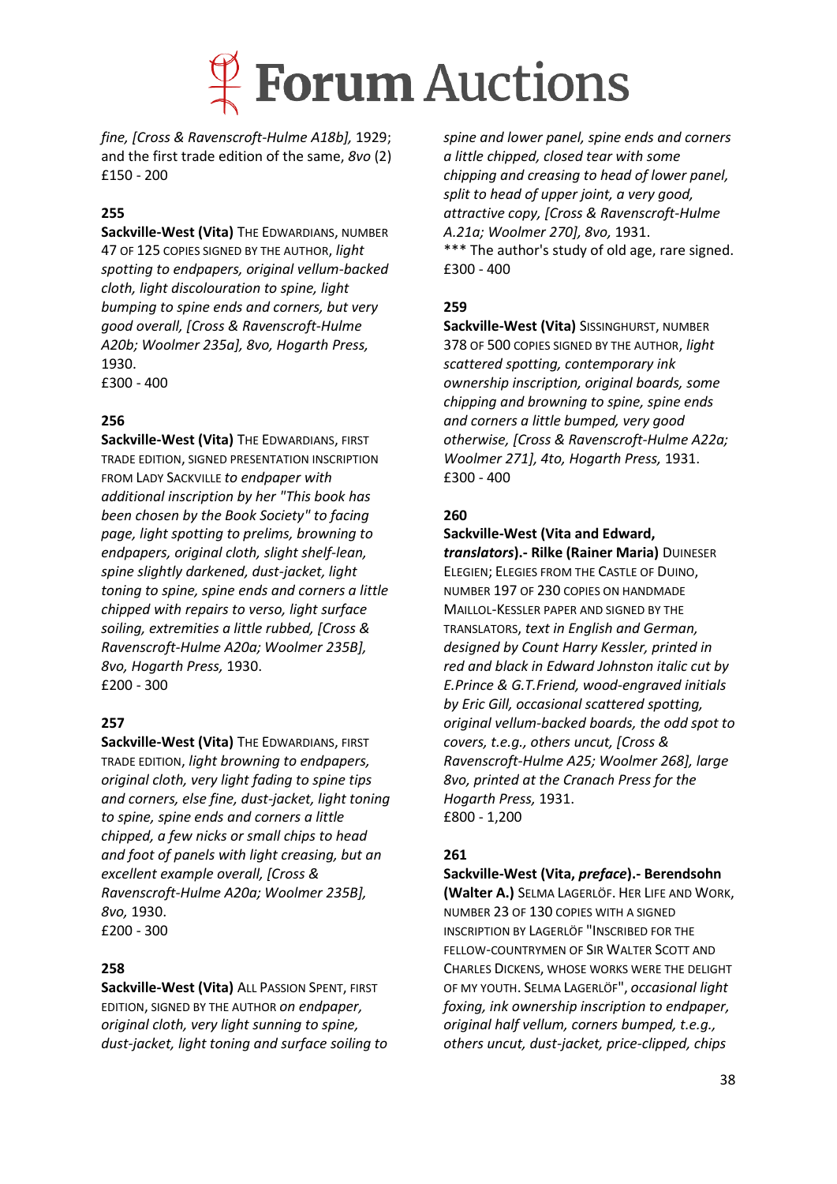*fine, [Cross & Ravenscroft-Hulme A18b],* 1929; and the first trade edition of the same, *8vo* (2)
£150 - 200

**255**

**Sackville-West (Vita)** THE EDWARDIANS, NUMBER 47 OF 125 COPIES SIGNED BY THE AUTHOR, *light spotting to endpapers, original vellum-backed cloth, light discolouration to spine, light bumping to spine ends and corners, but very good overall, [Cross & Ravenscroft-Hulme A20b; Woolmer 235a], 8vo, Hogarth Press,* 1930.
£300 - 400

**256**

**Sackville-West (Vita)** THE EDWARDIANS, FIRST TRADE EDITION, SIGNED PRESENTATION INSCRIPTION FROM LADY SACKVILLE *to endpaper with additional inscription by her "This book has been chosen by the Book Society" to facing page, light spotting to prelims, browning to endpapers, original cloth, slight shelf-lean, spine slightly darkened, dust-jacket, light toning to spine, spine ends and corners a little chipped with repairs to verso, light surface soiling, extremities a little rubbed, [Cross & Ravenscroft-Hulme A20a; Woolmer 235B], 8vo, Hogarth Press,* 1930.
£200 - 300

**257**

**Sackville-West (Vita)** THE EDWARDIANS, FIRST TRADE EDITION, *light browning to endpapers, original cloth, very light fading to spine tips and corners, else fine, dust-jacket, light toning to spine, spine ends and corners a little chipped, a few nicks or small chips to head and foot of panels with light creasing, but an excellent example overall, [Cross & Ravenscroft-Hulme A20a; Woolmer 235B], 8vo,* 1930.
£200 - 300

**258**

**Sackville-West (Vita)** ALL PASSION SPENT, FIRST EDITION, SIGNED BY THE AUTHOR *on endpaper, original cloth, very light sunning to spine, dust-jacket, light toning and surface soiling to spine and lower panel, spine ends and corners a little chipped, closed tear with some chipping and creasing to head of lower panel, split to head of upper joint, a very good, attractive copy, [Cross & Ravenscroft-Hulme A.21a; Woolmer 270], 8vo,* 1931.
\*\*\* The author's study of old age, rare signed.
£300 - 400

**259**

**Sackville-West (Vita)** SISSINGHURST, NUMBER 378 OF 500 COPIES SIGNED BY THE AUTHOR, *light scattered spotting, contemporary ink ownership inscription, original boards, some chipping and browning to spine, spine ends and corners a little bumped, very good otherwise, [Cross & Ravenscroft-Hulme A22a; Woolmer 271], 4to, Hogarth Press,* 1931.
£300 - 400

**260**

**Sackville-West (Vita and Edward, *translators*).- Rilke (Rainer Maria)** DUINESER ELEGIEN; ELEGIES FROM THE CASTLE OF DUINO, NUMBER 197 OF 230 COPIES ON HANDMADE MAILLOL-KESSLER PAPER AND SIGNED BY THE TRANSLATORS, *text in English and German, designed by Count Harry Kessler, printed in red and black in Edward Johnston italic cut by E.Prince & G.T.Friend, wood-engraved initials by Eric Gill, occasional scattered spotting, original vellum-backed boards, the odd spot to covers, t.e.g., others uncut, [Cross & Ravenscroft-Hulme A25; Woolmer 268], large 8vo, printed at the Cranach Press for the Hogarth Press,* 1931.
£800 - 1,200

**261**

**Sackville-West (Vita, *preface*).- Berendsohn (Walter A.)** SELMA LAGERLÖF. HER LIFE AND WORK, NUMBER 23 OF 130 COPIES WITH A SIGNED INSCRIPTION BY LAGERLÖF "INSCRIBED FOR THE FELLOW-COUNTRYMEN OF SIR WALTER SCOTT AND CHARLES DICKENS, WHOSE WORKS WERE THE DELIGHT OF MY YOUTH. SELMA LAGERLÖF", *occasional light foxing, ink ownership inscription to endpaper, original half vellum, corners bumped, t.e.g., others uncut, dust-jacket, price-clipped, chips*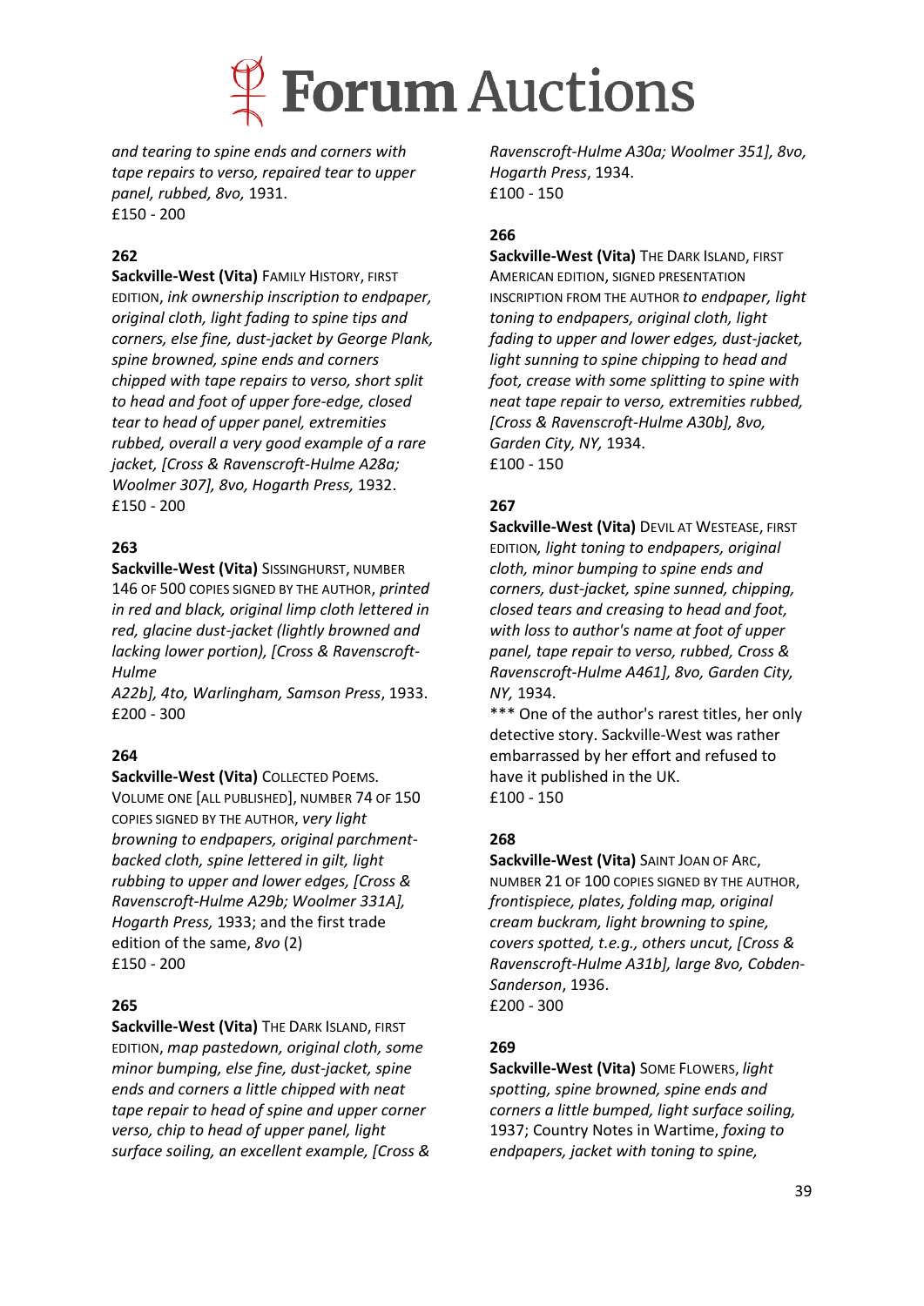*and tearing to spine ends and corners with tape repairs to verso, repaired tear to upper panel, rubbed, 8vo,* 1931.
£150 - 200

**262**

**Sackville-West (Vita)** FAMILY HISTORY, FIRST EDITION, *ink ownership inscription to endpaper, original cloth, light fading to spine tips and corners, else fine, dust-jacket by George Plank, spine browned, spine ends and corners chipped with tape repairs to verso, short split to head and foot of upper fore-edge, closed tear to head of upper panel, extremities rubbed, overall a very good example of a rare jacket, [Cross & Ravenscroft-Hulme A28a; Woolmer 307], 8vo, Hogarth Press,* 1932.
£150 - 200

**263**

**Sackville-West (Vita)** SISSINGHURST, NUMBER 146 OF 500 COPIES SIGNED BY THE AUTHOR, *printed in red and black, original limp cloth lettered in red, glacine dust-jacket (lightly browned and lacking lower portion), [Cross & Ravenscroft-Hulme A22b], 4to, Warlingham, Samson Press*, 1933.
£200 - 300

**264**

**Sackville-West (Vita)** COLLECTED POEMS. VOLUME ONE [ALL PUBLISHED], NUMBER 74 OF 150 COPIES SIGNED BY THE AUTHOR, *very light browning to endpapers, original parchment-backed cloth, spine lettered in gilt, light rubbing to upper and lower edges, [Cross & Ravenscroft-Hulme A29b; Woolmer 331A], Hogarth Press,* 1933; and the first trade edition of the same, *8vo* (2)
£150 - 200

**265**

**Sackville-West (Vita)** THE DARK ISLAND, FIRST EDITION, *map pastedown, original cloth, some minor bumping, else fine, dust-jacket, spine ends and corners a little chipped with neat tape repair to head of spine and upper corner verso, chip to head of upper panel, light surface soiling, an excellent example, [Cross & Ravenscroft-Hulme A30a; Woolmer 351], 8vo, Hogarth Press*, 1934.
£100 - 150

**266**

**Sackville-West (Vita)** THE DARK ISLAND, FIRST AMERICAN EDITION, SIGNED PRESENTATION INSCRIPTION FROM THE AUTHOR *to endpaper, light toning to endpapers, original cloth, light fading to upper and lower edges, dust-jacket, light sunning to spine chipping to head and foot, crease with some splitting to spine with neat tape repair to verso, extremities rubbed, [Cross & Ravenscroft-Hulme A30b], 8vo, Garden City, NY,* 1934.
£100 - 150

**267**

**Sackville-West (Vita)** DEVIL AT WESTEASE, FIRST EDITION*, light toning to endpapers, original cloth, minor bumping to spine ends and corners, dust-jacket, spine sunned, chipping, closed tears and creasing to head and foot, with loss to author's name at foot of upper panel, tape repair to verso, rubbed, Cross & Ravenscroft-Hulme A461], 8vo, Garden City, NY,* 1934.

*** One of the author's rarest titles, her only detective story. Sackville-West was rather embarrassed by her effort and refused to have it published in the UK.
£100 - 150

**268**

**Sackville-West (Vita)** SAINT JOAN OF ARC, NUMBER 21 OF 100 COPIES SIGNED BY THE AUTHOR, *frontispiece, plates, folding map, original cream buckram, light browning to spine, covers spotted, t.e.g., others uncut, [Cross & Ravenscroft-Hulme A31b], large 8vo, Cobden-Sanderson*, 1936.
£200 - 300

**269**

**Sackville-West (Vita)** SOME FLOWERS, *light spotting, spine browned, spine ends and corners a little bumped, light surface soiling,* 1937; Country Notes in Wartime, *foxing to endpapers, jacket with toning to spine,*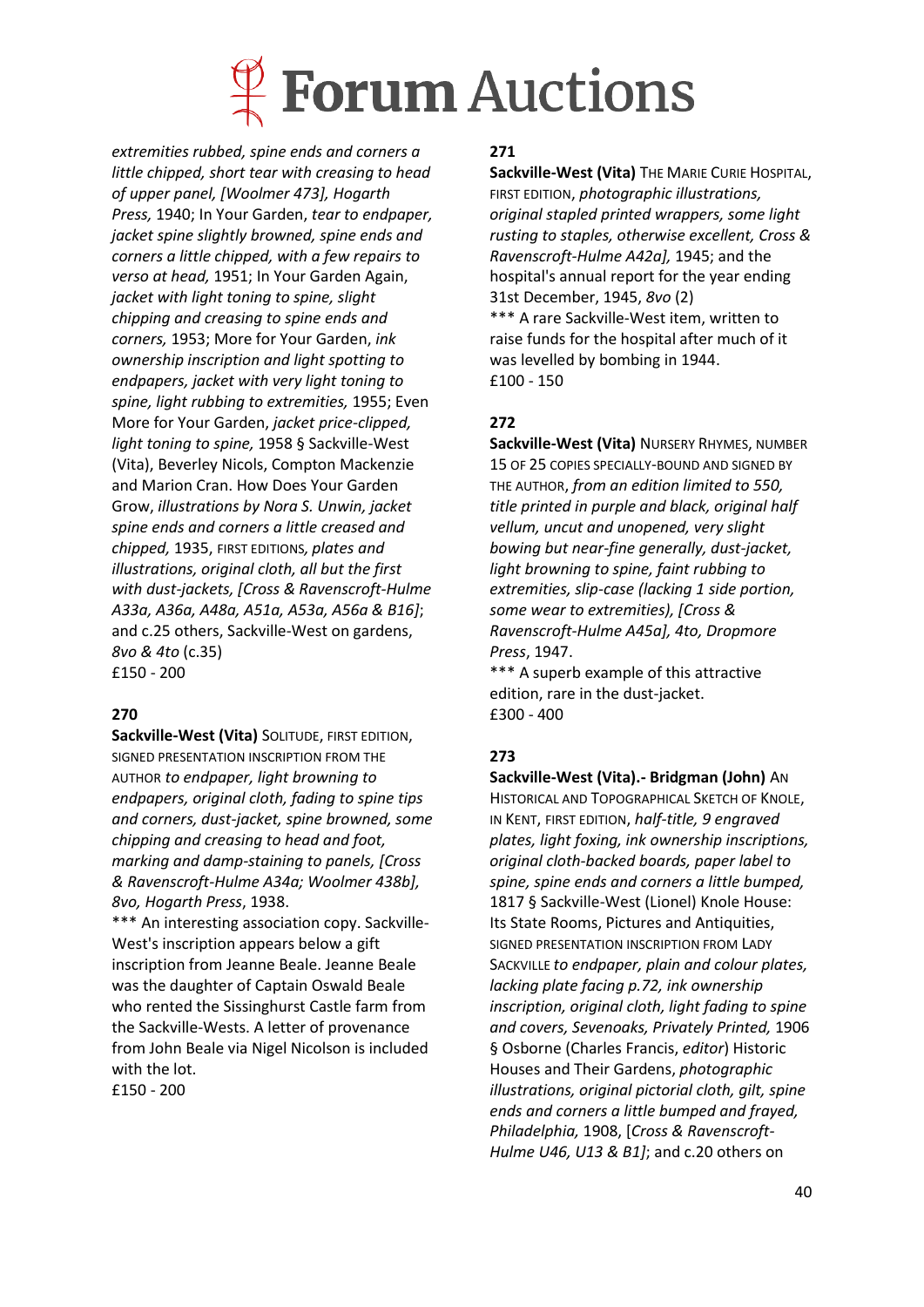*extremities rubbed, spine ends and corners a little chipped, short tear with creasing to head of upper panel, [Woolmer 473], Hogarth Press,* 1940; In Your Garden, *tear to endpaper, jacket spine slightly browned, spine ends and corners a little chipped, with a few repairs to verso at head,* 1951; In Your Garden Again, *jacket with light toning to spine, slight chipping and creasing to spine ends and corners,* 1953; More for Your Garden, *ink ownership inscription and light spotting to endpapers, jacket with very light toning to spine, light rubbing to extremities,* 1955; Even More for Your Garden, *jacket price-clipped, light toning to spine,* 1958 § Sackville-West (Vita), Beverley Nicols, Compton Mackenzie and Marion Cran. How Does Your Garden Grow, *illustrations by Nora S. Unwin, jacket spine ends and corners a little creased and chipped,* 1935, FIRST EDITIONS*, plates and illustrations, original cloth, all but the first with dust-jackets, [Cross & Ravenscroft-Hulme A33a, A36a, A48a, A51a, A53a, A56a & B16]*; and c.25 others, Sackville-West on gardens, *8vo & 4to* (c.35)
£150 - 200

**270**

**Sackville-West (Vita)** SOLITUDE, FIRST EDITION, SIGNED PRESENTATION INSCRIPTION FROM THE AUTHOR *to endpaper, light browning to endpapers, original cloth, fading to spine tips and corners, dust-jacket, spine browned, some chipping and creasing to head and foot, marking and damp-staining to panels, [Cross & Ravenscroft-Hulme A34a; Woolmer 438b], 8vo, Hogarth Press*, 1938.

\*\*\* An interesting association copy. Sackville-West's inscription appears below a gift inscription from Jeanne Beale. Jeanne Beale was the daughter of Captain Oswald Beale who rented the Sissinghurst Castle farm from the Sackville-Wests. A letter of provenance from John Beale via Nigel Nicolson is included with the lot.
£150 - 200

**271**

**Sackville-West (Vita)** THE MARIE CURIE HOSPITAL, FIRST EDITION, *photographic illustrations, original stapled printed wrappers, some light rusting to staples, otherwise excellent, Cross & Ravenscroft-Hulme A42a],* 1945; and the hospital's annual report for the year ending 31st December, 1945, *8vo* (2)

\*\*\* A rare Sackville-West item, written to raise funds for the hospital after much of it was levelled by bombing in 1944.
£100 - 150

**272**

**Sackville-West (Vita)** NURSERY RHYMES, NUMBER 15 OF 25 COPIES SPECIALLY-BOUND AND SIGNED BY THE AUTHOR, *from an edition limited to 550, title printed in purple and black, original half vellum, uncut and unopened, very slight bowing but near-fine generally, dust-jacket, light browning to spine, faint rubbing to extremities, slip-case (lacking 1 side portion, some wear to extremities), [Cross & Ravenscroft-Hulme A45a], 4to, Dropmore Press*, 1947.

\*\*\* A superb example of this attractive edition, rare in the dust-jacket.
£300 - 400

**273**

**Sackville-West (Vita).- Bridgman (John)** AN HISTORICAL AND TOPOGRAPHICAL SKETCH OF KNOLE, IN KENT, FIRST EDITION, *half-title, 9 engraved plates, light foxing, ink ownership inscriptions, original cloth-backed boards, paper label to spine, spine ends and corners a little bumped,* 1817 § Sackville-West (Lionel) Knole House: Its State Rooms, Pictures and Antiquities, SIGNED PRESENTATION INSCRIPTION FROM LADY SACKVILLE *to endpaper, plain and colour plates, lacking plate facing p.72, ink ownership inscription, original cloth, light fading to spine and covers, Sevenoaks, Privately Printed,* 1906 § Osborne (Charles Francis, *editor*) Historic Houses and Their Gardens, *photographic illustrations, original pictorial cloth, gilt, spine ends and corners a little bumped and frayed, Philadelphia,* 1908, [*Cross & Ravenscroft-Hulme U46, U13 & B1]*; and c.20 others on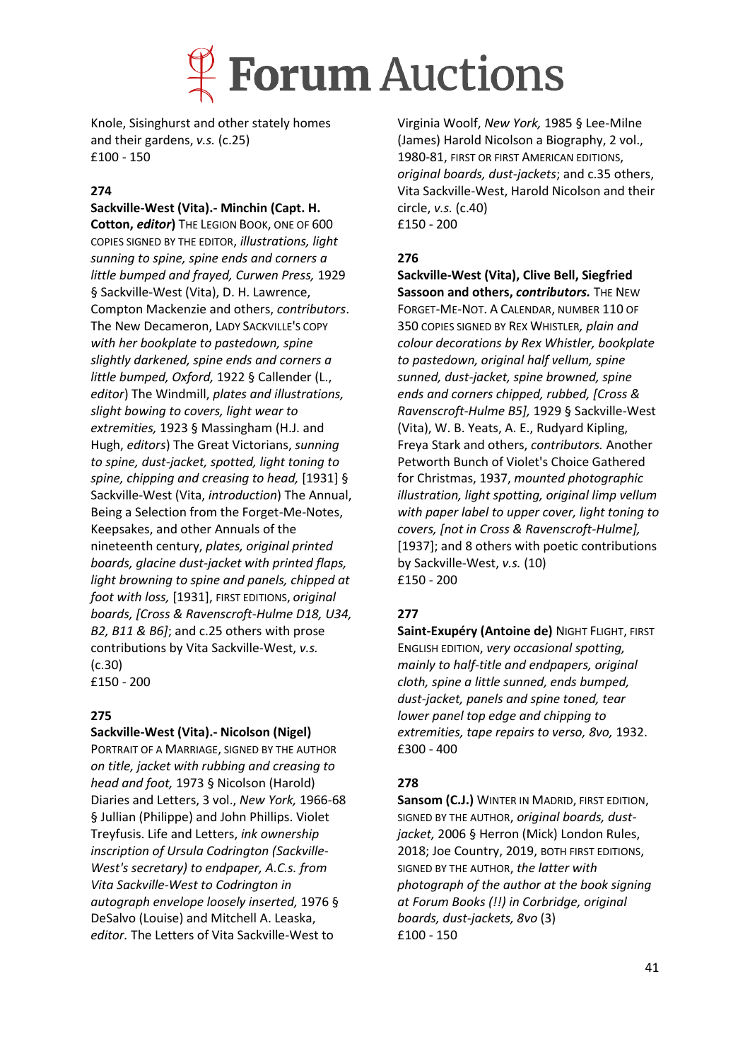Knole, Sissinghurst and other stately homes and their gardens, *v.s.* (c.25)
£100 - 150

**274**

**Sackville-West (Vita).- Minchin (Capt. H. Cotton, *editor*)** The Legion Book, one of 600 copies signed by the editor, *illustrations, light sunning to spine, spine ends and corners a little bumped and frayed, Curwen Press,* 1929 § Sackville-West (Vita), D. H. Lawrence, Compton Mackenzie and others, *contributors*. The New Decameron, Lady Sackville's copy *with her bookplate to pastedown, spine slightly darkened, spine ends and corners a little bumped, Oxford,* 1922 § Callender (L., *editor*) The Windmill, *plates and illustrations, slight bowing to covers, light wear to extremities,* 1923 § Massingham (H.J. and Hugh, *editors*) The Great Victorians, *sunning to spine, dust-jacket, spotted, light toning to spine, chipping and creasing to head,* [1931] § Sackville-West (Vita, *introduction*) The Annual, Being a Selection from the Forget-Me-Notes, Keepsakes, and other Annuals of the nineteenth century, *plates, original printed boards, glacine dust-jacket with printed flaps, light browning to spine and panels, chipped at foot with loss,* [1931], first editions, *original boards, [Cross & Ravenscroft-Hulme D18, U34, B2, B11 & B6]*; and c.25 others with prose contributions by Vita Sackville-West, *v.s.* (c.30)
£150 - 200

**275**

**Sackville-West (Vita).- Nicolson (Nigel)** Portrait of a Marriage, signed by the author *on title, jacket with rubbing and creasing to head and foot,* 1973 § Nicolson (Harold) Diaries and Letters, 3 vol., *New York,* 1966-68 § Jullian (Philippe) and John Phillips. Violet Treyfusis. Life and Letters, *ink ownership inscription of Ursula Codrington (Sackville-West's secretary) to endpaper, A.C.s. from Vita Sackville-West to Codrington in autograph envelope loosely inserted,* 1976 § DeSalvo (Louise) and Mitchell A. Leaska, *editor.* The Letters of Vita Sackville-West to Virginia Woolf, *New York,* 1985 § Lee-Milne (James) Harold Nicolson a Biography, 2 vol., 1980-81, first or first American editions, *original boards, dust-jackets*; and c.35 others, Vita Sackville-West, Harold Nicolson and their circle, *v.s.* (c.40)
£150 - 200

**276**

**Sackville-West (Vita), Clive Bell, Siegfried Sassoon and others, *contributors.*** The New Forget-Me-Not. A Calendar, number 110 of 350 copies signed by Rex Whistler, *plain and colour decorations by Rex Whistler, bookplate to pastedown, original half vellum, spine sunned, dust-jacket, spine browned, spine ends and corners chipped, rubbed, [Cross & Ravenscroft-Hulme B5],* 1929 § Sackville-West (Vita), W. B. Yeats, A. E., Rudyard Kipling, Freya Stark and others, *contributors.* Another Petworth Bunch of Violet's Choice Gathered for Christmas, 1937, *mounted photographic illustration, light spotting, original limp vellum with paper label to upper cover, light toning to covers, [not in Cross & Ravenscroft-Hulme],* [1937]; and 8 others with poetic contributions by Sackville-West, *v.s.* (10)
£150 - 200

**277**

**Saint-Exupéry (Antoine de)** Night Flight, first English edition, *very occasional spotting, mainly to half-title and endpapers, original cloth, spine a little sunned, ends bumped, dust-jacket, panels and spine toned, tear lower panel top edge and chipping to extremities, tape repairs to verso, 8vo,* 1932.
£300 - 400

**278**

**Sansom (C.J.)** Winter in Madrid, first edition, signed by the author, *original boards, dust-jacket,* 2006 § Herron (Mick) London Rules, 2018; Joe Country, 2019, both first editions, signed by the author, *the latter with photograph of the author at the book signing at Forum Books (!!) in Corbridge, original boards, dust-jackets, 8vo* (3)
£100 - 150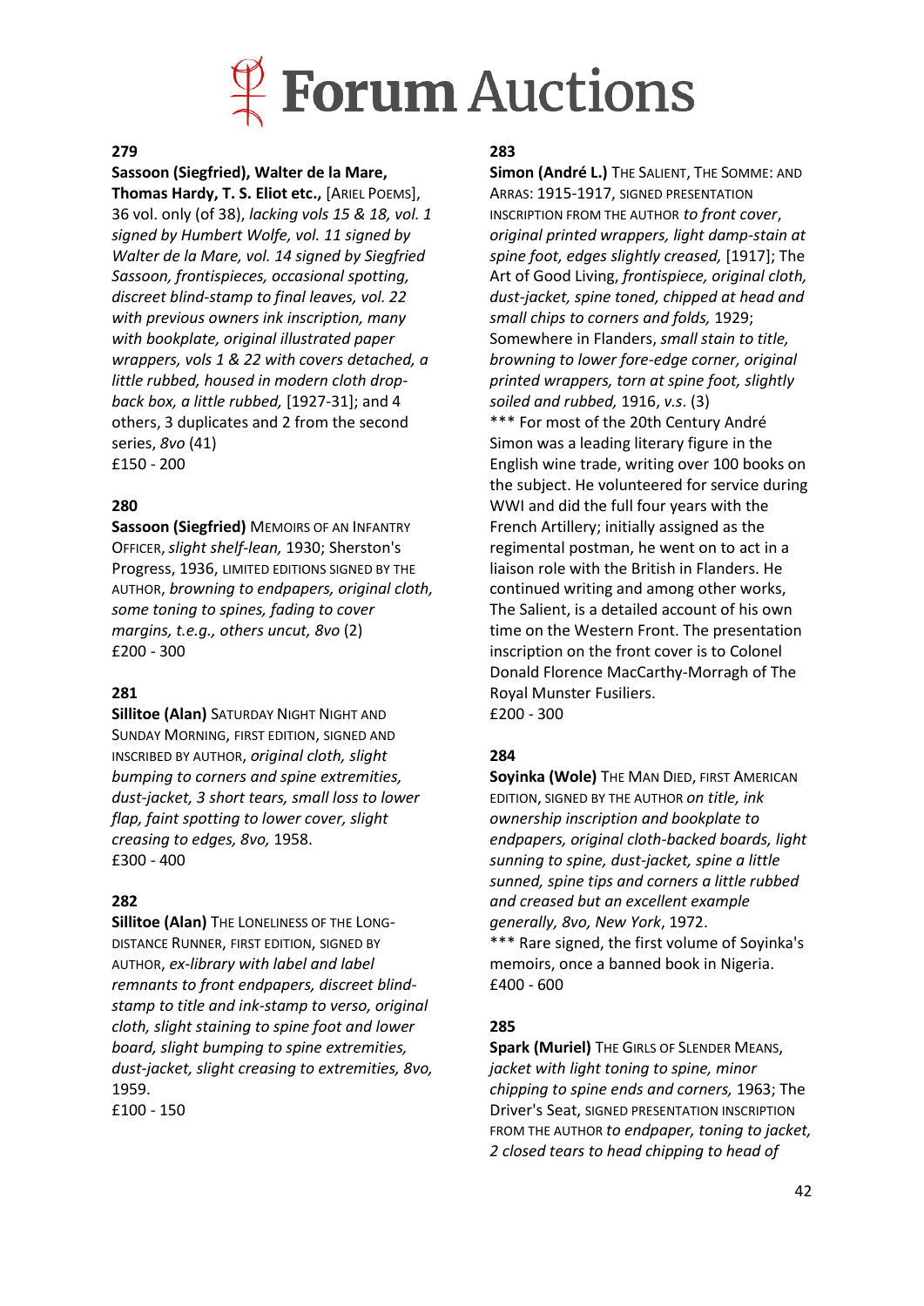**279**

**Sassoon (Siegfried), Walter de la Mare, Thomas Hardy, T. S. Eliot etc.,** [Ariel Poems], 36 vol. only (of 38), *lacking vols 15 & 18, vol. 1 signed by Humbert Wolfe, vol. 11 signed by Walter de la Mare, vol. 14 signed by Siegfried Sassoon, frontispieces, occasional spotting, discreet blind-stamp to final leaves, vol. 22 with previous owners ink inscription, many with bookplate, original illustrated paper wrappers, vols 1 & 22 with covers detached, a little rubbed, housed in modern cloth drop-back box, a little rubbed,* [1927-31]; and 4 others, 3 duplicates and 2 from the second series, *8vo* (41)
£150 - 200

**280**

**Sassoon (Siegfried)** Memoirs of an Infantry Officer, *slight shelf-lean,* 1930; Sherston's Progress, 1936, limited editions signed by the author, *browning to endpapers, original cloth, some toning to spines, fading to cover margins, t.e.g., others uncut, 8vo* (2)
£200 - 300

**281**

**Sillitoe (Alan)** Saturday Night Night and Sunday Morning, first edition, signed and inscribed by author, *original cloth, slight bumping to corners and spine extremities, dust-jacket, 3 short tears, small loss to lower flap, faint spotting to lower cover, slight creasing to edges, 8vo,* 1958.
£300 - 400

**282**

**Sillitoe (Alan)** The Loneliness of the Long-distance Runner, first edition, signed by author, *ex-library with label and label remnants to front endpapers, discreet blind-stamp to title and ink-stamp to verso, original cloth, slight staining to spine foot and lower board, slight bumping to spine extremities, dust-jacket, slight creasing to extremities, 8vo,* 1959.
£100 - 150

**283**

**Simon (André L.)** The Salient, The Somme: and Arras: 1915-1917, signed presentation inscription from the author *to front cover, original printed wrappers, light damp-stain at spine foot, edges slightly creased,* [1917]; The Art of Good Living, *frontispiece, original cloth, dust-jacket, spine toned, chipped at head and small chips to corners and folds,* 1929; Somewhere in Flanders, *small stain to title, browning to lower fore-edge corner, original printed wrappers, torn at spine foot, slightly soiled and rubbed,* 1916, *v.s.* (3)

*** For most of the 20th Century André Simon was a leading literary figure in the English wine trade, writing over 100 books on the subject. He volunteered for service during WWI and did the full four years with the French Artillery; initially assigned as the regimental postman, he went on to act in a liaison role with the British in Flanders. He continued writing and among other works, The Salient, is a detailed account of his own time on the Western Front. The presentation inscription on the front cover is to Colonel Donald Florence MacCarthy-Morragh of The Royal Munster Fusiliers.
£200 - 300

**284**

**Soyinka (Wole)** The Man Died, first American edition, signed by the author *on title, ink ownership inscription and bookplate to endpapers, original cloth-backed boards, light sunning to spine, dust-jacket, spine a little sunned, spine tips and corners a little rubbed and creased but an excellent example generally, 8vo, New York*, 1972.

*** Rare signed, the first volume of Soyinka's memoirs, once a banned book in Nigeria.
£400 - 600

**285**

**Spark (Muriel)** The Girls of Slender Means, *jacket with light toning to spine, minor chipping to spine ends and corners,* 1963; The Driver's Seat, signed presentation inscription from the author *to endpaper, toning to jacket, 2 closed tears to head chipping to head of*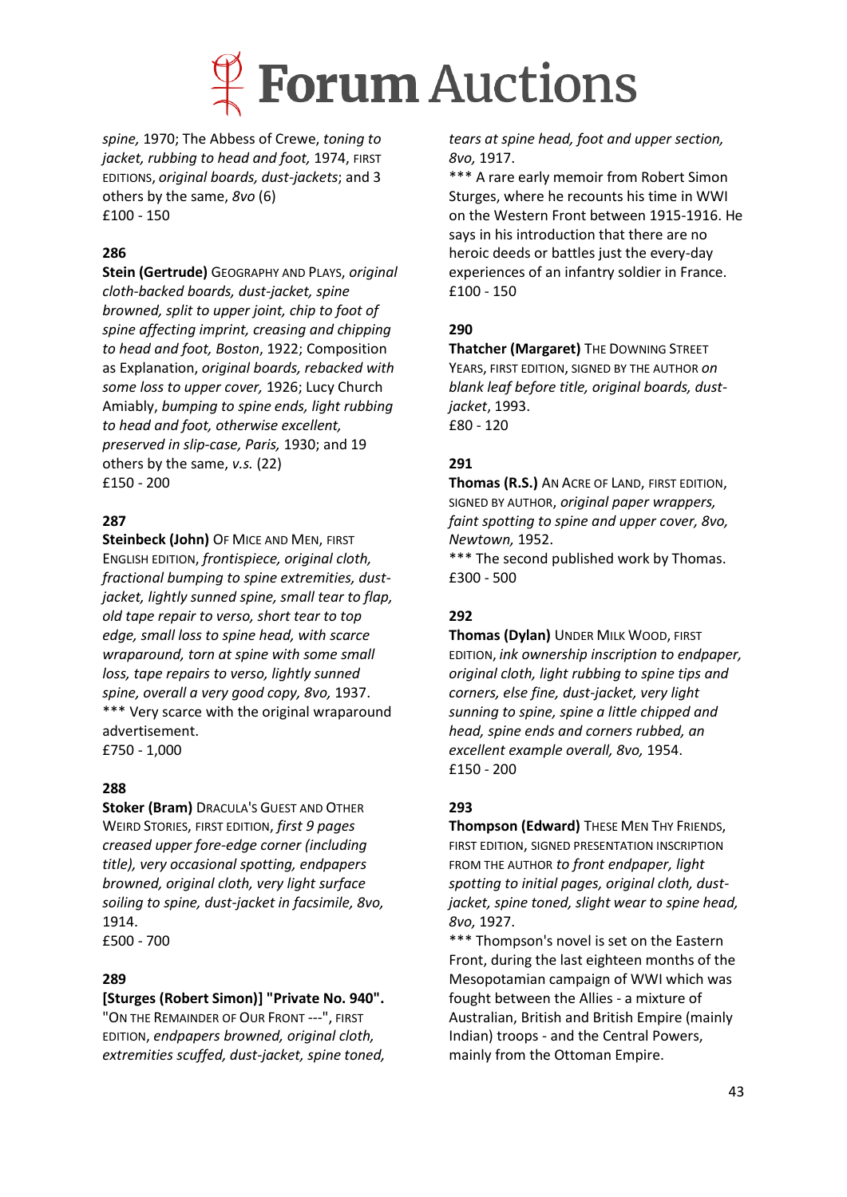*spine,* 1970; The Abbess of Crewe, *toning to jacket, rubbing to head and foot,* 1974, FIRST EDITIONS, *original boards, dust-jackets*; and 3 others by the same, *8vo* (6)
£100 - 150

**286**

**Stein (Gertrude)** GEOGRAPHY AND PLAYS, *original cloth-backed boards, dust-jacket, spine browned, split to upper joint, chip to foot of spine affecting imprint, creasing and chipping to head and foot, Boston*, 1922; Composition as Explanation, *original boards, rebacked with some loss to upper cover,* 1926; Lucy Church Amiably, *bumping to spine ends, light rubbing to head and foot, otherwise excellent, preserved in slip-case, Paris,* 1930; and 19 others by the same, *v.s.* (22)
£150 - 200

**287**

**Steinbeck (John)** OF MICE AND MEN, FIRST ENGLISH EDITION, *frontispiece, original cloth, fractional bumping to spine extremities, dust-jacket, lightly sunned spine, small tear to flap, old tape repair to verso, short tear to top edge, small loss to spine head, with scarce wraparound, torn at spine with some small loss, tape repairs to verso, lightly sunned spine, overall a very good copy, 8vo,* 1937.
*** Very scarce with the original wraparound advertisement.
£750 - 1,000

**288**

**Stoker (Bram)** DRACULA'S GUEST AND OTHER WEIRD STORIES, FIRST EDITION, *first 9 pages creased upper fore-edge corner (including title), very occasional spotting, endpapers browned, original cloth, very light surface soiling to spine, dust-jacket in facsimile, 8vo,* 1914.
£500 - 700

**289**

**[Sturges (Robert Simon)] "Private No. 940".** "ON THE REMAINDER OF OUR FRONT ---", FIRST EDITION, *endpapers browned, original cloth, extremities scuffed, dust-jacket, spine toned, tears at spine head, foot and upper section, 8vo,* 1917.
*** A rare early memoir from Robert Simon Sturges, where he recounts his time in WWI on the Western Front between 1915-1916. He says in his introduction that there are no heroic deeds or battles just the every-day experiences of an infantry soldier in France.
£100 - 150

**290**

**Thatcher (Margaret)** THE DOWNING STREET YEARS, FIRST EDITION, SIGNED BY THE AUTHOR *on blank leaf before title, original boards, dust-jacket*, 1993.
£80 - 120

**291**

**Thomas (R.S.)** AN ACRE OF LAND, FIRST EDITION, SIGNED BY AUTHOR, *original paper wrappers, faint spotting to spine and upper cover, 8vo, Newtown,* 1952.
*** The second published work by Thomas.
£300 - 500

**292**

**Thomas (Dylan)** UNDER MILK WOOD, FIRST EDITION, *ink ownership inscription to endpaper, original cloth, light rubbing to spine tips and corners, else fine, dust-jacket, very light sunning to spine, spine a little chipped and head, spine ends and corners rubbed, an excellent example overall, 8vo,* 1954.
£150 - 200

**293**

**Thompson (Edward)** THESE MEN THY FRIENDS, FIRST EDITION, SIGNED PRESENTATION INSCRIPTION FROM THE AUTHOR *to front endpaper, light spotting to initial pages, original cloth, dust-jacket, spine toned, slight wear to spine head, 8vo,* 1927.
*** Thompson's novel is set on the Eastern Front, during the last eighteen months of the Mesopotamian campaign of WWI which was fought between the Allies - a mixture of Australian, British and British Empire (mainly Indian) troops - and the Central Powers, mainly from the Ottoman Empire.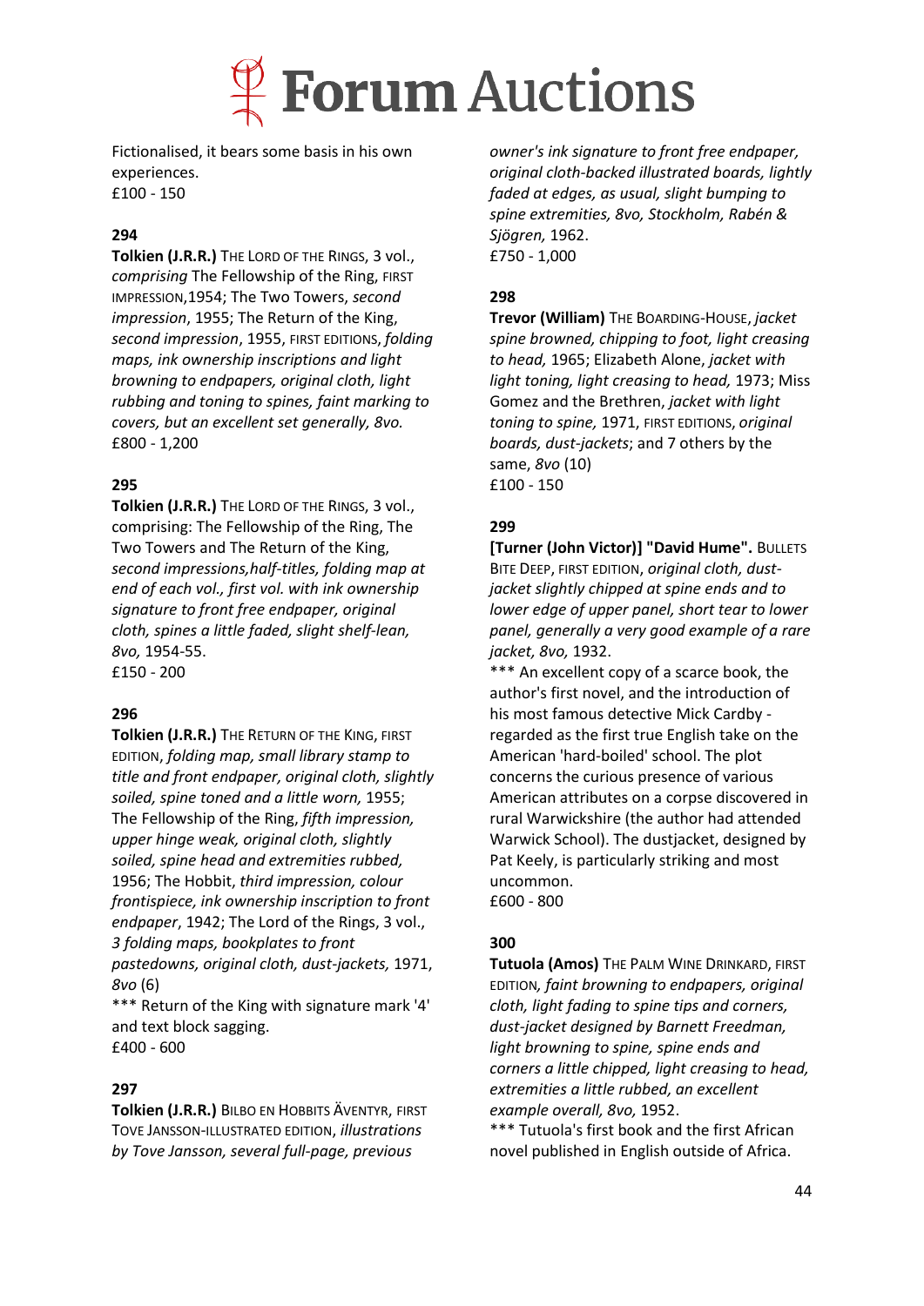Fictionalised, it bears some basis in his own experiences.
£100 - 150

**294**
**Tolkien (J.R.R.)** THE LORD OF THE RINGS, 3 vol., *comprising* The Fellowship of the Ring, FIRST IMPRESSION,1954; The Two Towers, *second impression*, 1955; The Return of the King, *second impression*, 1955, FIRST EDITIONS, *folding maps, ink ownership inscriptions and light browning to endpapers, original cloth, light rubbing and toning to spines, faint marking to covers, but an excellent set generally, 8vo.*
£800 - 1,200

**295**
**Tolkien (J.R.R.)** THE LORD OF THE RINGS, 3 vol., comprising: The Fellowship of the Ring, The Two Towers and The Return of the King, *second impressions,half-titles, folding map at end of each vol., first vol. with ink ownership signature to front free endpaper, original cloth, spines a little faded, slight shelf-lean, 8vo,* 1954-55.
£150 - 200

**296**
**Tolkien (J.R.R.)** THE RETURN OF THE KING, FIRST EDITION, *folding map, small library stamp to title and front endpaper, original cloth, slightly soiled, spine toned and a little worn,* 1955; The Fellowship of the Ring, *fifth impression, upper hinge weak, original cloth, slightly soiled, spine head and extremities rubbed,* 1956; The Hobbit, *third impression, colour frontispiece, ink ownership inscription to front endpaper*, 1942; The Lord of the Rings, 3 vol., *3 folding maps, bookplates to front pastedowns, original cloth, dust-jackets,* 1971, *8vo* (6)
*** Return of the King with signature mark '4' and text block sagging.
£400 - 600

**297**
**Tolkien (J.R.R.)** BILBO EN HOBBITS ÄVENTYR, FIRST TOVE JANSSON-ILLUSTRATED EDITION, *illustrations by Tove Jansson, several full-page, previous owner's ink signature to front free endpaper, original cloth-backed illustrated boards, lightly faded at edges, as usual, slight bumping to spine extremities, 8vo, Stockholm, Rabén & Sjögren,* 1962.
£750 - 1,000

**298**
**Trevor (William)** THE BOARDING-HOUSE, *jacket spine browned, chipping to foot, light creasing to head,* 1965; Elizabeth Alone, *jacket with light toning, light creasing to head,* 1973; Miss Gomez and the Brethren, *jacket with light toning to spine,* 1971, FIRST EDITIONS, *original boards, dust-jackets*; and 7 others by the same, *8vo* (10)
£100 - 150

**299**
**[Turner (John Victor)] "David Hume".** BULLETS BITE DEEP, FIRST EDITION, *original cloth, dust-jacket slightly chipped at spine ends and to lower edge of upper panel, short tear to lower panel, generally a very good example of a rare jacket, 8vo,* 1932.
*** An excellent copy of a scarce book, the author's first novel, and the introduction of his most famous detective Mick Cardby - regarded as the first true English take on the American 'hard-boiled' school. The plot concerns the curious presence of various American attributes on a corpse discovered in rural Warwickshire (the author had attended Warwick School). The dustjacket, designed by Pat Keely, is particularly striking and most uncommon.
£600 - 800

**300**
**Tutuola (Amos)** THE PALM WINE DRINKARD, FIRST EDITION, *faint browning to endpapers, original cloth, light fading to spine tips and corners, dust-jacket designed by Barnett Freedman, light browning to spine, spine ends and corners a little chipped, light creasing to head, extremities a little rubbed, an excellent example overall, 8vo,* 1952.
*** Tutuola's first book and the first African novel published in English outside of Africa.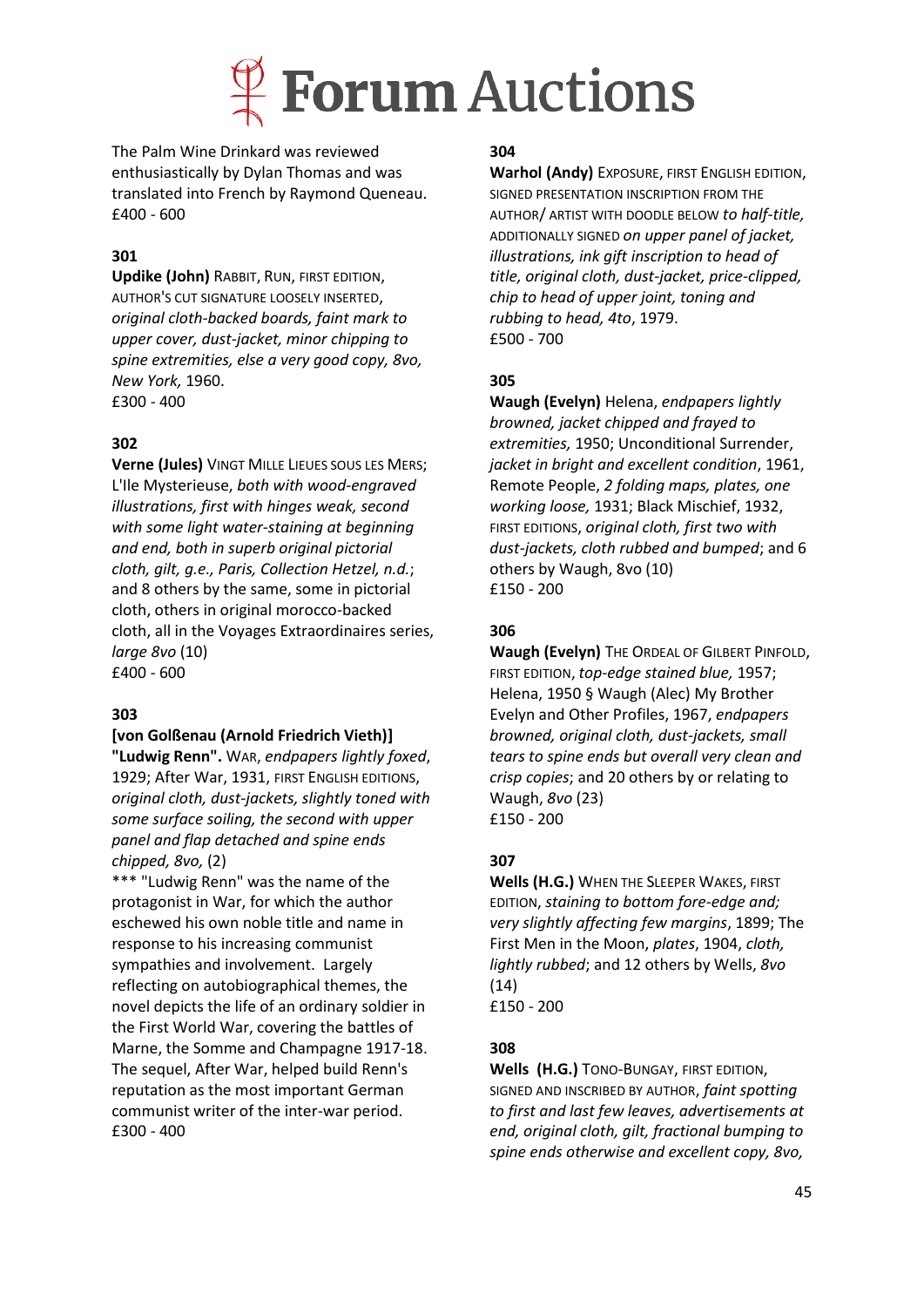The Palm Wine Drinkard was reviewed enthusiastically by Dylan Thomas and was translated into French by Raymond Queneau.
£400 - 600

**301**

**Updike (John)** RABBIT, RUN, FIRST EDITION, AUTHOR'S CUT SIGNATURE LOOSELY INSERTED, *original cloth-backed boards, faint mark to upper cover, dust-jacket, minor chipping to spine extremities, else a very good copy, 8vo, New York,* 1960.
£300 - 400

**302**

**Verne (Jules)** VINGT MILLE LIEUES SOUS LES MERS; L'Ile Mysterieuse, *both with wood-engraved illustrations, first with hinges weak, second with some light water-staining at beginning and end, both in superb original pictorial cloth, gilt, g.e., Paris, Collection Hetzel, n.d.*; and 8 others by the same, some in pictorial cloth, others in original morocco-backed cloth, all in the Voyages Extraordinaires series, *large 8vo* (10)
£400 - 600

**303**

**[von Golßenau (Arnold Friedrich Vieth)] "Ludwig Renn".** WAR, *endpapers lightly foxed*, 1929; After War, 1931, FIRST ENGLISH EDITIONS, *original cloth, dust-jackets, slightly toned with some surface soiling, the second with upper panel and flap detached and spine ends chipped, 8vo,* (2)

*** "Ludwig Renn" was the name of the protagonist in War, for which the author eschewed his own noble title and name in response to his increasing communist sympathies and involvement. Largely reflecting on autobiographical themes, the novel depicts the life of an ordinary soldier in the First World War, covering the battles of Marne, the Somme and Champagne 1917-18. The sequel, After War, helped build Renn's reputation as the most important German communist writer of the inter-war period.
£300 - 400

**304**

**Warhol (Andy)** EXPOSURE, FIRST ENGLISH EDITION, SIGNED PRESENTATION INSCRIPTION FROM THE AUTHOR/ ARTIST WITH DOODLE BELOW *to half-title,* ADDITIONALLY SIGNED *on upper panel of jacket, illustrations, ink gift inscription to head of title, original cloth, dust-jacket, price-clipped, chip to head of upper joint, toning and rubbing to head, 4to*, 1979.
£500 - 700

**305**

**Waugh (Evelyn)** Helena, *endpapers lightly browned, jacket chipped and frayed to extremities,* 1950; Unconditional Surrender, *jacket in bright and excellent condition*, 1961, Remote People, *2 folding maps, plates, one working loose,* 1931; Black Mischief, 1932, FIRST EDITIONS, *original cloth, first two with dust-jackets, cloth rubbed and bumped*; and 6 others by Waugh, 8vo (10)
£150 - 200

**306**

**Waugh (Evelyn)** THE ORDEAL OF GILBERT PINFOLD, FIRST EDITION, *top-edge stained blue,* 1957; Helena, 1950 § Waugh (Alec) My Brother Evelyn and Other Profiles, 1967, *endpapers browned, original cloth, dust-jackets, small tears to spine ends but overall very clean and crisp copies*; and 20 others by or relating to Waugh, *8vo* (23)
£150 - 200

**307**

**Wells (H.G.)** WHEN THE SLEEPER WAKES, FIRST EDITION, *staining to bottom fore-edge and; very slightly affecting few margins*, 1899; The First Men in the Moon, *plates*, 1904, *cloth, lightly rubbed*; and 12 others by Wells, *8vo* (14)
£150 - 200

**308**

**Wells (H.G.)** TONO-BUNGAY, FIRST EDITION, SIGNED AND INSCRIBED BY AUTHOR, *faint spotting to first and last few leaves, advertisements at end, original cloth, gilt, fractional bumping to spine ends otherwise and excellent copy, 8vo,*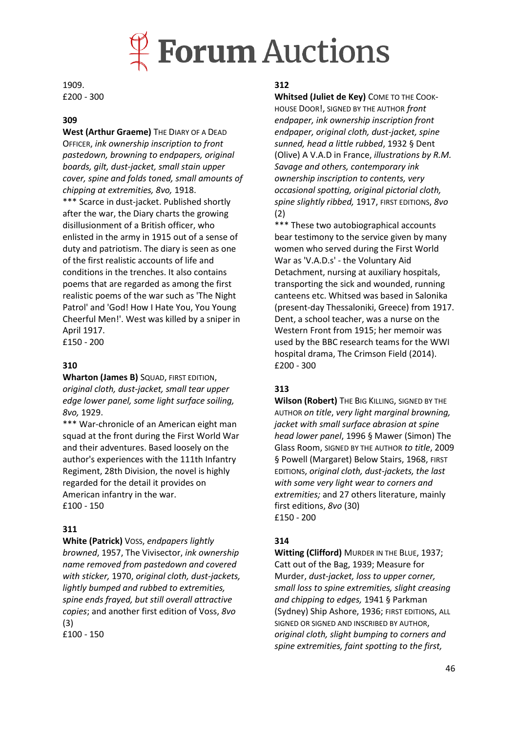1909.
£200 - 300

**309**

**West (Arthur Graeme)** THE DIARY OF A DEAD OFFICER, *ink ownership inscription to front pastedown, browning to endpapers, original boards, gilt, dust-jacket, small stain upper cover, spine and folds toned, small amounts of chipping at extremities, 8vo,* 1918.

\*\*\* Scarce in dust-jacket. Published shortly after the war, the Diary charts the growing disillusionment of a British officer, who enlisted in the army in 1915 out of a sense of duty and patriotism. The diary is seen as one of the first realistic accounts of life and conditions in the trenches. It also contains poems that are regarded as among the first realistic poems of the war such as 'The Night Patrol' and 'God! How I Hate You, You Young Cheerful Men!'. West was killed by a sniper in April 1917.

£150 - 200

**310**

**Wharton (James B)** SQUAD, FIRST EDITION, *original cloth, dust-jacket, small tear upper edge lower panel, some light surface soiling, 8vo,* 1929.

\*\*\* War-chronicle of an American eight man squad at the front during the First World War and their adventures. Based loosely on the author's experiences with the 111th Infantry Regiment, 28th Division, the novel is highly regarded for the detail it provides on American infantry in the war.

£100 - 150

**311**

**White (Patrick)** VOSS, *endpapers lightly browned*, 1957, The Vivisector, *ink ownership name removed from pastedown and covered with sticker,* 1970, *original cloth, dust-jackets, lightly bumped and rubbed to extremities, spine ends frayed, but still overall attractive copies*; and another first edition of Voss, *8vo* (3)

£100 - 150

**312**

**Whitsed (Juliet de Key)** COME TO THE COOK-HOUSE DOOR!, SIGNED BY THE AUTHOR *front endpaper, ink ownership inscription front endpaper, original cloth, dust-jacket, spine sunned, head a little rubbed*, 1932 § Dent (Olive) A V.A.D in France, *illustrations by R.M. Savage and others, contemporary ink ownership inscription to contents, very occasional spotting, original pictorial cloth, spine slightly ribbed,* 1917, FIRST EDITIONS, *8vo* (2)

\*\*\* These two autobiographical accounts bear testimony to the service given by many women who served during the First World War as 'V.A.D.s' - the Voluntary Aid Detachment, nursing at auxiliary hospitals, transporting the sick and wounded, running canteens etc. Whitsed was based in Salonika (present-day Thessaloniki, Greece) from 1917. Dent, a school teacher, was a nurse on the Western Front from 1915; her memoir was used by the BBC research teams for the WWI hospital drama, The Crimson Field (2014).

£200 - 300

**313**

**Wilson (Robert)** THE BIG KILLING, SIGNED BY THE AUTHOR *on title*, *very light marginal browning, jacket with small surface abrasion at spine head lower panel*, 1996 § Mawer (Simon) The Glass Room, SIGNED BY THE AUTHOR *to title*, 2009 § Powell (Margaret) Below Stairs, 1968, FIRST EDITIONS, *original cloth, dust-jackets, the last with some very light wear to corners and extremities;* and 27 others literature, mainly first editions, *8vo* (30)

£150 - 200

**314**

**Witting (Clifford)** MURDER IN THE BLUE, 1937; Catt out of the Bag, 1939; Measure for Murder, *dust-jacket, loss to upper corner, small loss to spine extremities, slight creasing and chipping to edges,* 1941 § Parkman (Sydney) Ship Ashore, 1936; FIRST EDITIONS, ALL SIGNED OR SIGNED AND INSCRIBED BY AUTHOR, *original cloth, slight bumping to corners and spine extremities, faint spotting to the first,*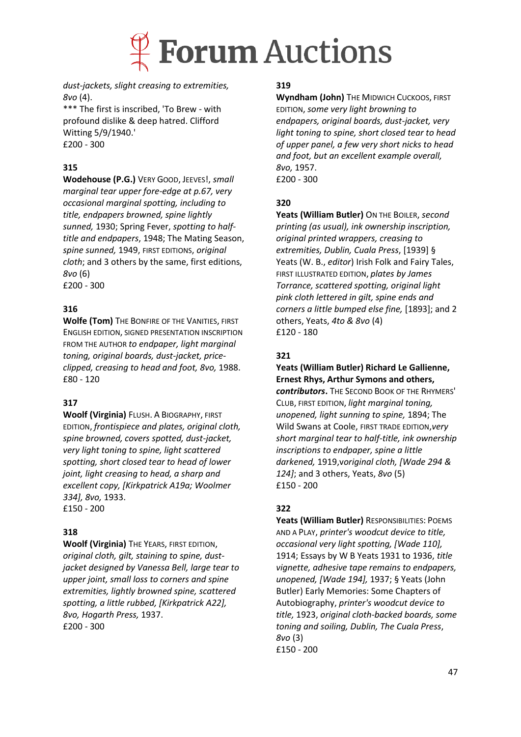*dust-jackets, slight creasing to extremities, 8vo* (4).
*** The first is inscribed, 'To Brew - with profound dislike & deep hatred. Clifford Witting 5/9/1940.'
£200 - 300

**315**
**Wodehouse (P.G.)** VERY GOOD, JEEVES!, *small marginal tear upper fore-edge at p.67, very occasional marginal spotting, including to title, endpapers browned, spine lightly sunned,* 1930; Spring Fever, *spotting to half-title and endpapers*, 1948; The Mating Season, *spine sunned,* 1949, FIRST EDITIONS, *original cloth*; and 3 others by the same, first editions, *8vo* (6)
£200 - 300

**316**
**Wolfe (Tom)** THE BONFIRE OF THE VANITIES, FIRST ENGLISH EDITION, SIGNED PRESENTATION INSCRIPTION FROM THE AUTHOR *to endpaper, light marginal toning, original boards, dust-jacket, price-clipped, creasing to head and foot, 8vo,* 1988.
£80 - 120

**317**
**Woolf (Virginia)** FLUSH. A BIOGRAPHY, FIRST EDITION, *frontispiece and plates, original cloth, spine browned, covers spotted, dust-jacket, very light toning to spine, light scattered spotting, short closed tear to head of lower joint, light creasing to head, a sharp and excellent copy, [Kirkpatrick A19a; Woolmer 334], 8vo,* 1933.
£150 - 200

**318**
**Woolf (Virginia)** THE YEARS, FIRST EDITION, *original cloth, gilt, staining to spine, dust-jacket designed by Vanessa Bell, large tear to upper joint, small loss to corners and spine extremities, lightly browned spine, scattered spotting, a little rubbed, [Kirkpatrick A22], 8vo, Hogarth Press,* 1937.
£200 - 300

**319**
**Wyndham (John)** THE MIDWICH CUCKOOS, FIRST EDITION, *some very light browning to endpapers, original boards, dust-jacket, very light toning to spine, short closed tear to head of upper panel, a few very short nicks to head and foot, but an excellent example overall, 8vo,* 1957.
£200 - 300

**320**
**Yeats (William Butler)** ON THE BOILER, *second printing (as usual), ink ownership inscription, original printed wrappers, creasing to extremities, Dublin, Cuala Press*, [1939] § Yeats (W. B., *editor*) Irish Folk and Fairy Tales, FIRST ILLUSTRATED EDITION, *plates by James Torrance, scattered spotting, original light pink cloth lettered in gilt, spine ends and corners a little bumped else fine,* [1893]; and 2 others, Yeats, *4to & 8vo* (4)
£120 - 180

**321**
**Yeats (William Butler) Richard Le Gallienne, Ernest Rhys, Arthur Symons and others, *contributors*.** THE SECOND BOOK OF THE RHYMERS' CLUB, FIRST EDITION, *light marginal toning, unopened, light sunning to spine,* 1894; The Wild Swans at Coole, FIRST TRADE EDITION,*very short marginal tear to half-title, ink ownership inscriptions to endpaper, spine a little darkened,* 1919,v*original cloth, [Wade 294 & 124]*; and 3 others, Yeats, *8vo* (5)
£150 - 200

**322**
**Yeats (William Butler)** RESPONSIBILITIES: POEMS AND A PLAY, *printer's woodcut device to title, occasional very light spotting, [Wade 110],* 1914; Essays by W B Yeats 1931 to 1936, *title vignette, adhesive tape remains to endpapers, unopened, [Wade 194],* 1937; § Yeats (John Butler) Early Memories: Some Chapters of Autobiography, *printer's woodcut device to title,* 1923, *original cloth-backed boards, some toning and soiling, Dublin, The Cuala Press*, *8vo* (3)
£150 - 200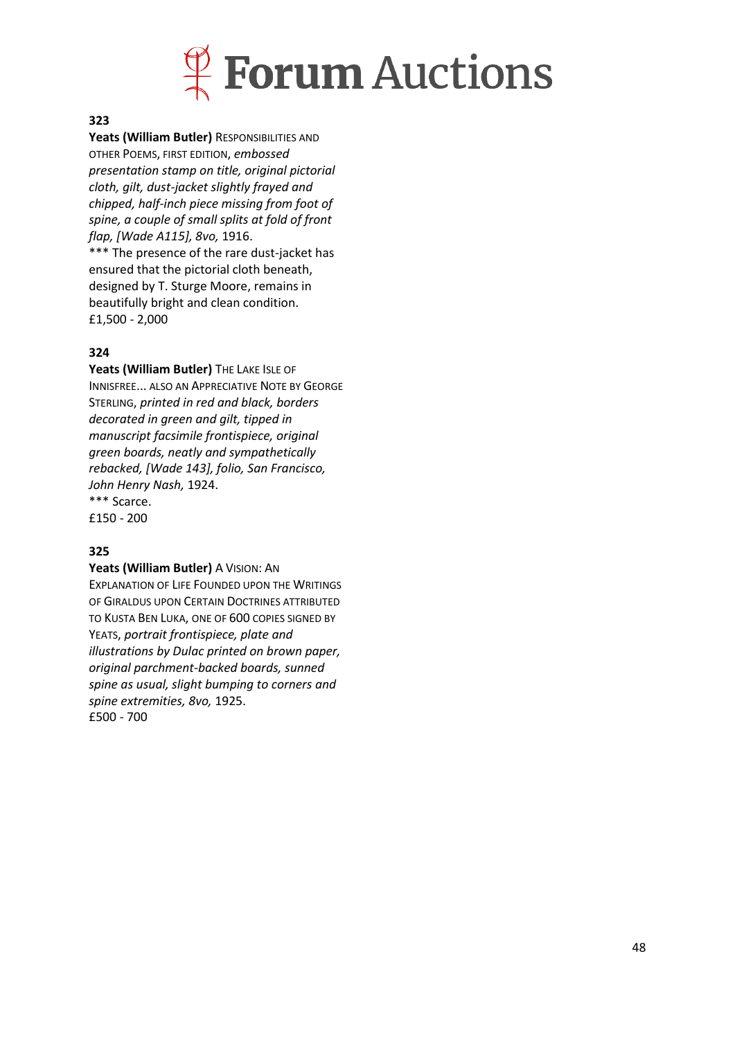**323**

**Yeats (William Butler)** RESPONSIBILITIES AND OTHER POEMS, FIRST EDITION, *embossed presentation stamp on title, original pictorial cloth, gilt, dust-jacket slightly frayed and chipped, half-inch piece missing from foot of spine, a couple of small splits at fold of front flap, [Wade A115], 8vo,* 1916.

*** The presence of the rare dust-jacket has ensured that the pictorial cloth beneath, designed by T. Sturge Moore, remains in beautifully bright and clean condition.

£1,500 - 2,000

**324**

**Yeats (William Butler)** THE LAKE ISLE OF INNISFREE... ALSO AN APPRECIATIVE NOTE BY GEORGE STERLING, *printed in red and black, borders decorated in green and gilt, tipped in manuscript facsimile frontispiece, original green boards, neatly and sympathetically rebacked, [Wade 143], folio, San Francisco, John Henry Nash,* 1924.

*** Scarce.

£150 - 200

**325**

**Yeats (William Butler)** A VISION: AN EXPLANATION OF LIFE FOUNDED UPON THE WRITINGS OF GIRALDUS UPON CERTAIN DOCTRINES ATTRIBUTED TO KUSTA BEN LUKA, ONE OF 600 COPIES SIGNED BY YEATS, *portrait frontispiece, plate and illustrations by Dulac printed on brown paper, original parchment-backed boards, sunned spine as usual, slight bumping to corners and spine extremities, 8vo,* 1925.

£500 - 700